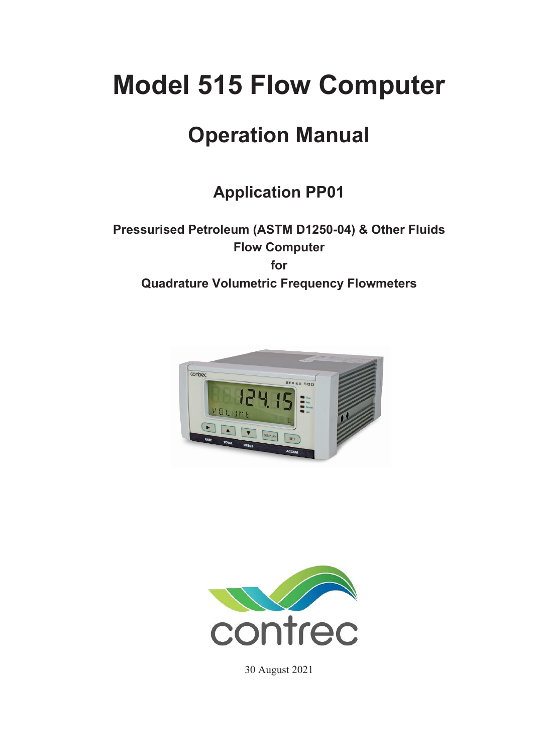# Model 515 Flow Computer

## Operation Manual

### Application PP01

**Pressurised Petroleum (ASTM D1250-04) & Other Fluids**
**Flow Computer**
**for**
**Quadrature Volumetric Frequency Flowmeters**

contrec

30 August 2021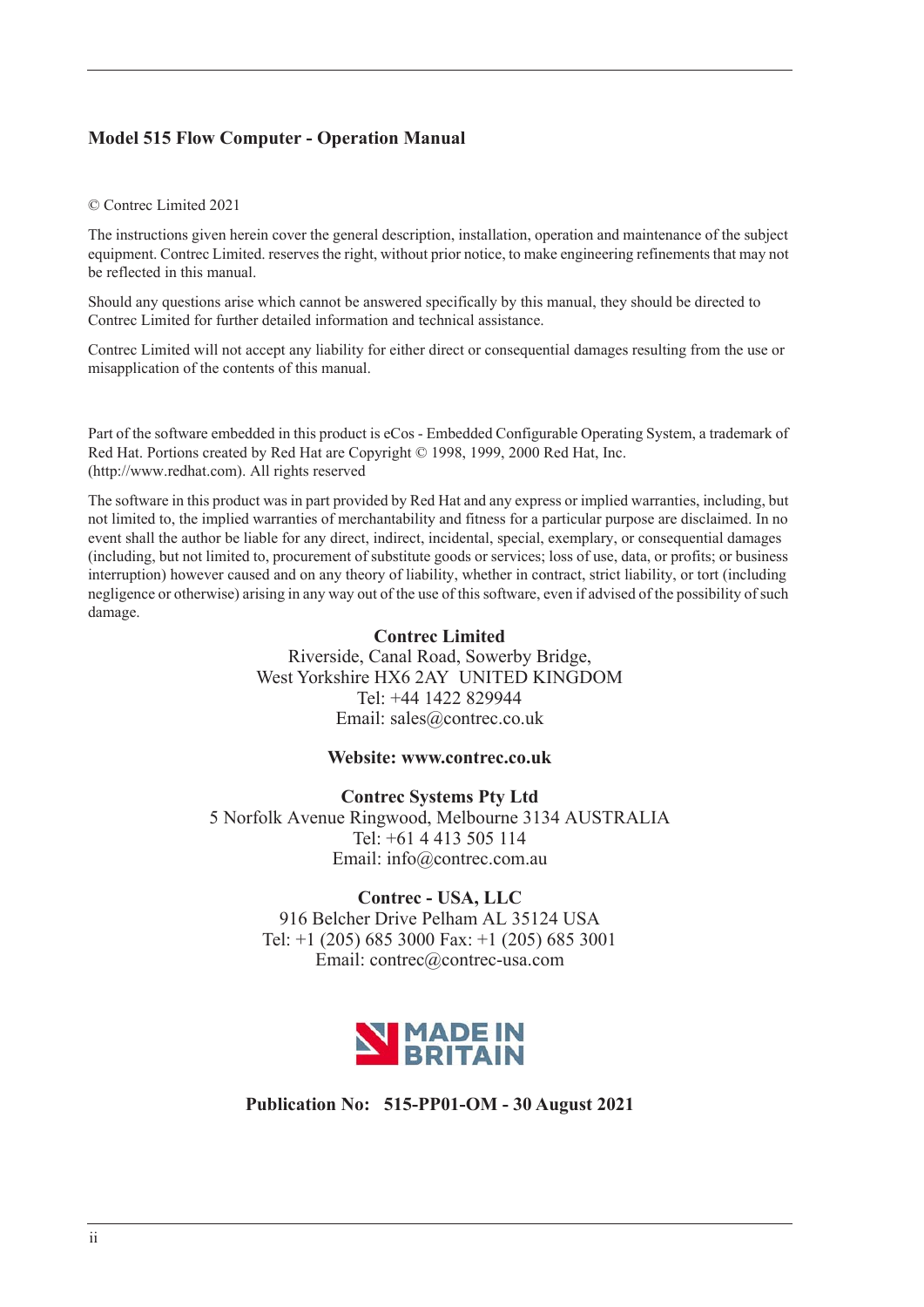**Model 515 Flow Computer - Operation Manual**

© Contrec Limited 2021

The instructions given herein cover the general description, installation, operation and maintenance of the subject equipment. Contrec Limited. reserves the right, without prior notice, to make engineering refinements that may not be reflected in this manual.

Should any questions arise which cannot be answered specifically by this manual, they should be directed to Contrec Limited for further detailed information and technical assistance.

Contrec Limited will not accept any liability for either direct or consequential damages resulting from the use or misapplication of the contents of this manual.

Part of the software embedded in this product is eCos - Embedded Configurable Operating System, a trademark of Red Hat. Portions created by Red Hat are Copyright © 1998, 1999, 2000 Red Hat, Inc. (http://www.redhat.com). All rights reserved

The software in this product was in part provided by Red Hat and any express or implied warranties, including, but not limited to, the implied warranties of merchantability and fitness for a particular purpose are disclaimed. In no event shall the author be liable for any direct, indirect, incidental, special, exemplary, or consequential damages (including, but not limited to, procurement of substitute goods or services; loss of use, data, or profits; or business interruption) however caused and on any theory of liability, whether in contract, strict liability, or tort (including negligence or otherwise) arising in any way out of the use of this software, even if advised of the possibility of such damage.

**Contrec Limited**
Riverside, Canal Road, Sowerby Bridge,
West Yorkshire HX6 2AY UNITED KINGDOM
Tel: +44 1422 829944
Email: sales@contrec.co.uk

**Website: www.contrec.co.uk**

**Contrec Systems Pty Ltd**
5 Norfolk Avenue Ringwood, Melbourne 3134 AUSTRALIA
Tel: +61 4 413 505 114
Email: info@contrec.com.au

**Contrec - USA, LLC**
916 Belcher Drive Pelham AL 35124 USA
Tel: +1 (205) 685 3000 Fax: +1 (205) 685 3001
Email: contrec@contrec-usa.com

MADE IN BRITAIN

**Publication No: 515-PP01-OM - 30 August 2021**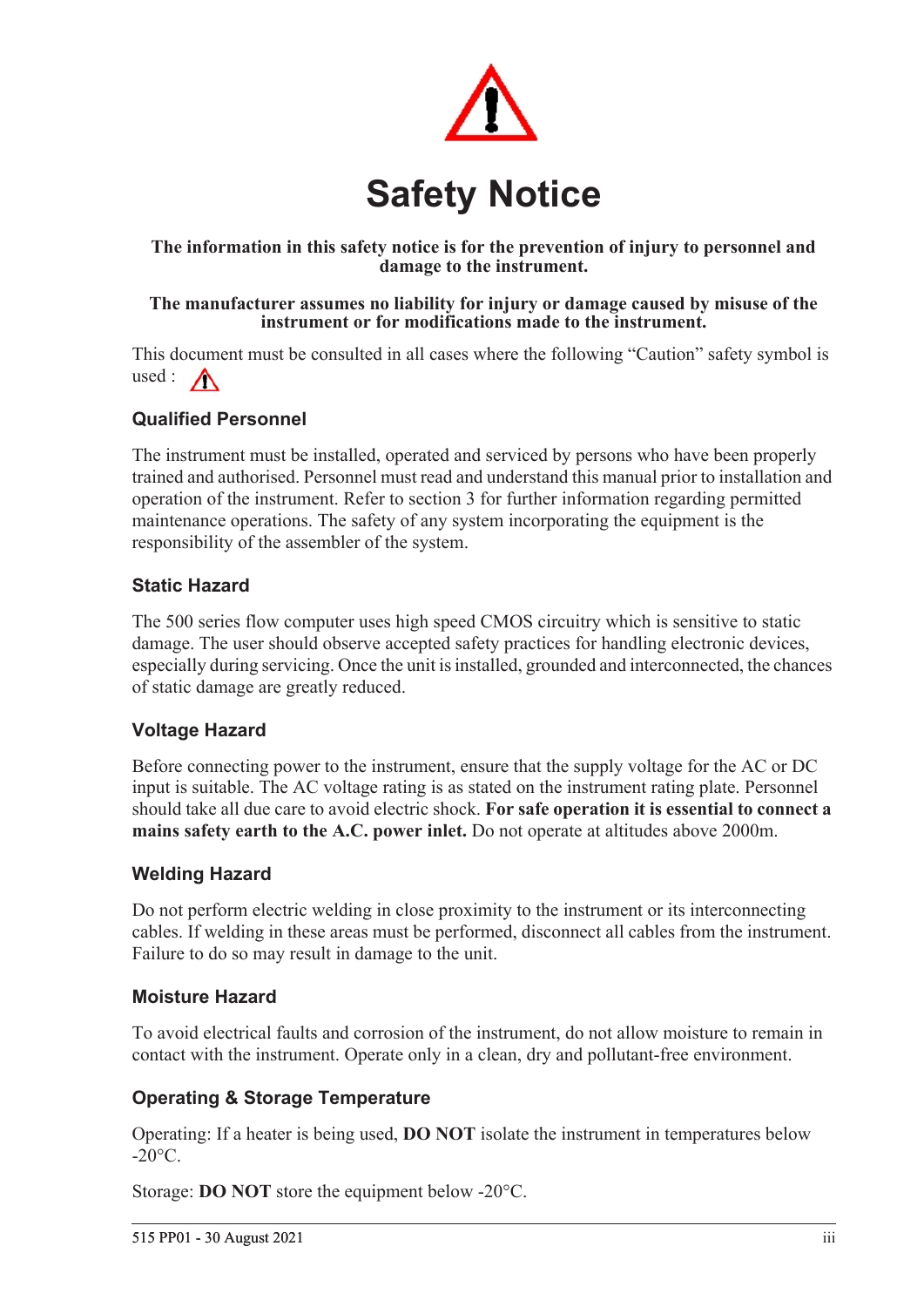# Safety Notice

**The information in this safety notice is for the prevention of injury to personnel and damage to the instrument.**

**The manufacturer assumes no liability for injury or damage caused by misuse of the instrument or for modifications made to the instrument.**

This document must be consulted in all cases where the following "Caution" safety symbol is used :

### Qualified Personnel

The instrument must be installed, operated and serviced by persons who have been properly trained and authorised. Personnel must read and understand this manual prior to installation and operation of the instrument. Refer to section 3 for further information regarding permitted maintenance operations. The safety of any system incorporating the equipment is the responsibility of the assembler of the system.

### Static Hazard

The 500 series flow computer uses high speed CMOS circuitry which is sensitive to static damage. The user should observe accepted safety practices for handling electronic devices, especially during servicing. Once the unit is installed, grounded and interconnected, the chances of static damage are greatly reduced.

### Voltage Hazard

Before connecting power to the instrument, ensure that the supply voltage for the AC or DC input is suitable. The AC voltage rating is as stated on the instrument rating plate. Personnel should take all due care to avoid electric shock. **For safe operation it is essential to connect a mains safety earth to the A.C. power inlet.** Do not operate at altitudes above 2000m.

### Welding Hazard

Do not perform electric welding in close proximity to the instrument or its interconnecting cables. If welding in these areas must be performed, disconnect all cables from the instrument. Failure to do so may result in damage to the unit.

### Moisture Hazard

To avoid electrical faults and corrosion of the instrument, do not allow moisture to remain in contact with the instrument. Operate only in a clean, dry and pollutant-free environment.

### Operating & Storage Temperature

Operating: If a heater is being used, **DO NOT** isolate the instrument in temperatures below -20°C.

Storage: **DO NOT** store the equipment below -20°C.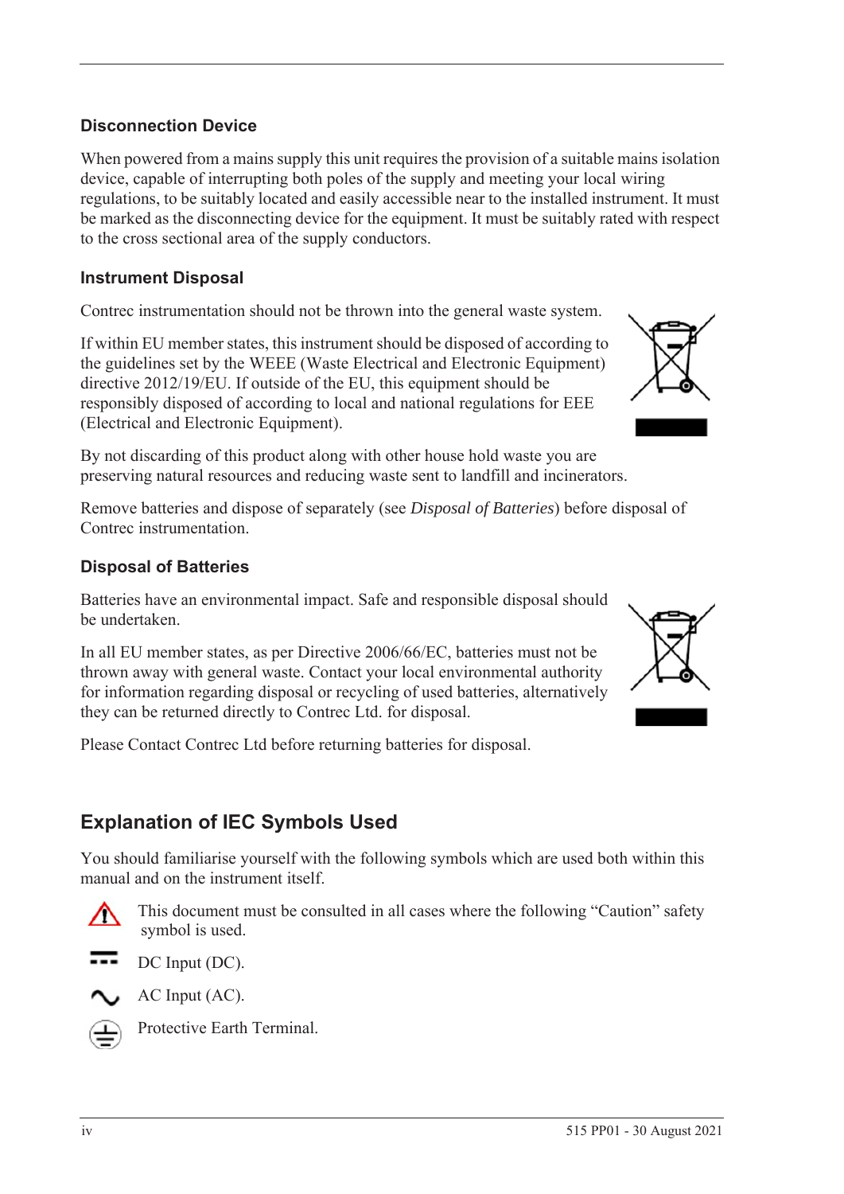### Disconnection Device

When powered from a mains supply this unit requires the provision of a suitable mains isolation device, capable of interrupting both poles of the supply and meeting your local wiring regulations, to be suitably located and easily accessible near to the installed instrument. It must be marked as the disconnecting device for the equipment. It must be suitably rated with respect to the cross sectional area of the supply conductors.

### Instrument Disposal

Contrec instrumentation should not be thrown into the general waste system.

If within EU member states, this instrument should be disposed of according to the guidelines set by the WEEE (Waste Electrical and Electronic Equipment) directive 2012/19/EU. If outside of the EU, this equipment should be responsibly disposed of according to local and national regulations for EEE (Electrical and Electronic Equipment).

By not discarding of this product along with other house hold waste you are preserving natural resources and reducing waste sent to landfill and incinerators.

Remove batteries and dispose of separately (see *Disposal of Batteries*) before disposal of Contrec instrumentation.

### Disposal of Batteries

Batteries have an environmental impact. Safe and responsible disposal should be undertaken.

In all EU member states, as per Directive 2006/66/EC, batteries must not be thrown away with general waste. Contact your local environmental authority for information regarding disposal or recycling of used batteries, alternatively they can be returned directly to Contrec Ltd. for disposal.

Please Contact Contrec Ltd before returning batteries for disposal.

## Explanation of IEC Symbols Used

You should familiarise yourself with the following symbols which are used both within this manual and on the instrument itself.

This document must be consulted in all cases where the following "Caution" safety symbol is used.

DC Input (DC).

AC Input (AC).

Protective Earth Terminal.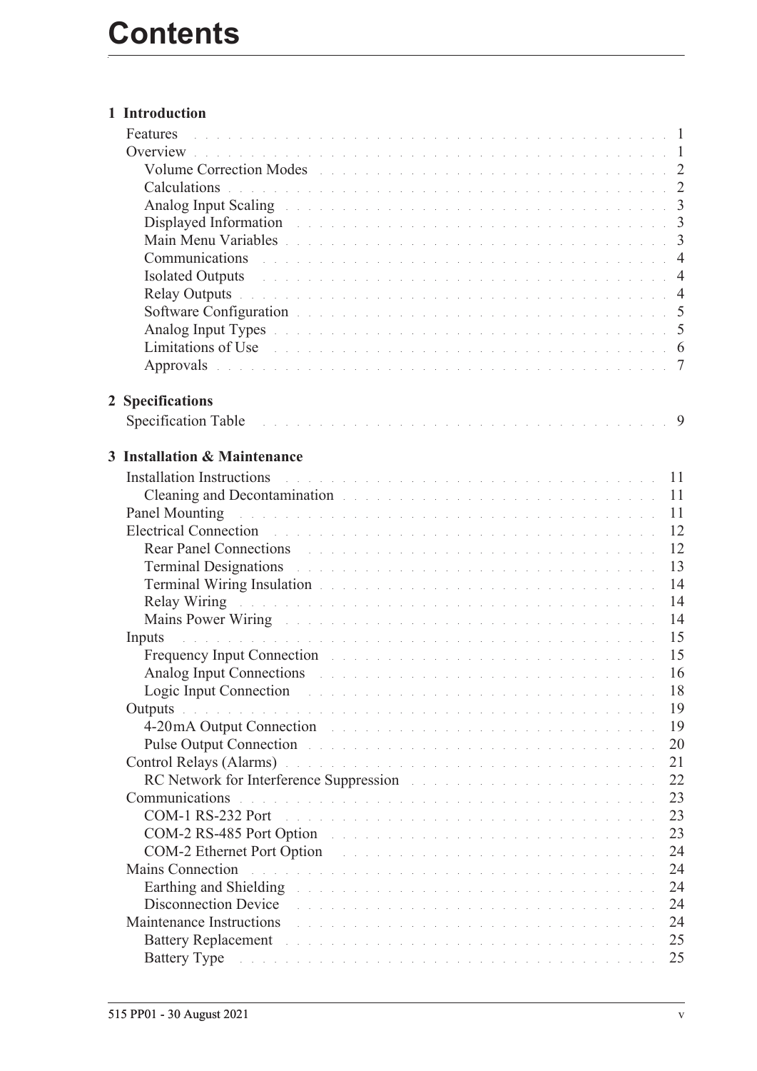# Contents

## 1 Introduction

Features . . . 1
Overview . . . 1
- Volume Correction Modes . . . 2
- Calculations . . . 2
- Analog Input Scaling . . . 3
- Displayed Information . . . 3
- Main Menu Variables . . . 3
- Communications . . . 4
- Isolated Outputs . . . 4
- Relay Outputs . . . 4
- Software Configuration . . . 5
- Analog Input Types . . . 5
- Limitations of Use . . . 6
- Approvals . . . 7

## 2 Specifications

Specification Table . . . 9

## 3 Installation & Maintenance

Installation Instructions . . . 11
- Cleaning and Decontamination . . . 11

Panel Mounting . . . 11
Electrical Connection . . . 12
- Rear Panel Connections . . . 12
- Terminal Designations . . . 13
- Terminal Wiring Insulation . . . 14
- Relay Wiring . . . 14
- Mains Power Wiring . . . 14

Inputs . . . 15
- Frequency Input Connection . . . 15
- Analog Input Connections . . . 16
- Logic Input Connection . . . 18

Outputs . . . 19
- 4-20mA Output Connection . . . 19
- Pulse Output Connection . . . 20

Control Relays (Alarms) . . . 21
- RC Network for Interference Suppression . . . 22

Communications . . . 23
- COM-1 RS-232 Port . . . 23
- COM-2 RS-485 Port Option . . . 23
- COM-2 Ethernet Port Option . . . 24

Mains Connection . . . 24
- Earthing and Shielding . . . 24
- Disconnection Device . . . 24

Maintenance Instructions . . . 24
- Battery Replacement . . . 25
- Battery Type . . . 25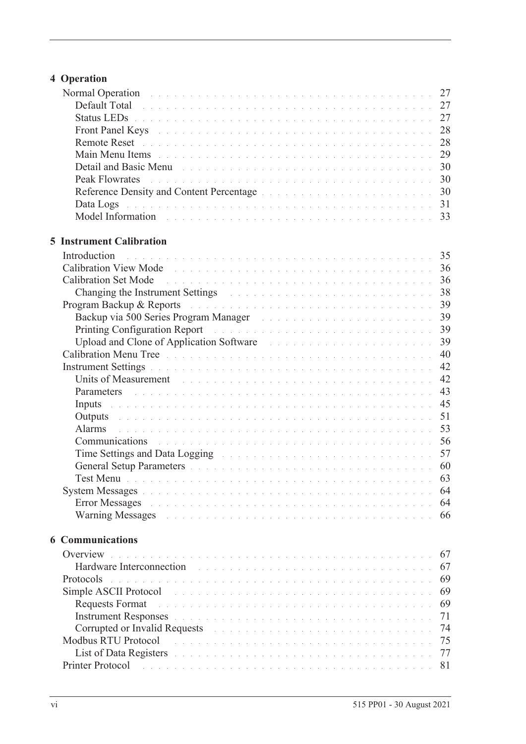## 4 Operation

Normal Operation . . . . . 27
- Default Total . . . . . 27
- Status LEDs . . . . . 27
- Front Panel Keys . . . . . 28
- Remote Reset . . . . . 28
- Main Menu Items . . . . . 29
- Detail and Basic Menu . . . . . 30
- Peak Flowrates . . . . . 30
- Reference Density and Content Percentage . . . . . 30
- Data Logs . . . . . 31
- Model Information . . . . . 33

## 5 Instrument Calibration

Introduction . . . . . 35
Calibration View Mode . . . . . 36
Calibration Set Mode . . . . . 36
- Changing the Instrument Settings . . . . . 38

Program Backup & Reports . . . . . 39
- Backup via 500 Series Program Manager . . . . . 39
- Printing Configuration Report . . . . . 39
- Upload and Clone of Application Software . . . . . 39

Calibration Menu Tree . . . . . 40
Instrument Settings . . . . . 42
- Units of Measurement . . . . . 42
- Parameters . . . . . 43
- Inputs . . . . . 45
- Outputs . . . . . 51
- Alarms . . . . . 53
- Communications . . . . . 56
- Time Settings and Data Logging . . . . . 57
- General Setup Parameters . . . . . 60
- Test Menu . . . . . 63

System Messages . . . . . 64
- Error Messages . . . . . 64
- Warning Messages . . . . . 66

## 6 Communications

Overview . . . . . 67
- Hardware Interconnection . . . . . 67

Protocols . . . . . 69
Simple ASCII Protocol . . . . . 69
- Requests Format . . . . . 69
- Instrument Responses . . . . . 71
- Corrupted or Invalid Requests . . . . . 74

Modbus RTU Protocol . . . . . 75
- List of Data Registers . . . . . 77

Printer Protocol . . . . . 81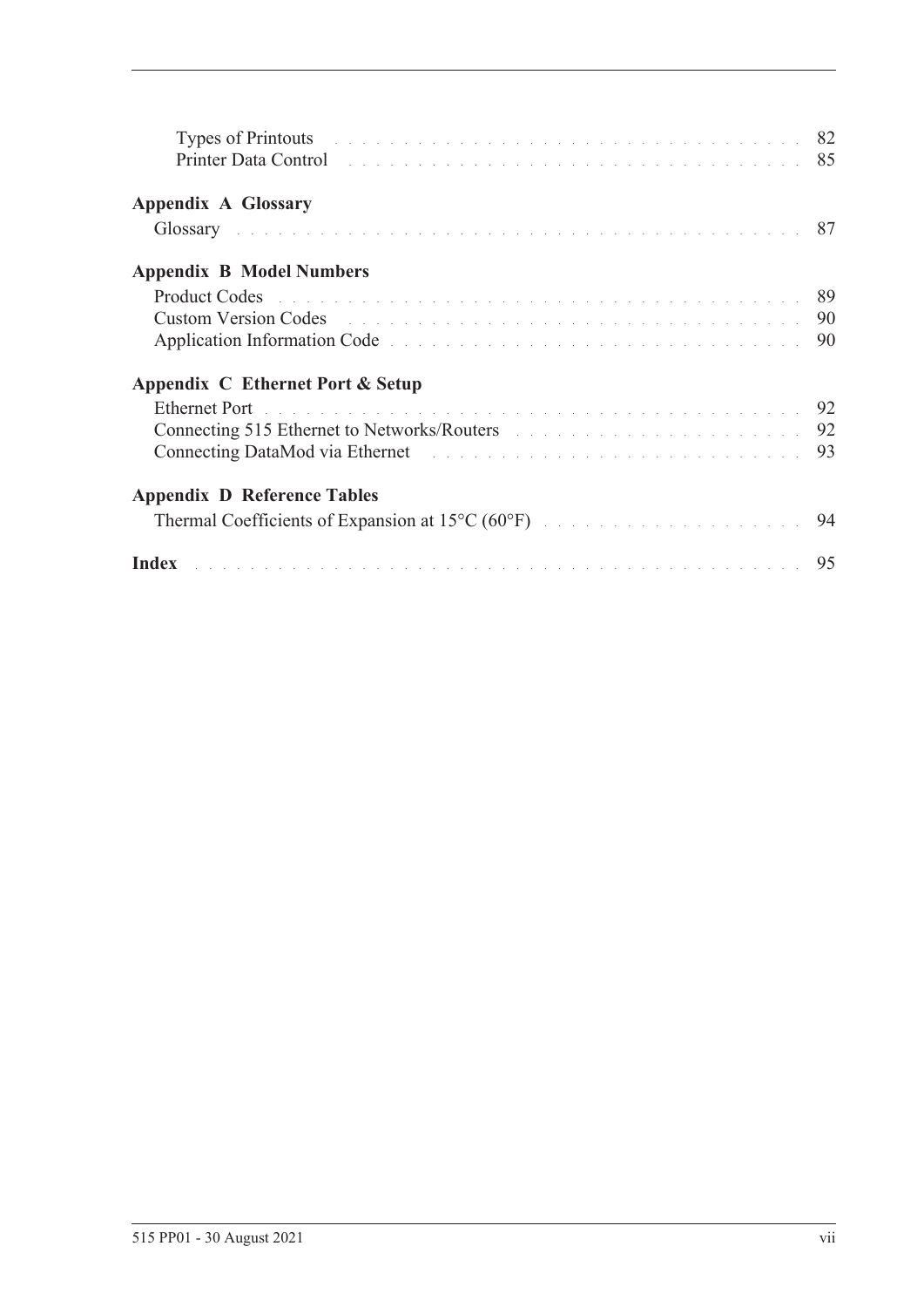Types of Printouts . . . . . . . . . . . . . . . . . . . . . . . . . . . . . . . . . . 82
Printer Data Control . . . . . . . . . . . . . . . . . . . . . . . . . . . . . . . . . 85

**Appendix A Glossary**

Glossary . . . . . . . . . . . . . . . . . . . . . . . . . . . . . . . . . . . . . . . . . . . 87

**Appendix B Model Numbers**

Product Codes . . . . . . . . . . . . . . . . . . . . . . . . . . . . . . . . . . . . . . 89
Custom Version Codes . . . . . . . . . . . . . . . . . . . . . . . . . . . . . . . . . 90
Application Information Code . . . . . . . . . . . . . . . . . . . . . . . . . . . . 90

**Appendix C Ethernet Port & Setup**

Ethernet Port . . . . . . . . . . . . . . . . . . . . . . . . . . . . . . . . . . . . . . . 92
Connecting 515 Ethernet to Networks/Routers . . . . . . . . . . . . . . . . . . . 92
Connecting DataMod via Ethernet . . . . . . . . . . . . . . . . . . . . . . . . . . 93

**Appendix D Reference Tables**

Thermal Coefficients of Expansion at 15°C (60°F) . . . . . . . . . . . . . . . . . 94

**Index** . . . . . . . . . . . . . . . . . . . . . . . . . . . . . . . . . . . . . . . . . . . . 95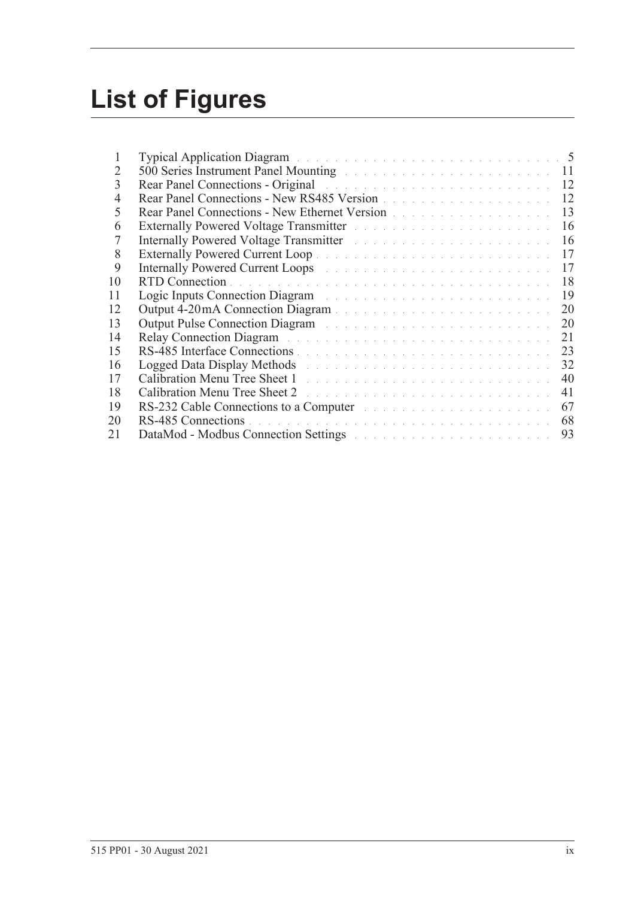# List of Figures

| | | |
|---|---|---|
| 1 | Typical Application Diagram | 5 |
| 2 | 500 Series Instrument Panel Mounting | 11 |
| 3 | Rear Panel Connections - Original | 12 |
| 4 | Rear Panel Connections - New RS485 Version | 12 |
| 5 | Rear Panel Connections - New Ethernet Version | 13 |
| 6 | Externally Powered Voltage Transmitter | 16 |
| 7 | Internally Powered Voltage Transmitter | 16 |
| 8 | Externally Powered Current Loop | 17 |
| 9 | Internally Powered Current Loops | 17 |
| 10 | RTD Connection | 18 |
| 11 | Logic Inputs Connection Diagram | 19 |
| 12 | Output 4-20 mA Connection Diagram | 20 |
| 13 | Output Pulse Connection Diagram | 20 |
| 14 | Relay Connection Diagram | 21 |
| 15 | RS-485 Interface Connections | 23 |
| 16 | Logged Data Display Methods | 32 |
| 17 | Calibration Menu Tree Sheet 1 | 40 |
| 18 | Calibration Menu Tree Sheet 2 | 41 |
| 19 | RS-232 Cable Connections to a Computer | 67 |
| 20 | RS-485 Connections | 68 |
| 21 | DataMod - Modbus Connection Settings | 93 |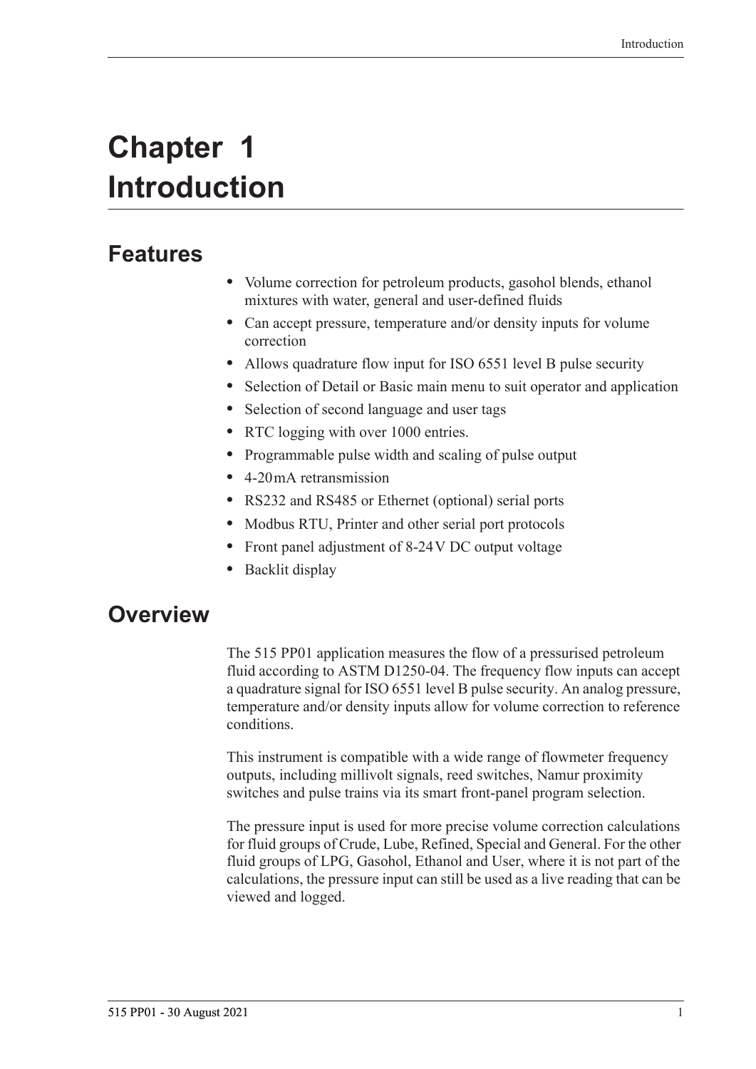# Chapter 1 Introduction

## Features

- Volume correction for petroleum products, gasohol blends, ethanol mixtures with water, general and user-defined fluids
- Can accept pressure, temperature and/or density inputs for volume correction
- Allows quadrature flow input for ISO 6551 level B pulse security
- Selection of Detail or Basic main menu to suit operator and application
- Selection of second language and user tags
- RTC logging with over 1000 entries.
- Programmable pulse width and scaling of pulse output
- 4-20 mA retransmission
- RS232 and RS485 or Ethernet (optional) serial ports
- Modbus RTU, Printer and other serial port protocols
- Front panel adjustment of 8-24 V DC output voltage
- Backlit display

## Overview

The 515 PP01 application measures the flow of a pressurised petroleum fluid according to ASTM D1250-04. The frequency flow inputs can accept a quadrature signal for ISO 6551 level B pulse security. An analog pressure, temperature and/or density inputs allow for volume correction to reference conditions.

This instrument is compatible with a wide range of flowmeter frequency outputs, including millivolt signals, reed switches, Namur proximity switches and pulse trains via its smart front-panel program selection.

The pressure input is used for more precise volume correction calculations for fluid groups of Crude, Lube, Refined, Special and General. For the other fluid groups of LPG, Gasohol, Ethanol and User, where it is not part of the calculations, the pressure input can still be used as a live reading that can be viewed and logged.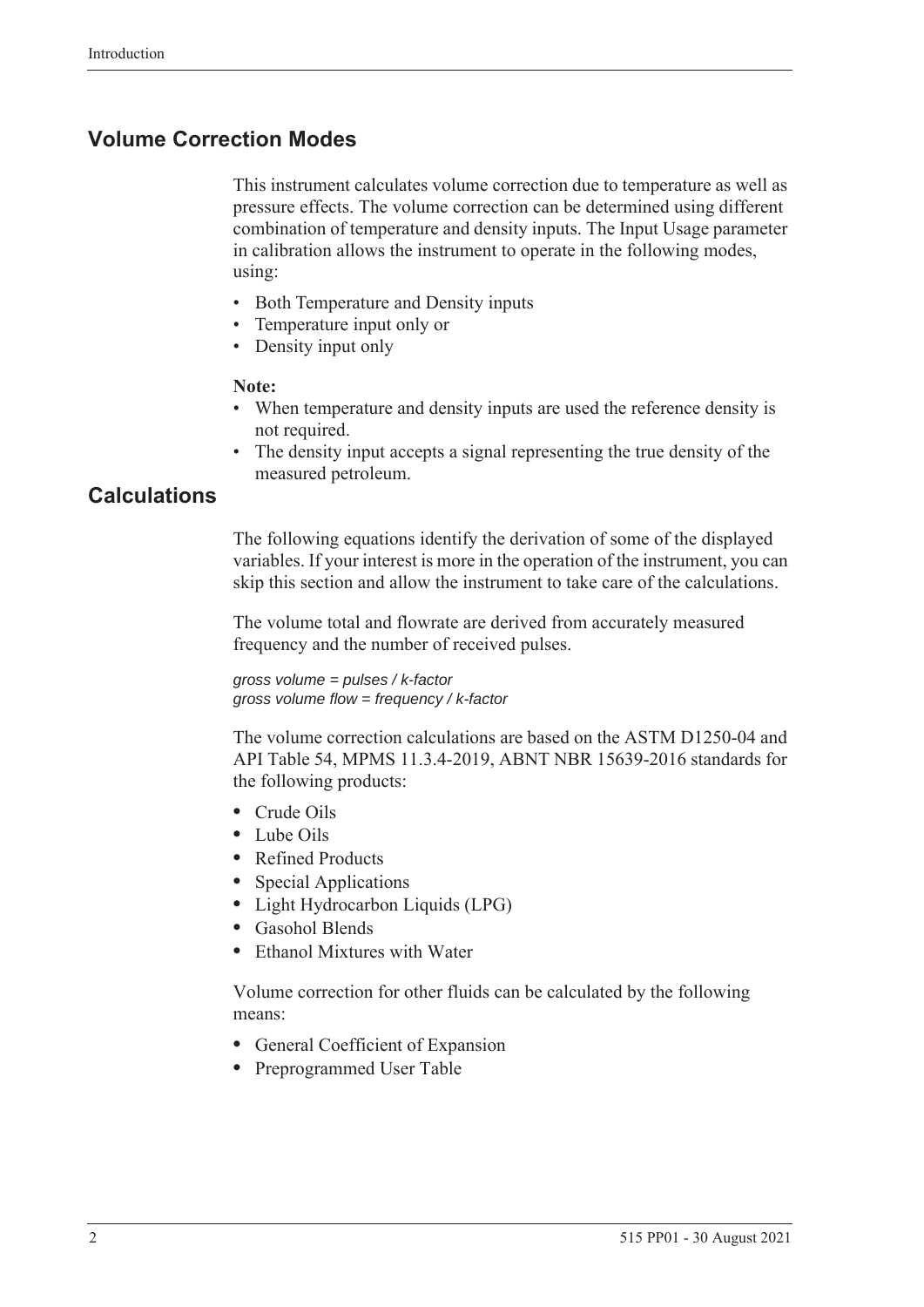## Volume Correction Modes

This instrument calculates volume correction due to temperature as well as pressure effects. The volume correction can be determined using different combination of temperature and density inputs. The Input Usage parameter in calibration allows the instrument to operate in the following modes, using:

- Both Temperature and Density inputs
- Temperature input only or
- Density input only

**Note:**

- When temperature and density inputs are used the reference density is not required.
- The density input accepts a signal representing the true density of the measured petroleum.

## Calculations

The following equations identify the derivation of some of the displayed variables. If your interest is more in the operation of the instrument, you can skip this section and allow the instrument to take care of the calculations.

The volume total and flowrate are derived from accurately measured frequency and the number of received pulses.

*gross volume = pulses / k-factor*
*gross volume flow = frequency / k-factor*

The volume correction calculations are based on the ASTM D1250-04 and API Table 54, MPMS 11.3.4-2019, ABNT NBR 15639-2016 standards for the following products:

- Crude Oils
- Lube Oils
- Refined Products
- Special Applications
- Light Hydrocarbon Liquids (LPG)
- Gasohol Blends
- Ethanol Mixtures with Water

Volume correction for other fluids can be calculated by the following means:

- General Coefficient of Expansion
- Preprogrammed User Table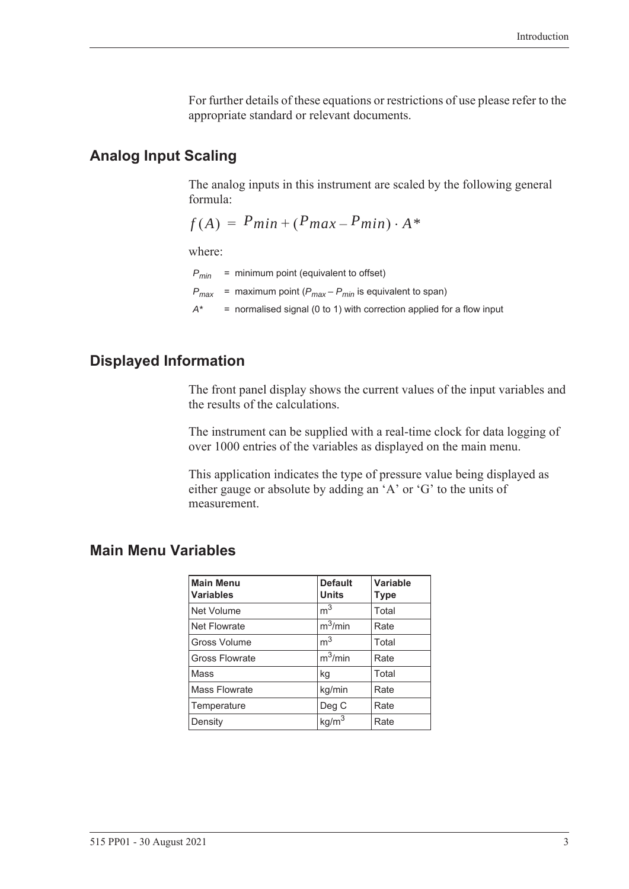For further details of these equations or restrictions of use please refer to the appropriate standard or relevant documents.

## Analog Input Scaling

The analog inputs in this instrument are scaled by the following general formula:

$$f(A) = Pmin + (Pmax - Pmin) \cdot A*$$

where:

$P_{min}$ = minimum point (equivalent to offset)

$P_{max}$ = maximum point ($P_{max} - P_{min}$ is equivalent to span)

$A^*$ = normalised signal (0 to 1) with correction applied for a flow input

## Displayed Information

The front panel display shows the current values of the input variables and the results of the calculations.

The instrument can be supplied with a real-time clock for data logging of over 1000 entries of the variables as displayed on the main menu.

This application indicates the type of pressure value being displayed as either gauge or absolute by adding an 'A' or 'G' to the units of measurement.

## Main Menu Variables

| Main Menu Variables | Default Units | Variable Type |
|---|---|---|
| Net Volume | $m^3$ | Total |
| Net Flowrate | $m^3$/min | Rate |
| Gross Volume | $m^3$ | Total |
| Gross Flowrate | $m^3$/min | Rate |
| Mass | kg | Total |
| Mass Flowrate | kg/min | Rate |
| Temperature | Deg C | Rate |
| Density | kg/$m^3$ | Rate |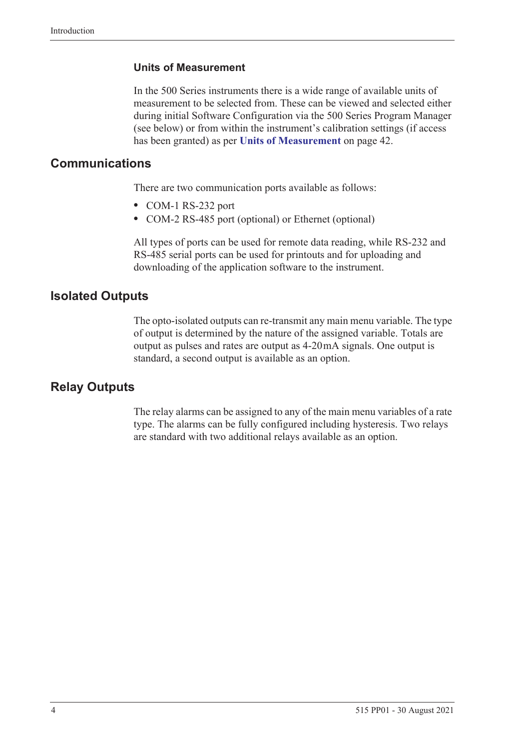### Units of Measurement

In the 500 Series instruments there is a wide range of available units of measurement to be selected from. These can be viewed and selected either during initial Software Configuration via the 500 Series Program Manager (see below) or from within the instrument's calibration settings (if access has been granted) as per **Units of Measurement** on page 42.

## Communications

There are two communication ports available as follows:

- COM-1 RS-232 port
- COM-2 RS-485 port (optional) or Ethernet (optional)

All types of ports can be used for remote data reading, while RS-232 and RS-485 serial ports can be used for printouts and for uploading and downloading of the application software to the instrument.

## Isolated Outputs

The opto-isolated outputs can re-transmit any main menu variable. The type of output is determined by the nature of the assigned variable. Totals are output as pulses and rates are output as 4-20mA signals. One output is standard, a second output is available as an option.

## Relay Outputs

The relay alarms can be assigned to any of the main menu variables of a rate type. The alarms can be fully configured including hysteresis. Two relays are standard with two additional relays available as an option.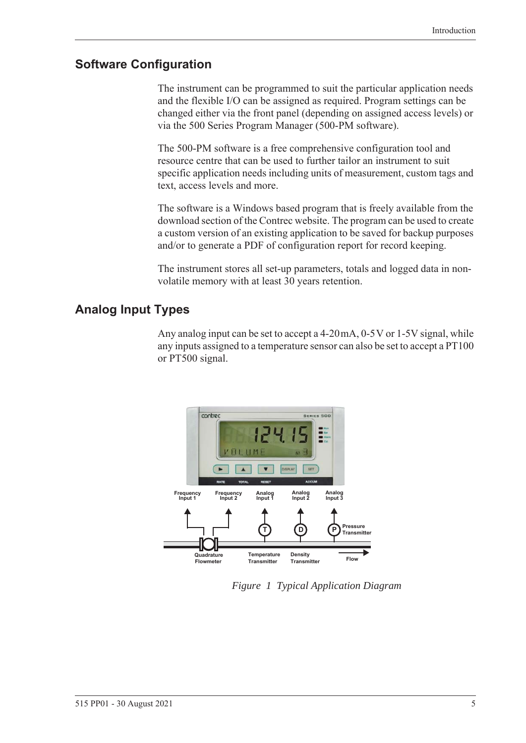## Software Configuration

The instrument can be programmed to suit the particular application needs and the flexible I/O can be assigned as required. Program settings can be changed either via the front panel (depending on assigned access levels) or via the 500 Series Program Manager (500-PM software).

The 500-PM software is a free comprehensive configuration tool and resource centre that can be used to further tailor an instrument to suit specific application needs including units of measurement, custom tags and text, access levels and more.

The software is a Windows based program that is freely available from the download section of the Contrec website. The program can be used to create a custom version of an existing application to be saved for backup purposes and/or to generate a PDF of configuration report for record keeping.

The instrument stores all set-up parameters, totals and logged data in non-volatile memory with at least 30 years retention.

## Analog Input Types

Any analog input can be set to accept a 4-20 mA, 0-5 V or 1-5V signal, while any inputs assigned to a temperature sensor can also be set to accept a PT100 or PT500 signal.

contrec
SERIES 500
124.15
VOLUME m3
DISPLAY SET
RATE TOTAL RESET ACCUM
Frequency Input 1
Frequency Input 2
Analog Input 1
Analog Input 2
Analog Input 3
T
D
P
Pressure Transmitter
Quadrature Flowmeter
Temperature Transmitter
Density Transmitter
Flow

*Figure 1 Typical Application Diagram*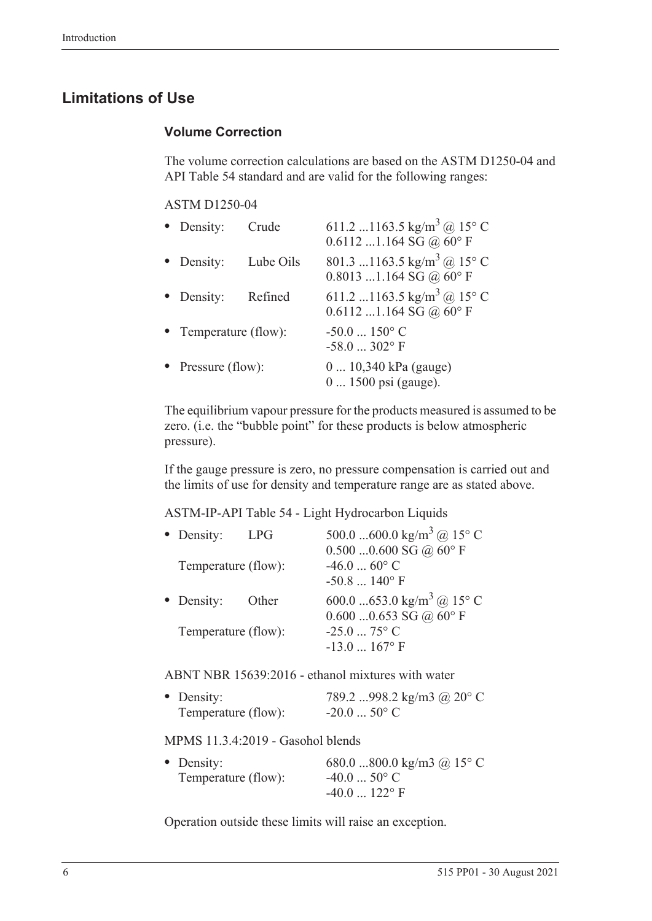## Limitations of Use

### Volume Correction

The volume correction calculations are based on the ASTM D1250-04 and API Table 54 standard and are valid for the following ranges:

ASTM D1250-04

- Density: Crude — 611.2 ...1163.5 kg/m$^3$ @ 15° C
  0.6112 ...1.164 SG @ 60° F
- Density: Lube Oils — 801.3 ...1163.5 kg/m$^3$ @ 15° C
  0.8013 ...1.164 SG @ 60° F
- Density: Refined — 611.2 ...1163.5 kg/m$^3$ @ 15° C
  0.6112 ...1.164 SG @ 60° F
- Temperature (flow): -50.0 ... 150° C
  -58.0 ... 302° F
- Pressure (flow): 0 ... 10,340 kPa (gauge)
  0 ... 1500 psi (gauge).

The equilibrium vapour pressure for the products measured is assumed to be zero. (i.e. the "bubble point" for these products is below atmospheric pressure).

If the gauge pressure is zero, no pressure compensation is carried out and the limits of use for density and temperature range are as stated above.

ASTM-IP-API Table 54 - Light Hydrocarbon Liquids

- Density: LPG — 500.0 ...600.0 kg/m$^3$ @ 15° C
  0.500 ...0.600 SG @ 60° F
  Temperature (flow): -46.0 ... 60° C
  -50.8 ... 140° F
- Density: Other — 600.0 ...653.0 kg/m$^3$ @ 15° C
  0.600 ...0.653 SG @ 60° F
  Temperature (flow): -25.0 ... 75° C
  -13.0 ... 167° F

ABNT NBR 15639:2016 - ethanol mixtures with water

- Density: 789.2 ...998.2 kg/m3 @ 20° C
  Temperature (flow): -20.0 ... 50° C

MPMS 11.3.4:2019 - Gasohol blends

- Density: 680.0 ...800.0 kg/m3 @ 15° C
  Temperature (flow): -40.0 ... 50° C
  -40.0 ... 122° F

Operation outside these limits will raise an exception.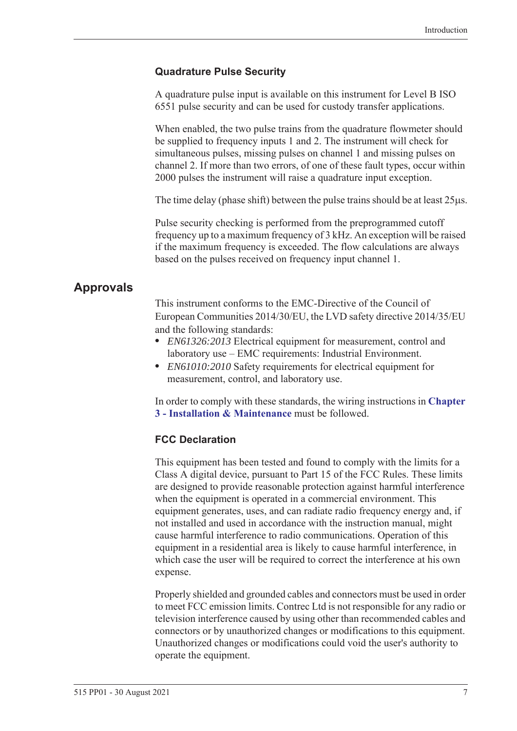### Quadrature Pulse Security

A quadrature pulse input is available on this instrument for Level B ISO 6551 pulse security and can be used for custody transfer applications.

When enabled, the two pulse trains from the quadrature flowmeter should be supplied to frequency inputs 1 and 2. The instrument will check for simultaneous pulses, missing pulses on channel 1 and missing pulses on channel 2. If more than two errors, of one of these fault types, occur within 2000 pulses the instrument will raise a quadrature input exception.

The time delay (phase shift) between the pulse trains should be at least 25μs.

Pulse security checking is performed from the preprogrammed cutoff frequency up to a maximum frequency of 3 kHz. An exception will be raised if the maximum frequency is exceeded. The flow calculations are always based on the pulses received on frequency input channel 1.

## Approvals

This instrument conforms to the EMC-Directive of the Council of European Communities 2014/30/EU, the LVD safety directive 2014/35/EU and the following standards:

- *EN61326:2013* Electrical equipment for measurement, control and laboratory use – EMC requirements: Industrial Environment.
- *EN61010:2010* Safety requirements for electrical equipment for measurement, control, and laboratory use.

In order to comply with these standards, the wiring instructions in **Chapter 3 - Installation & Maintenance** must be followed.

### FCC Declaration

This equipment has been tested and found to comply with the limits for a Class A digital device, pursuant to Part 15 of the FCC Rules. These limits are designed to provide reasonable protection against harmful interference when the equipment is operated in a commercial environment. This equipment generates, uses, and can radiate radio frequency energy and, if not installed and used in accordance with the instruction manual, might cause harmful interference to radio communications. Operation of this equipment in a residential area is likely to cause harmful interference, in which case the user will be required to correct the interference at his own expense.

Properly shielded and grounded cables and connectors must be used in order to meet FCC emission limits. Contrec Ltd is not responsible for any radio or television interference caused by using other than recommended cables and connectors or by unauthorized changes or modifications to this equipment. Unauthorized changes or modifications could void the user's authority to operate the equipment.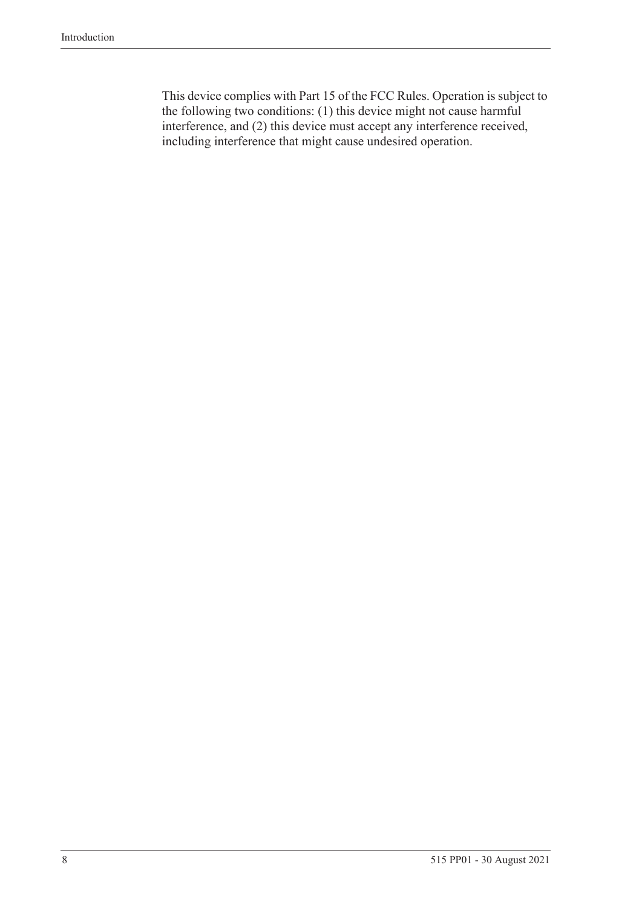This device complies with Part 15 of the FCC Rules. Operation is subject to the following two conditions: (1) this device might not cause harmful interference, and (2) this device must accept any interference received, including interference that might cause undesired operation.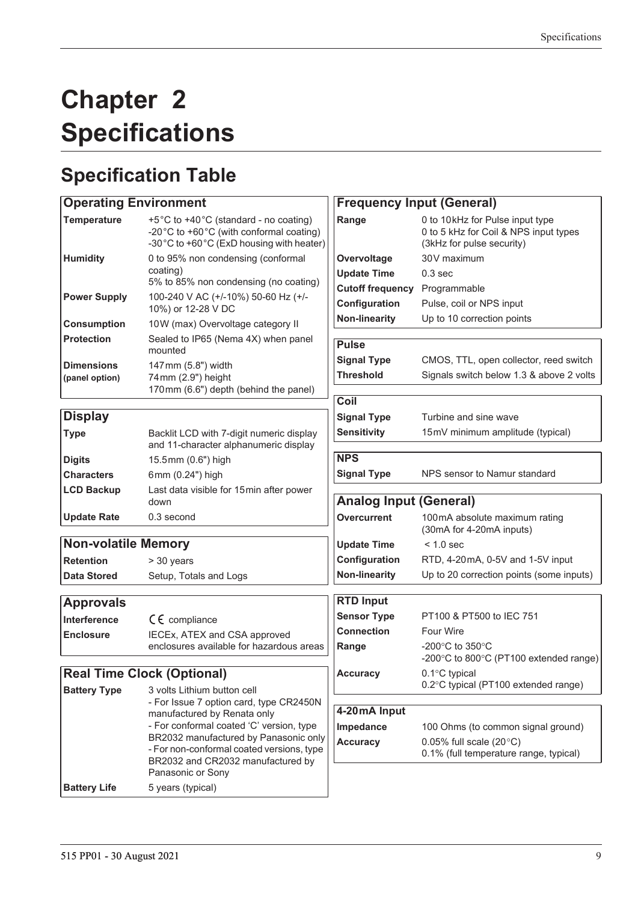# Chapter 2 Specifications

## Specification Table

| Operating Environment | |
|---|---|
| **Temperature** | +5°C to +40°C (standard - no coating)<br>-20°C to +60°C (with conformal coating)<br>-30°C to +60°C (ExD housing with heater) |
| **Humidity** | 0 to 95% non condensing (conformal coating)<br>5% to 85% non condensing (no coating) |
| **Power Supply** | 100-240 V AC (+/-10%) 50-60 Hz (+/-10%) or 12-28 V DC |
| **Consumption** | 10W (max) Overvoltage category II |
| **Protection** | Sealed to IP65 (Nema 4X) when panel mounted |
| **Dimensions (panel option)** | 147mm (5.8") width<br>74mm (2.9") height<br>170mm (6.6") depth (behind the panel) |

| Display | |
|---|---|
| **Type** | Backlit LCD with 7-digit numeric display and 11-character alphanumeric display |
| **Digits** | 15.5mm (0.6") high |
| **Characters** | 6mm (0.24") high |
| **LCD Backup** | Last data visible for 15min after power down |
| **Update Rate** | 0.3 second |

| Non-volatile Memory | |
|---|---|
| **Retention** | > 30 years |
| **Data Stored** | Setup, Totals and Logs |

| Approvals | |
|---|---|
| **Interference** | CE compliance |
| **Enclosure** | IECEx, ATEX and CSA approved enclosures available for hazardous areas |

| Real Time Clock (Optional) | |
|---|---|
| **Battery Type** | 3 volts Lithium button cell<br>- For Issue 7 option card, type CR2450N manufactured by Renata only<br>- For conformal coated 'C' version, type BR2032 manufactured by Panasonic only<br>- For non-conformal coated versions, type BR2032 and CR2032 manufactured by Panasonic or Sony |
| **Battery Life** | 5 years (typical) |

| Frequency Input (General) | |
|---|---|
| **Range** | 0 to 10kHz for Pulse input type<br>0 to 5 kHz for Coil & NPS input types<br>(3kHz for pulse security) |
| **Overvoltage** | 30V maximum |
| **Update Time** | 0.3 sec |
| **Cutoff frequency** | Programmable |
| **Configuration** | Pulse, coil or NPS input |
| **Non-linearity** | Up to 10 correction points |

| Pulse | |
|---|---|
| **Signal Type** | CMOS, TTL, open collector, reed switch |
| **Threshold** | Signals switch below 1.3 & above 2 volts |

| Coil | |
|---|---|
| **Signal Type** | Turbine and sine wave |
| **Sensitivity** | 15mV minimum amplitude (typical) |

| NPS | |
|---|---|
| **Signal Type** | NPS sensor to Namur standard |

| Analog Input (General) | |
|---|---|
| **Overcurrent** | 100mA absolute maximum rating (30mA for 4-20mA inputs) |
| **Update Time** | < 1.0 sec |
| **Configuration** | RTD, 4-20mA, 0-5V and 1-5V input |
| **Non-linearity** | Up to 20 correction points (some inputs) |

| RTD Input | |
|---|---|
| **Sensor Type** | PT100 & PT500 to IEC 751 |
| **Connection** | Four Wire |
| **Range** | -200°C to 350°C<br>-200°C to 800°C (PT100 extended range) |
| **Accuracy** | 0.1°C typical<br>0.2°C typical (PT100 extended range) |

| 4-20mA Input | |
|---|---|
| **Impedance** | 100 Ohms (to common signal ground) |
| **Accuracy** | 0.05% full scale (20°C)<br>0.1% (full temperature range, typical) |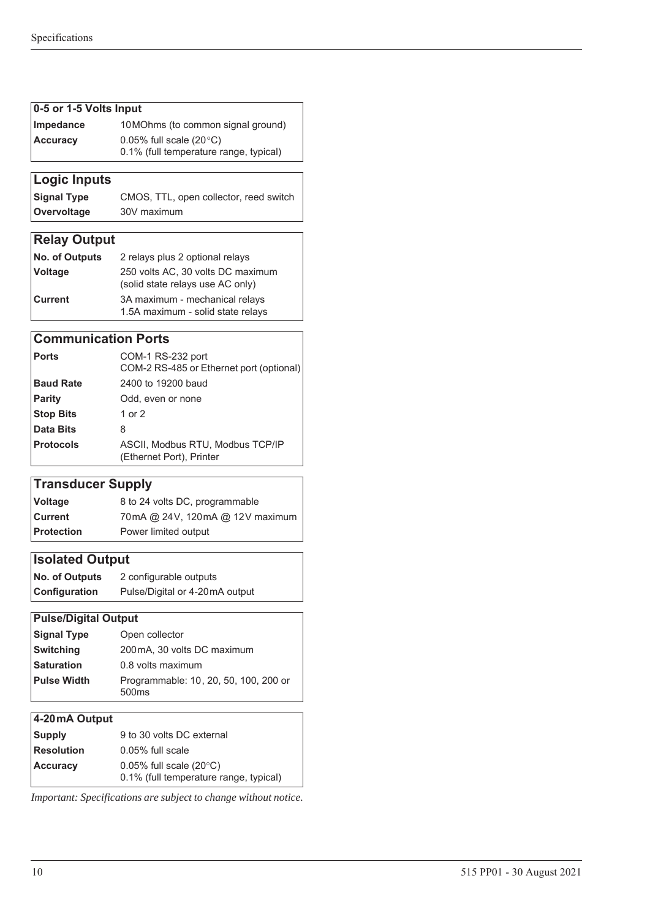| 0-5 or 1-5 Volts Input | |
|---|---|
| **Impedance** | 10 MOhms (to common signal ground) |
| **Accuracy** | 0.05% full scale (20°C)<br>0.1% (full temperature range, typical) |

| Logic Inputs | |
|---|---|
| **Signal Type** | CMOS, TTL, open collector, reed switch |
| **Overvoltage** | 30V maximum |

| Relay Output | |
|---|---|
| **No. of Outputs** | 2 relays plus 2 optional relays |
| **Voltage** | 250 volts AC, 30 volts DC maximum<br>(solid state relays use AC only) |
| **Current** | 3A maximum - mechanical relays<br>1.5A maximum - solid state relays |

| Communication Ports | |
|---|---|
| **Ports** | COM-1 RS-232 port<br>COM-2 RS-485 or Ethernet port (optional) |
| **Baud Rate** | 2400 to 19200 baud |
| **Parity** | Odd, even or none |
| **Stop Bits** | 1 or 2 |
| **Data Bits** | 8 |
| **Protocols** | ASCII, Modbus RTU, Modbus TCP/IP<br>(Ethernet Port), Printer |

| Transducer Supply | |
|---|---|
| **Voltage** | 8 to 24 volts DC, programmable |
| **Current** | 70 mA @ 24 V, 120 mA @ 12 V maximum |
| **Protection** | Power limited output |

| Isolated Output | |
|---|---|
| **No. of Outputs** | 2 configurable outputs |
| **Configuration** | Pulse/Digital or 4-20 mA output |

| Pulse/Digital Output | |
|---|---|
| **Signal Type** | Open collector |
| **Switching** | 200 mA, 30 volts DC maximum |
| **Saturation** | 0.8 volts maximum |
| **Pulse Width** | Programmable: 10, 20, 50, 100, 200 or 500ms |

| 4-20 mA Output | |
|---|---|
| **Supply** | 9 to 30 volts DC external |
| **Resolution** | 0.05% full scale |
| **Accuracy** | 0.05% full scale (20°C)<br>0.1% (full temperature range, typical) |

*Important: Specifications are subject to change without notice.*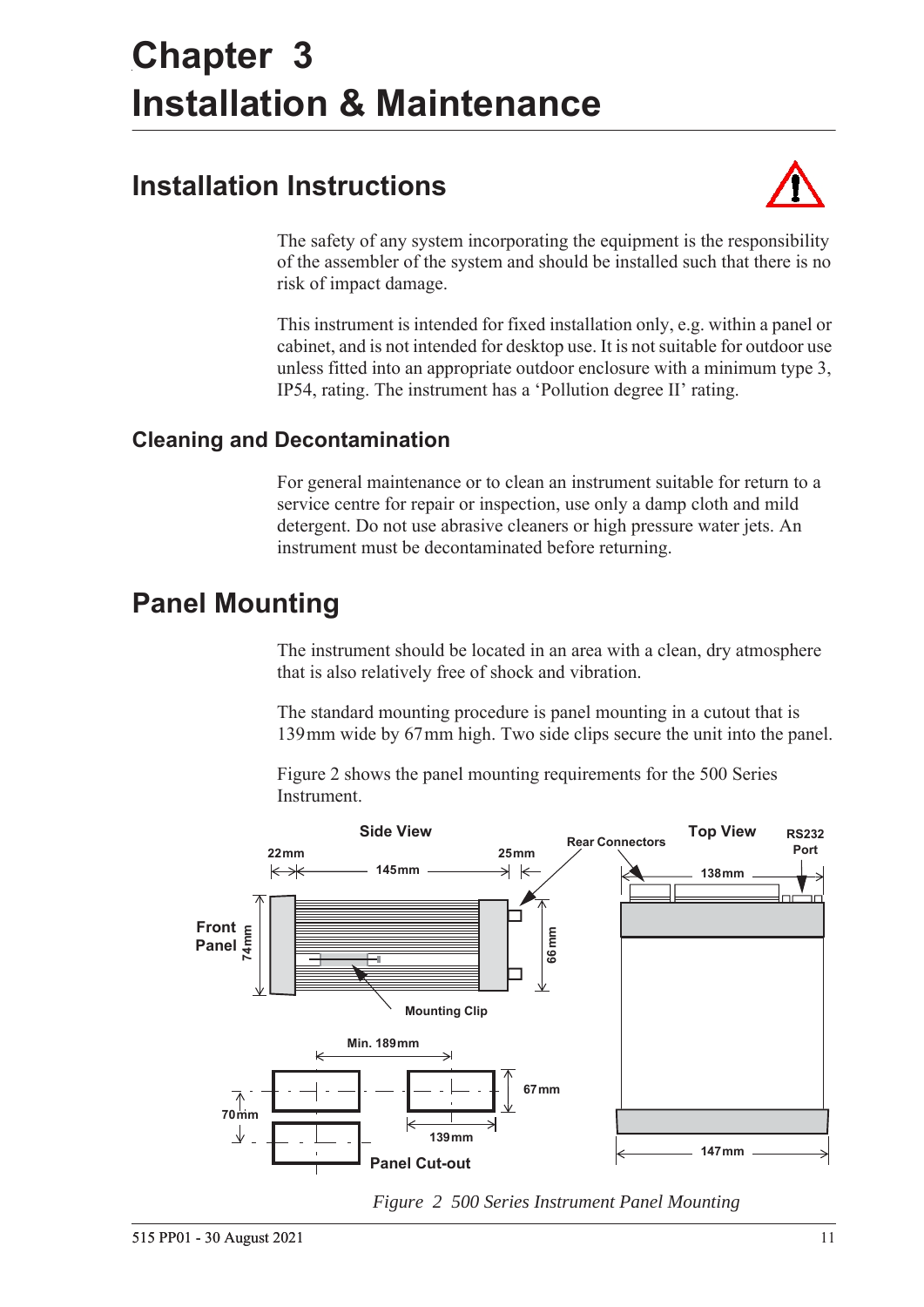# Chapter 3
# Installation & Maintenance

## Installation Instructions

The safety of any system incorporating the equipment is the responsibility of the assembler of the system and should be installed such that there is no risk of impact damage.

This instrument is intended for fixed installation only, e.g. within a panel or cabinet, and is not intended for desktop use. It is not suitable for outdoor use unless fitted into an appropriate outdoor enclosure with a minimum type 3, IP54, rating. The instrument has a 'Pollution degree II' rating.

### Cleaning and Decontamination

For general maintenance or to clean an instrument suitable for return to a service centre for repair or inspection, use only a damp cloth and mild detergent. Do not use abrasive cleaners or high pressure water jets. An instrument must be decontaminated before returning.

## Panel Mounting

The instrument should be located in an area with a clean, dry atmosphere that is also relatively free of shock and vibration.

The standard mounting procedure is panel mounting in a cutout that is 139 mm wide by 67 mm high. Two side clips secure the unit into the panel.

Figure 2 shows the panel mounting requirements for the 500 Series Instrument.

Side View
22mm
145mm
25mm
Front Panel
74mm
66mm
Mounting Clip
Rear Connectors
Top View
RS232 Port
138mm
147mm
Min. 189mm
67mm
70mm
139mm
Panel Cut-out

*Figure 2 500 Series Instrument Panel Mounting*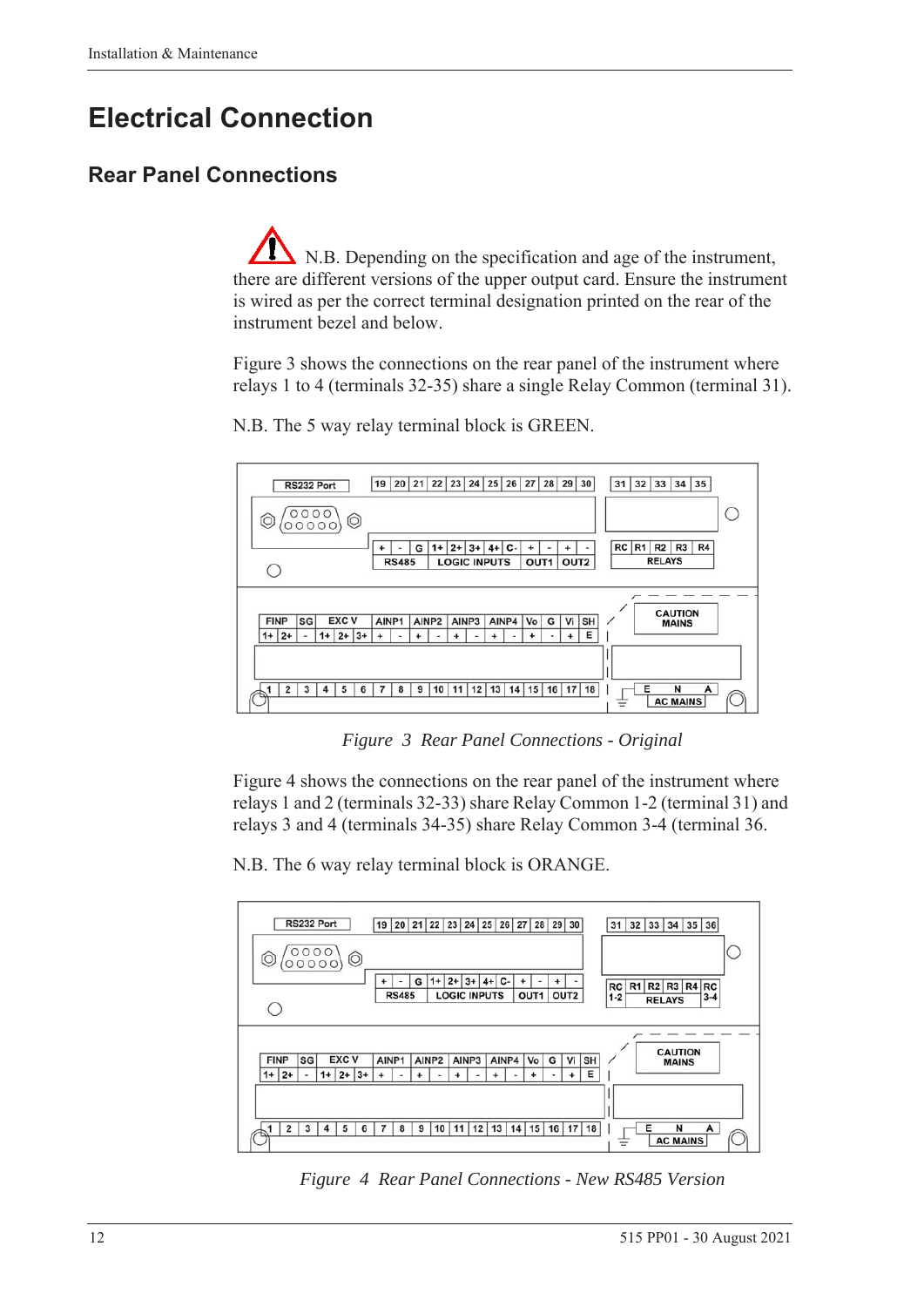# Electrical Connection

## Rear Panel Connections

N.B. Depending on the specification and age of the instrument, there are different versions of the upper output card. Ensure the instrument is wired as per the correct terminal designation printed on the rear of the instrument bezel and below.

Figure 3 shows the connections on the rear panel of the instrument where relays 1 to 4 (terminals 32-35) share a single Relay Common (terminal 31).

N.B. The 5 way relay terminal block is GREEN.

RS232 Port
19 20 21 22 23 24 25 26 27 28 29 30
31 32 33 34 35
+ - G 1+ 2+ 3+ 4+ C- + - + -
RS485 LOGIC INPUTS OUT1 OUT2
RC R1 R2 R3 R4
RELAYS
CAUTION MAINS
FINP SG EXC V AINP1 AINP2 AINP3 AINP4 Vo G Vi SH
1+ 2+ - 1+ 2+ 3+ + - + - + - + - + - + E
1 2 3 4 5 6 7 8 9 10 11 12 13 14 15 16 17 18
E N A
AC MAINS

*Figure 3 Rear Panel Connections - Original*

Figure 4 shows the connections on the rear panel of the instrument where relays 1 and 2 (terminals 32-33) share Relay Common 1-2 (terminal 31) and relays 3 and 4 (terminals 34-35) share Relay Common 3-4 (terminal 36.

N.B. The 6 way relay terminal block is ORANGE.

RS232 Port
19 20 21 22 23 24 25 26 27 28 29 30
31 32 33 34 35 36
+ - G 1+ 2+ 3+ 4+ C- + - + -
RS485 LOGIC INPUTS OUT1 OUT2
RC 1-2 R1 R2 R3 R4 RC 3-4
RELAYS
CAUTION MAINS
FINP SG EXC V AINP1 AINP2 AINP3 AINP4 Vo G Vi SH
1+ 2+ - 1+ 2+ 3+ + - + - + - + - + - + E
1 2 3 4 5 6 7 8 9 10 11 12 13 14 15 16 17 18
E N A
AC MAINS

*Figure 4 Rear Panel Connections - New RS485 Version*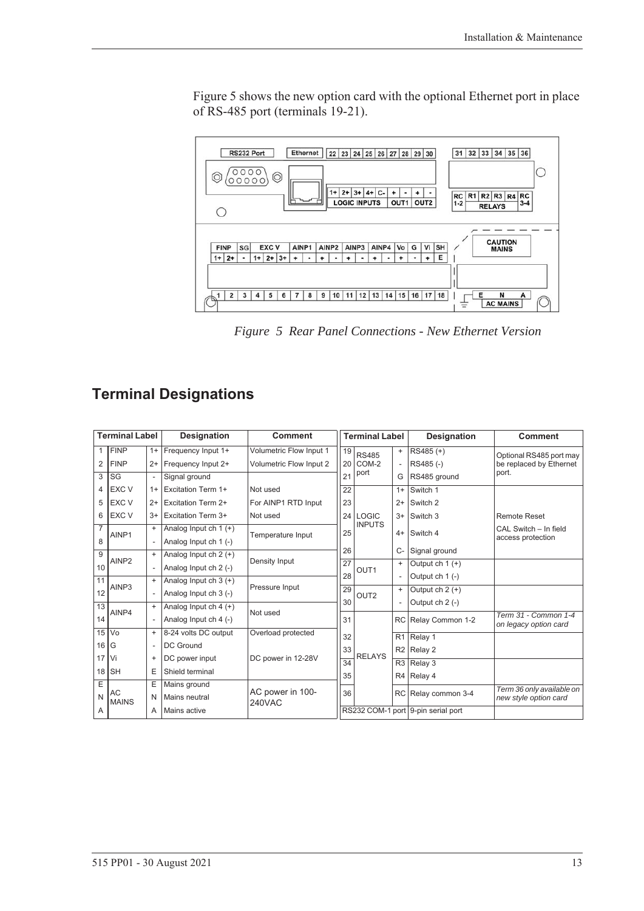Figure 5 shows the new option card with the optional Ethernet port in place of RS-485 port (terminals 19-21).

*Figure 5 Rear Panel Connections - New Ethernet Version*

## Terminal Designations

| Terminal Label | | | Designation | Comment |
|---|---|---|---|---|
| 1 | FINP | 1+ | Frequency Input 1+ | Volumetric Flow Input 1 |
| 2 | FINP | 2+ | Frequency Input 2+ | Volumetric Flow Input 2 |
| 3 | SG | - | Signal ground | |
| 4 | EXC V | 1+ | Excitation Term 1+ | Not used |
| 5 | EXC V | 2+ | Excitation Term 2+ | For AINP1 RTD Input |
| 6 | EXC V | 3+ | Excitation Term 3+ | Not used |
| 7 | AINP1 | + | Analog Input ch 1 (+) | Temperature Input |
| 8 | | - | Analog Input ch 1 (-) | |
| 9 | AINP2 | + | Analog Input ch 2 (+) | Density Input |
| 10 | | - | Analog Input ch 2 (-) | |
| 11 | AINP3 | + | Analog Input ch 3 (+) | Pressure Input |
| 12 | | - | Analog Input ch 3 (-) | |
| 13 | AINP4 | + | Analog Input ch 4 (+) | Not used |
| 14 | | - | Analog Input ch 4 (-) | |
| 15 | Vo | + | 8-24 volts DC output | Overload protected |
| 16 | G | - | DC Ground | |
| 17 | Vi | + | DC power input | DC power in 12-28V |
| 18 | SH | E | Shield terminal | |
| E | AC MAINS | E | Mains ground | AC power in 100-240VAC |
| N | | N | Mains neutral | |
| A | | A | Mains active | |

| Terminal Label | | | Designation | Comment |
|---|---|---|---|---|
| 19 | RS485 COM-2 port | + | RS485 (+) | Optional RS485 port may be replaced by Ethernet port. |
| 20 | | - | RS485 (-) | |
| 21 | | G | RS485 ground | |
| 22 | LOGIC INPUTS | 1+ | Switch 1 | |
| 23 | | 2+ | Switch 2 | |
| 24 | | 3+ | Switch 3 | Remote Reset |
| 25 | | 4+ | Switch 4 | CAL Switch – In field access protection |
| 26 | | C- | Signal ground | |
| 27 | OUT1 | + | Output ch 1 (+) | |
| 28 | | - | Output ch 1 (-) | |
| 29 | OUT2 | + | Output ch 2 (+) | |
| 30 | | - | Output ch 2 (-) | |
| 31 | RELAYS | RC | Relay Common 1-2 | *Term 31 - Common 1-4 on legacy option card* |
| 32 | | R1 | Relay 1 | |
| 33 | | R2 | Relay 2 | |
| 34 | | R3 | Relay 3 | |
| 35 | | R4 | Relay 4 | |
| 36 | | RC | Relay common 3-4 | *Term 36 only available on new style option card* |
| RS232 COM-1 port | | | 9-pin serial port | |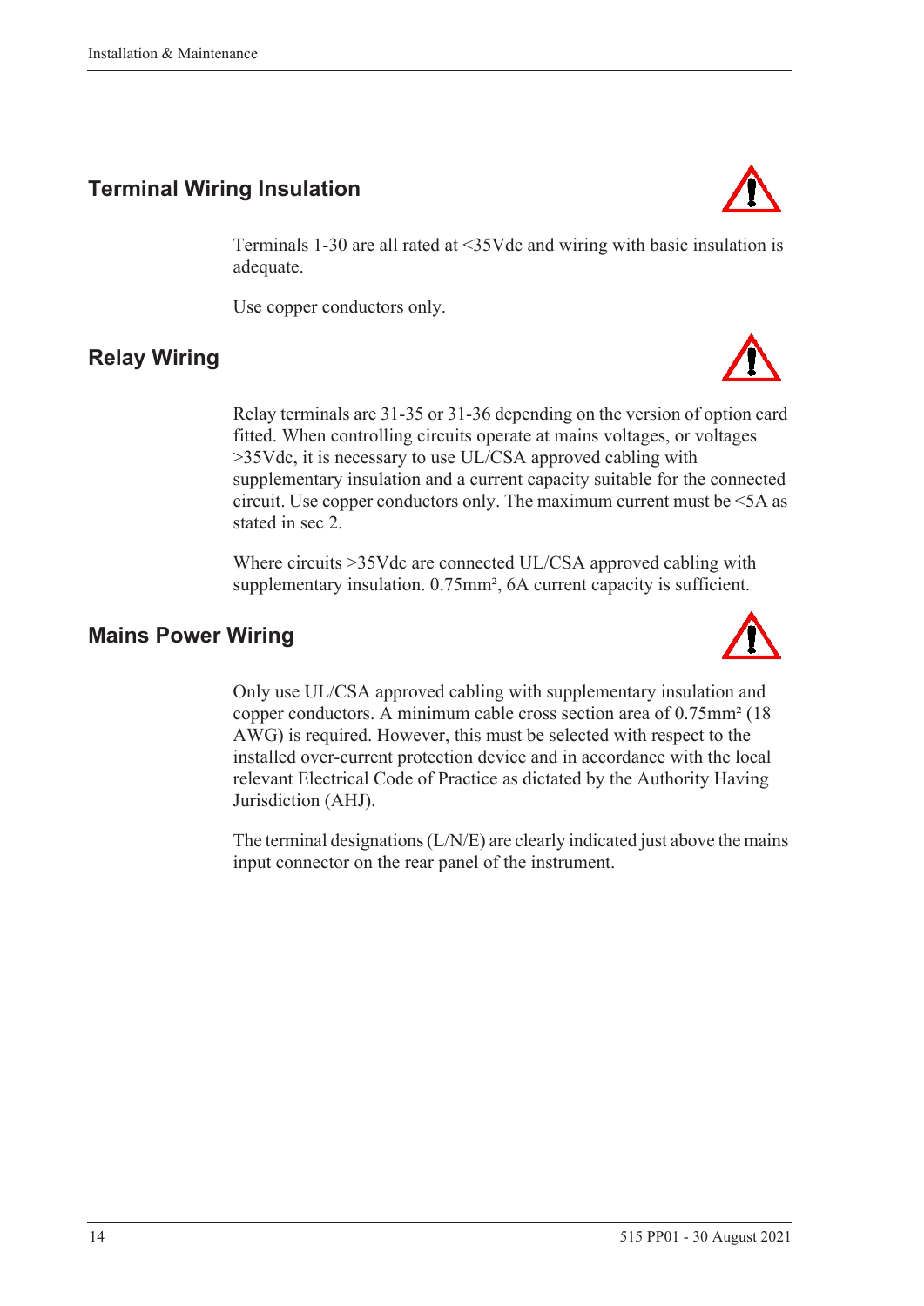## Terminal Wiring Insulation

Terminals 1-30 are all rated at <35Vdc and wiring with basic insulation is adequate.

Use copper conductors only.

## Relay Wiring

Relay terminals are 31-35 or 31-36 depending on the version of option card fitted. When controlling circuits operate at mains voltages, or voltages >35Vdc, it is necessary to use UL/CSA approved cabling with supplementary insulation and a current capacity suitable for the connected circuit. Use copper conductors only. The maximum current must be <5A as stated in sec 2.

Where circuits >35Vdc are connected UL/CSA approved cabling with supplementary insulation. 0.75mm², 6A current capacity is sufficient.

## Mains Power Wiring

Only use UL/CSA approved cabling with supplementary insulation and copper conductors. A minimum cable cross section area of 0.75mm² (18 AWG) is required. However, this must be selected with respect to the installed over-current protection device and in accordance with the local relevant Electrical Code of Practice as dictated by the Authority Having Jurisdiction (AHJ).

The terminal designations (L/N/E) are clearly indicated just above the mains input connector on the rear panel of the instrument.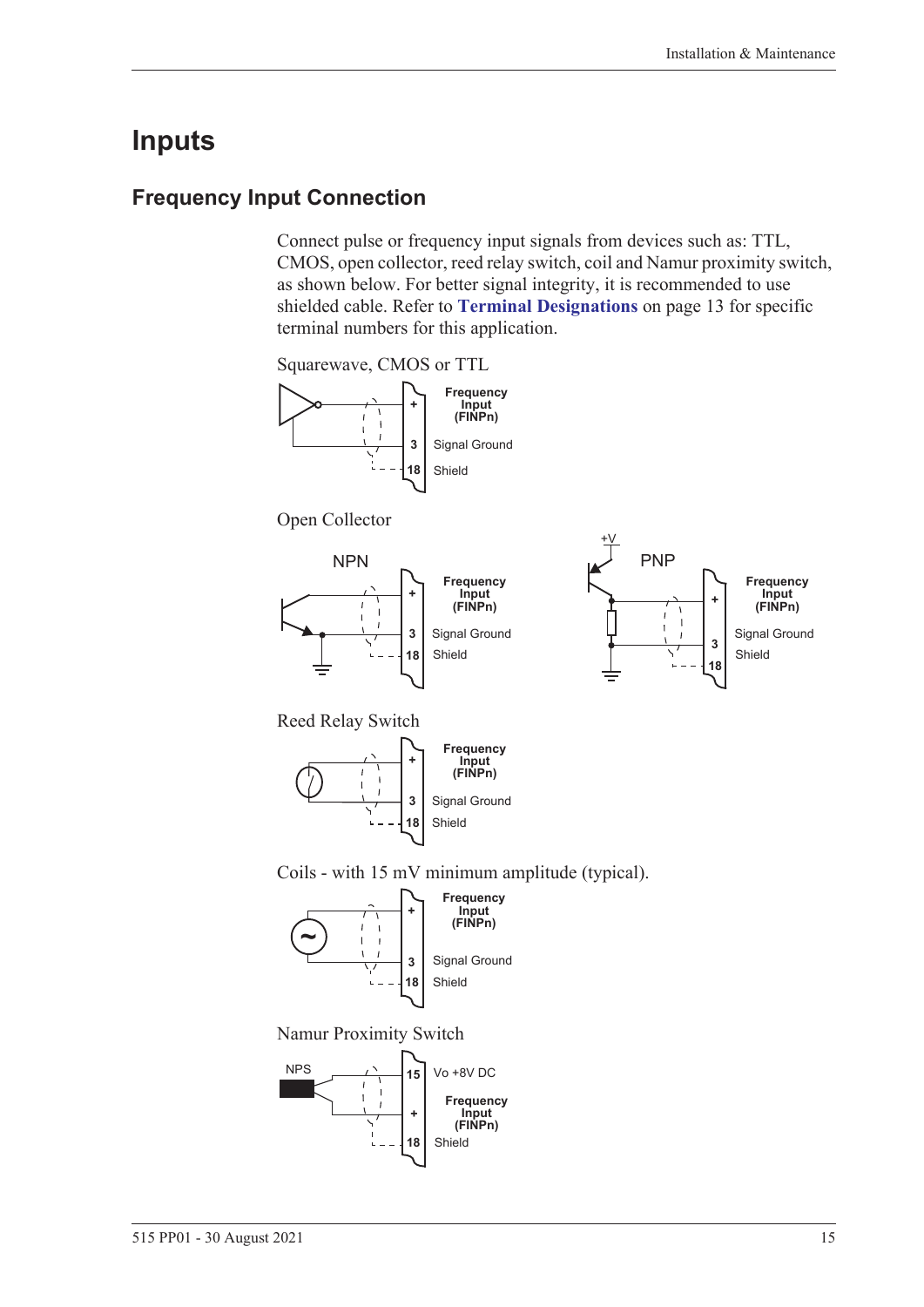# Inputs

## Frequency Input Connection

Connect pulse or frequency input signals from devices such as: TTL, CMOS, open collector, reed relay switch, coil and Namur proximity switch, as shown below. For better signal integrity, it is recommended to use shielded cable. Refer to **Terminal Designations** on page 13 for specific terminal numbers for this application.

Squarewave, CMOS or TTL

+ Frequency Input (FINPn)
3 Signal Ground
18 Shield

Open Collector

NPN

+ Frequency Input (FINPn)
3 Signal Ground
18 Shield

PNP

+V

+ Frequency Input (FINPn)
3 Signal Ground
18 Shield

Reed Relay Switch

+ Frequency Input (FINPn)
3 Signal Ground
18 Shield

Coils - with 15 mV minimum amplitude (typical).

+ Frequency Input (FINPn)
3 Signal Ground
18 Shield

Namur Proximity Switch

NPS

15 Vo +8V DC
+ Frequency Input (FINPn)
18 Shield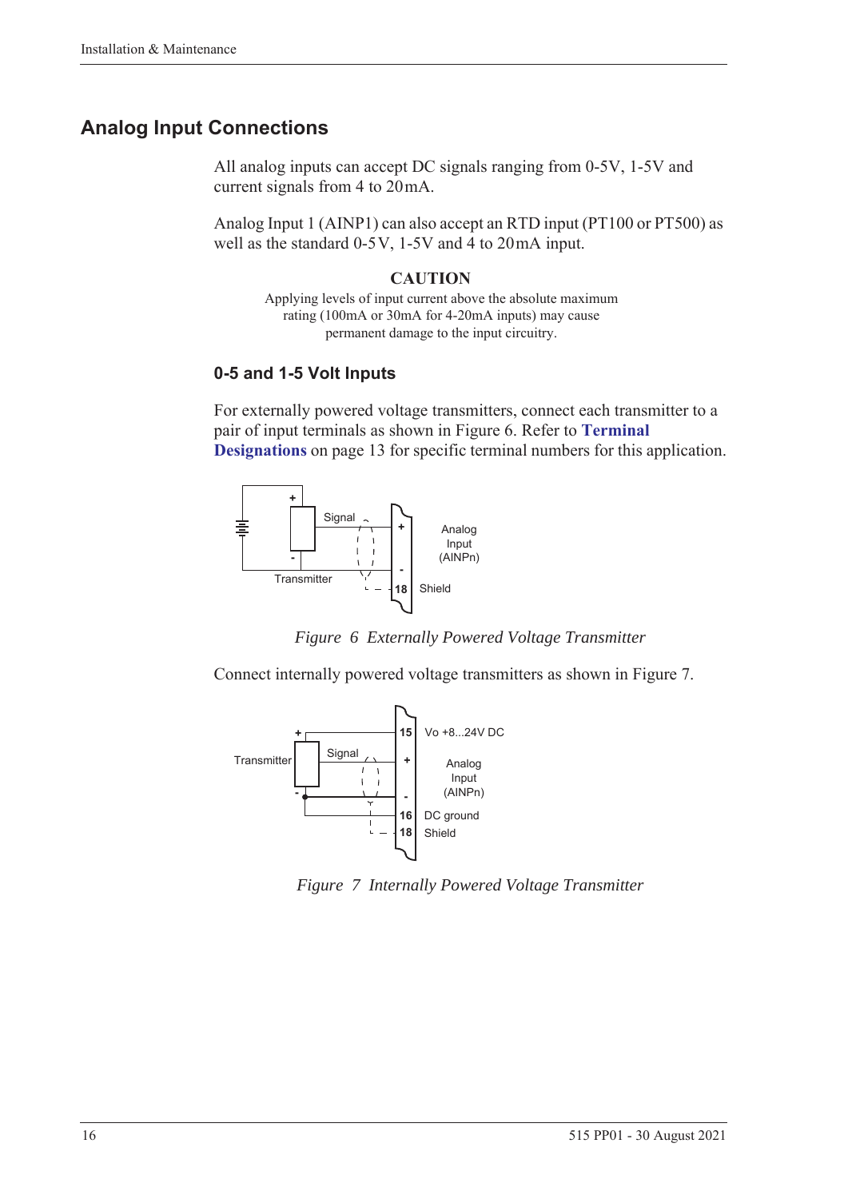## Analog Input Connections

All analog inputs can accept DC signals ranging from 0-5V, 1-5V and current signals from 4 to 20 mA.

Analog Input 1 (AINP1) can also accept an RTD input (PT100 or PT500) as well as the standard 0-5 V, 1-5V and 4 to 20 mA input.

**CAUTION**

Applying levels of input current above the absolute maximum rating (100mA or 30mA for 4-20mA inputs) may cause permanent damage to the input circuitry.

### 0-5 and 1-5 Volt Inputs

For externally powered voltage transmitters, connect each transmitter to a pair of input terminals as shown in Figure 6. Refer to **Terminal Designations** on page 13 for specific terminal numbers for this application.

+
Signal
+
Analog
Input
(AINPn)
-
-
Transmitter
18
Shield

*Figure 6 Externally Powered Voltage Transmitter*

Connect internally powered voltage transmitters as shown in Figure 7.

15
Vo +8...24V DC
+
Transmitter
Signal
+
Analog
Input
(AINPn)
-
-
16
DC ground
18
Shield

*Figure 7 Internally Powered Voltage Transmitter*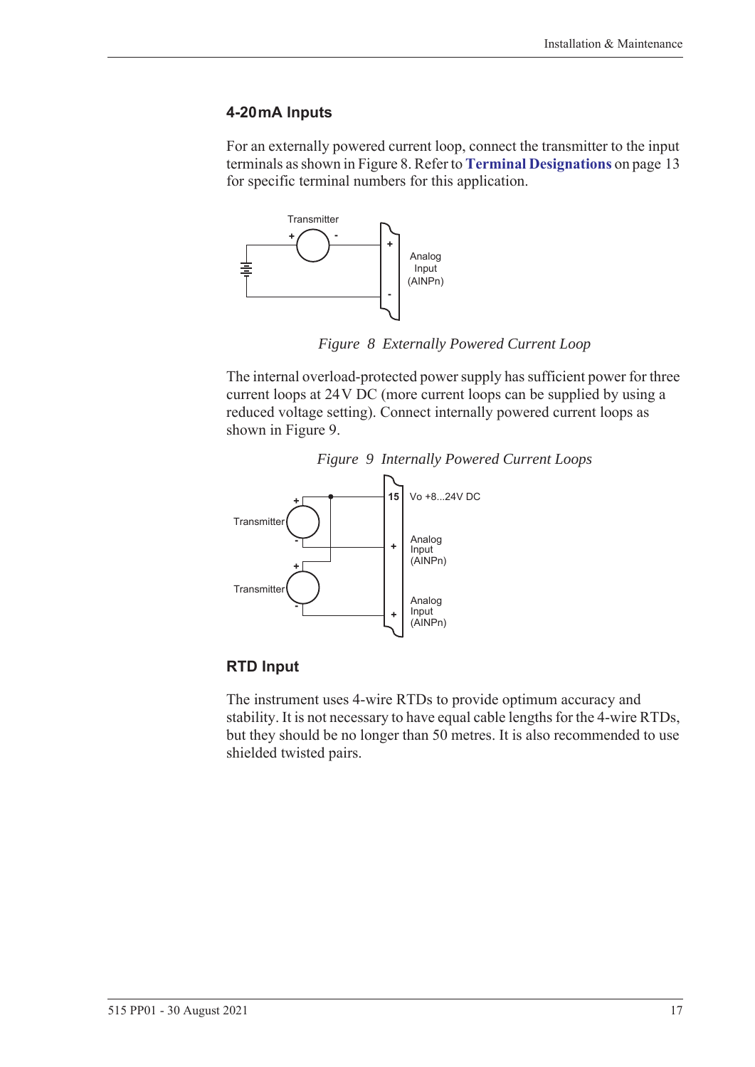### 4-20 mA Inputs

For an externally powered current loop, connect the transmitter to the input terminals as shown in Figure 8. Refer to **Terminal Designations** on page 13 for specific terminal numbers for this application.

Transmitter

\+ -

\+

Analog
Input
(AINPn)

\-

*Figure 8 Externally Powered Current Loop*

The internal overload-protected power supply has sufficient power for three current loops at 24 V DC (more current loops can be supplied by using a reduced voltage setting). Connect internally powered current loops as shown in Figure 9.

*Figure 9 Internally Powered Current Loops*

15 Vo +8...24V DC

Transmitter

\+ Analog Input (AINPn)

Transmitter

\+ Analog Input (AINPn)

### RTD Input

The instrument uses 4-wire RTDs to provide optimum accuracy and stability. It is not necessary to have equal cable lengths for the 4-wire RTDs, but they should be no longer than 50 metres. It is also recommended to use shielded twisted pairs.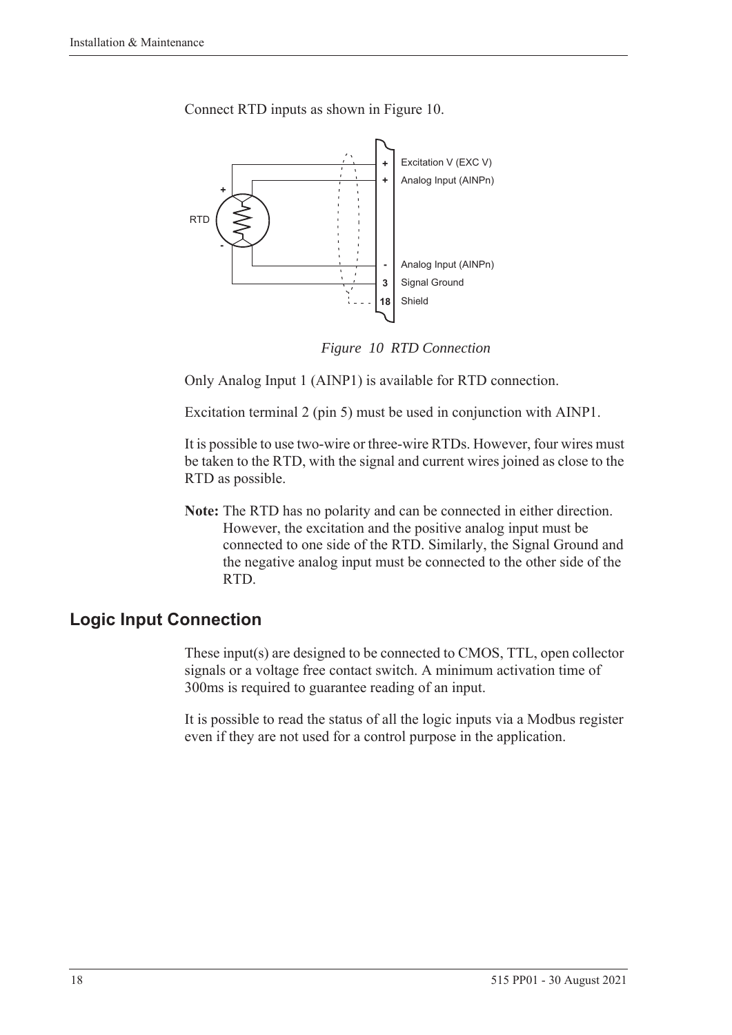Connect RTD inputs as shown in Figure 10.

RTD
+
-
+ Excitation V (EXC V)
+ Analog Input (AINPn)
- Analog Input (AINPn)
3 Signal Ground
18 Shield

*Figure 10 RTD Connection*

Only Analog Input 1 (AINP1) is available for RTD connection.

Excitation terminal 2 (pin 5) must be used in conjunction with AINP1.

It is possible to use two-wire or three-wire RTDs. However, four wires must be taken to the RTD, with the signal and current wires joined as close to the RTD as possible.

**Note:** The RTD has no polarity and can be connected in either direction. However, the excitation and the positive analog input must be connected to one side of the RTD. Similarly, the Signal Ground and the negative analog input must be connected to the other side of the RTD.

## Logic Input Connection

These input(s) are designed to be connected to CMOS, TTL, open collector signals or a voltage free contact switch. A minimum activation time of 300ms is required to guarantee reading of an input.

It is possible to read the status of all the logic inputs via a Modbus register even if they are not used for a control purpose in the application.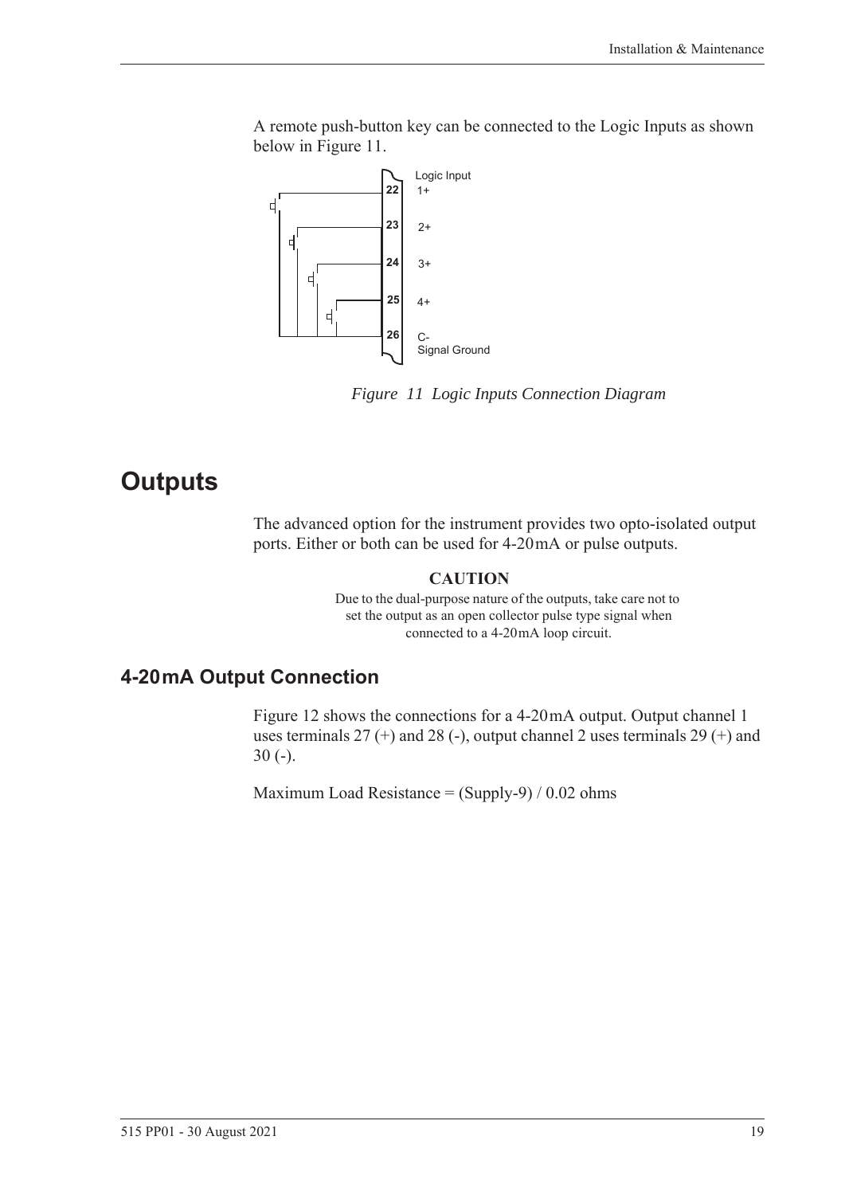A remote push-button key can be connected to the Logic Inputs as shown below in Figure 11.

Logic Input
22 1+
23 2+
24 3+
25 4+
26 C-
Signal Ground

*Figure 11 Logic Inputs Connection Diagram*

# Outputs

The advanced option for the instrument provides two opto-isolated output ports. Either or both can be used for 4-20mA or pulse outputs.

**CAUTION**

Due to the dual-purpose nature of the outputs, take care not to set the output as an open collector pulse type signal when connected to a 4-20mA loop circuit.

## 4-20mA Output Connection

Figure 12 shows the connections for a 4-20mA output. Output channel 1 uses terminals 27 (+) and 28 (-), output channel 2 uses terminals 29 (+) and 30 (-).

Maximum Load Resistance = (Supply-9) / 0.02 ohms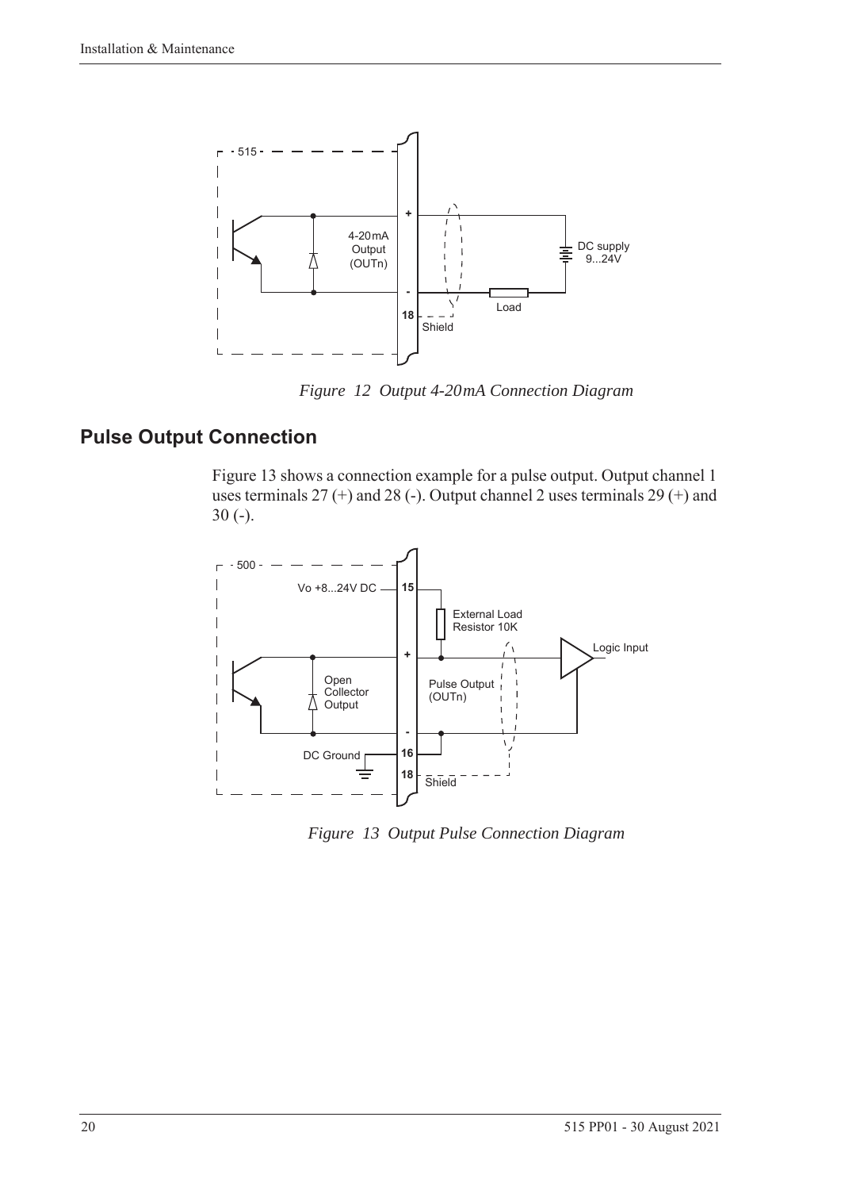515

+

4-20mA
Output
(OUTn)

-

18

Shield

Load

DC supply
9...24V

*Figure 12 Output 4-20mA Connection Diagram*

## Pulse Output Connection

Figure 13 shows a connection example for a pulse output. Output channel 1 uses terminals 27 (+) and 28 (-). Output channel 2 uses terminals 29 (+) and 30 (-).

500

Vo +8...24V DC

15

External Load
Resistor 10K

+

Logic Input

Open
Collector
Output

Pulse Output
(OUTn)

-

DC Ground

16

18

Shield

*Figure 13 Output Pulse Connection Diagram*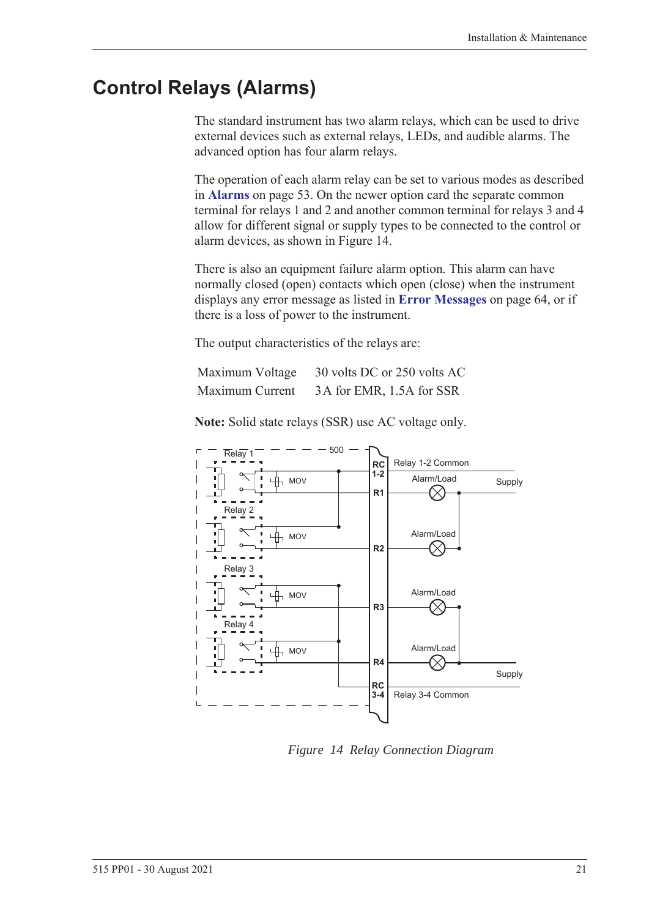# Control Relays (Alarms)

The standard instrument has two alarm relays, which can be used to drive external devices such as external relays, LEDs, and audible alarms. The advanced option has four alarm relays.

The operation of each alarm relay can be set to various modes as described in **Alarms** on page 53. On the newer option card the separate common terminal for relays 1 and 2 and another common terminal for relays 3 and 4 allow for different signal or supply types to be connected to the control or alarm devices, as shown in Figure 14.

There is also an equipment failure alarm option. This alarm can have normally closed (open) contacts which open (close) when the instrument displays any error message as listed in **Error Messages** on page 64, or if there is a loss of power to the instrument.

The output characteristics of the relays are:

| | |
|---|---|
| Maximum Voltage | 30 volts DC or 250 volts AC |
| Maximum Current | 3A for EMR, 1.5A for SSR |

**Note:** Solid state relays (SSR) use AC voltage only.

Relay 1
500
Relay 2
Relay 3
Relay 4
MOV
RC 1-2
R1
R2
R3
R4
RC 3-4
Relay 1-2 Common
Alarm/Load
Supply
Relay 3-4 Common

*Figure 14 Relay Connection Diagram*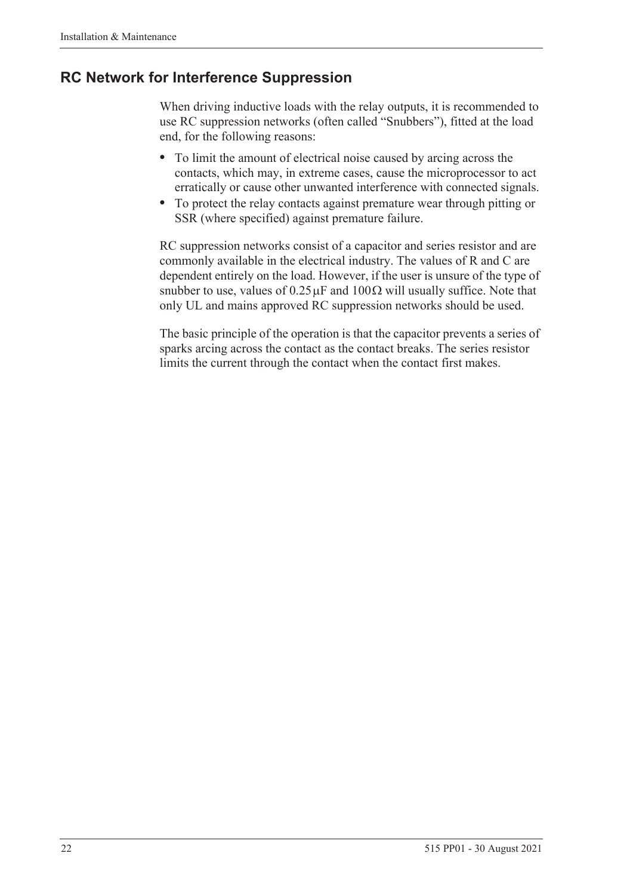## RC Network for Interference Suppression

When driving inductive loads with the relay outputs, it is recommended to use RC suppression networks (often called "Snubbers"), fitted at the load end, for the following reasons:

- To limit the amount of electrical noise caused by arcing across the contacts, which may, in extreme cases, cause the microprocessor to act erratically or cause other unwanted interference with connected signals.
- To protect the relay contacts against premature wear through pitting or SSR (where specified) against premature failure.

RC suppression networks consist of a capacitor and series resistor and are commonly available in the electrical industry. The values of R and C are dependent entirely on the load. However, if the user is unsure of the type of snubber to use, values of $0.25\,\mu F$ and $100\,\Omega$ will usually suffice. Note that only UL and mains approved RC suppression networks should be used.

The basic principle of the operation is that the capacitor prevents a series of sparks arcing across the contact as the contact breaks. The series resistor limits the current through the contact when the contact first makes.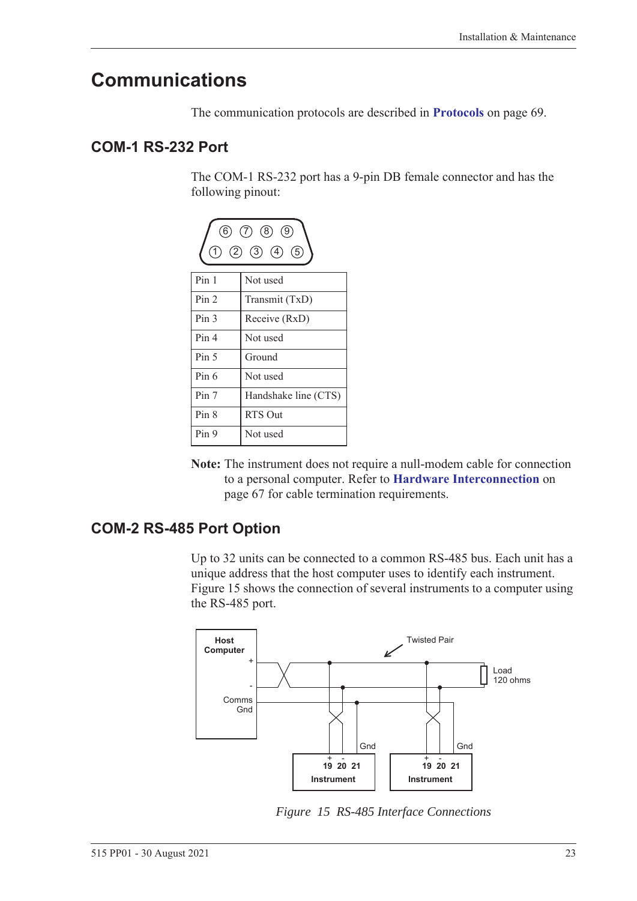# Communications

The communication protocols are described in **Protocols** on page 69.

## COM-1 RS-232 Port

The COM-1 RS-232 port has a 9-pin DB female connector and has the following pinout:

| | |
|---|---|
| Pin 1 | Not used |
| Pin 2 | Transmit (TxD) |
| Pin 3 | Receive (RxD) |
| Pin 4 | Not used |
| Pin 5 | Ground |
| Pin 6 | Not used |
| Pin 7 | Handshake line (CTS) |
| Pin 8 | RTS Out |
| Pin 9 | Not used |

**Note:** The instrument does not require a null-modem cable for connection to a personal computer. Refer to **Hardware Interconnection** on page 67 for cable termination requirements.

## COM-2 RS-485 Port Option

Up to 32 units can be connected to a common RS-485 bus. Each unit has a unique address that the host computer uses to identify each instrument. Figure 15 shows the connection of several instruments to a computer using the RS-485 port.

Host Computer
+
-
Comms Gnd
Twisted Pair
Load 120 ohms
Gnd
+ -
19 20 21
Instrument
Gnd
+ -
19 20 21
Instrument

*Figure 15 RS-485 Interface Connections*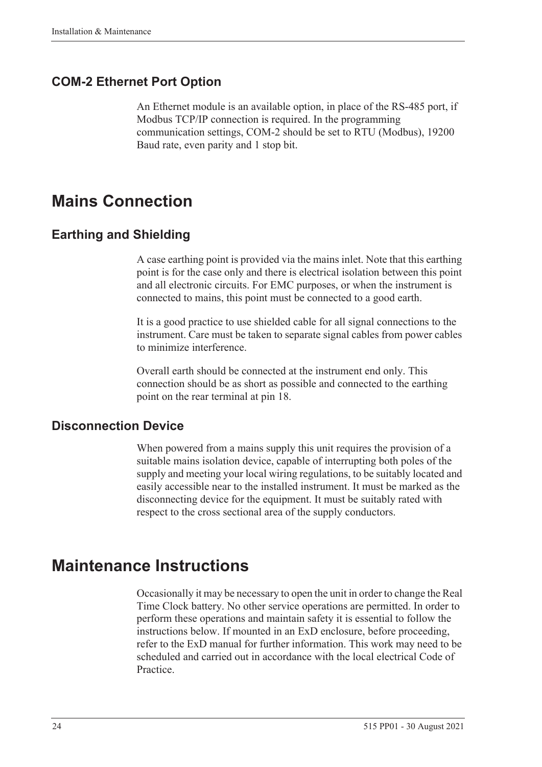### COM-2 Ethernet Port Option

An Ethernet module is an available option, in place of the RS-485 port, if Modbus TCP/IP connection is required. In the programming communication settings, COM-2 should be set to RTU (Modbus), 19200 Baud rate, even parity and 1 stop bit.

## Mains Connection

### Earthing and Shielding

A case earthing point is provided via the mains inlet. Note that this earthing point is for the case only and there is electrical isolation between this point and all electronic circuits. For EMC purposes, or when the instrument is connected to mains, this point must be connected to a good earth.

It is a good practice to use shielded cable for all signal connections to the instrument. Care must be taken to separate signal cables from power cables to minimize interference.

Overall earth should be connected at the instrument end only. This connection should be as short as possible and connected to the earthing point on the rear terminal at pin 18.

### Disconnection Device

When powered from a mains supply this unit requires the provision of a suitable mains isolation device, capable of interrupting both poles of the supply and meeting your local wiring regulations, to be suitably located and easily accessible near to the installed instrument. It must be marked as the disconnecting device for the equipment. It must be suitably rated with respect to the cross sectional area of the supply conductors.

## Maintenance Instructions

Occasionally it may be necessary to open the unit in order to change the Real Time Clock battery. No other service operations are permitted. In order to perform these operations and maintain safety it is essential to follow the instructions below. If mounted in an ExD enclosure, before proceeding, refer to the ExD manual for further information. This work may need to be scheduled and carried out in accordance with the local electrical Code of Practice.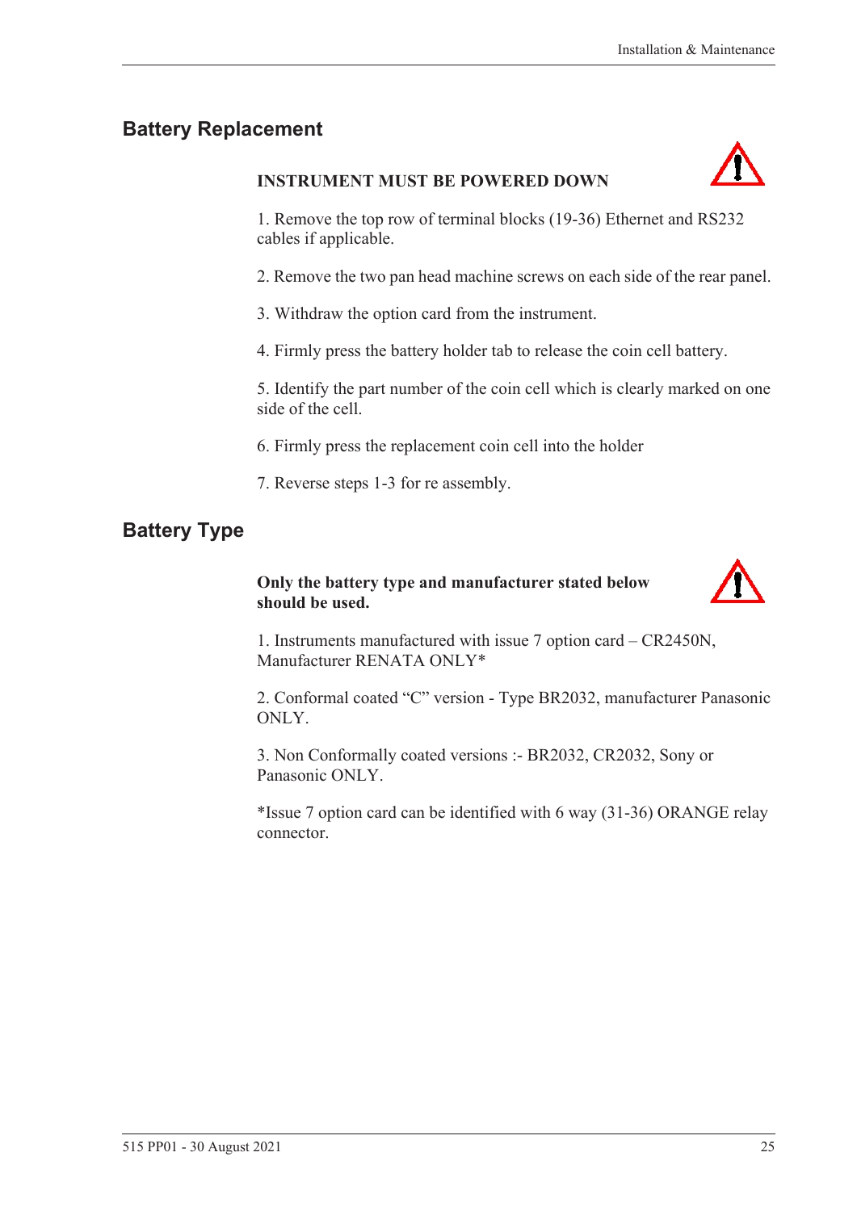## Battery Replacement

**INSTRUMENT MUST BE POWERED DOWN**

1. Remove the top row of terminal blocks (19-36) Ethernet and RS232 cables if applicable.

2. Remove the two pan head machine screws on each side of the rear panel.

3. Withdraw the option card from the instrument.

4. Firmly press the battery holder tab to release the coin cell battery.

5. Identify the part number of the coin cell which is clearly marked on one side of the cell.

6. Firmly press the replacement coin cell into the holder

7. Reverse steps 1-3 for re assembly.

## Battery Type

**Only the battery type and manufacturer stated below should be used.**

1. Instruments manufactured with issue 7 option card – CR2450N, Manufacturer RENATA ONLY*

2. Conformal coated "C" version - Type BR2032, manufacturer Panasonic ONLY.

3. Non Conformally coated versions :- BR2032, CR2032, Sony or Panasonic ONLY.

*Issue 7 option card can be identified with 6 way (31-36) ORANGE relay connector.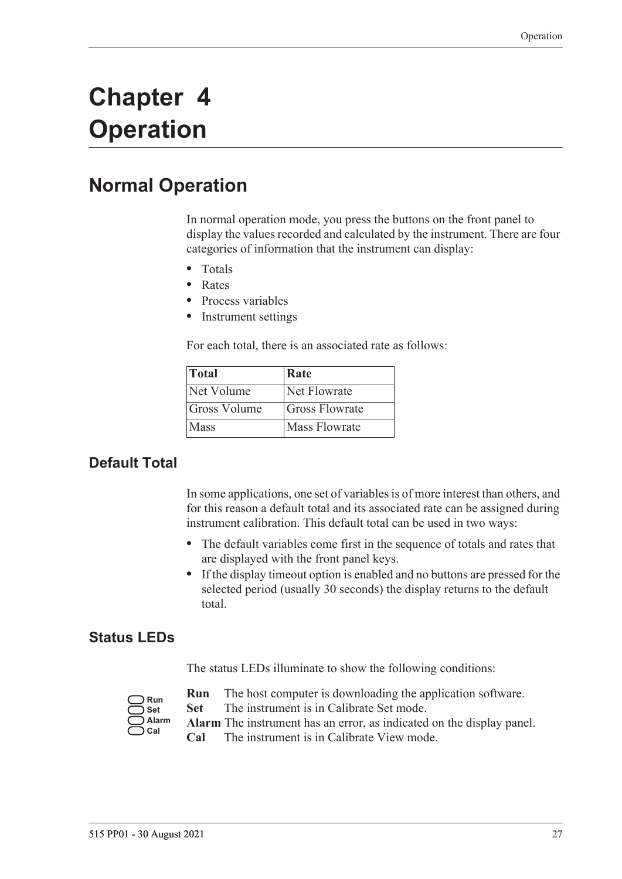# Chapter 4 Operation

## Normal Operation

In normal operation mode, you press the buttons on the front panel to display the values recorded and calculated by the instrument. There are four categories of information that the instrument can display:

- Totals
- Rates
- Process variables
- Instrument settings

For each total, there is an associated rate as follows:

| Total | Rate |
|---|---|
| Net Volume | Net Flowrate |
| Gross Volume | Gross Flowrate |
| Mass | Mass Flowrate |

### Default Total

In some applications, one set of variables is of more interest than others, and for this reason a default total and its associated rate can be assigned during instrument calibration. This default total can be used in two ways:

- The default variables come first in the sequence of totals and rates that are displayed with the front panel keys.
- If the display timeout option is enabled and no buttons are pressed for the selected period (usually 30 seconds) the display returns to the default total.

### Status LEDs

The status LEDs illuminate to show the following conditions:

Run
Set
Alarm
Cal

**Run** The host computer is downloading the application software.
**Set** The instrument is in Calibrate Set mode.
**Alarm** The instrument has an error, as indicated on the display panel.
**Cal** The instrument is in Calibrate View mode.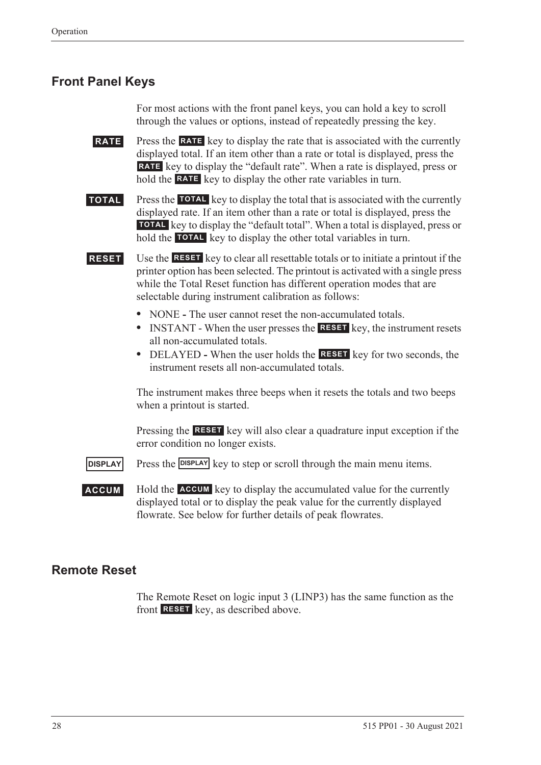## Front Panel Keys

For most actions with the front panel keys, you can hold a key to scroll through the values or options, instead of repeatedly pressing the key.

**RATE** Press the **RATE** key to display the rate that is associated with the currently displayed total. If an item other than a rate or total is displayed, press the **RATE** key to display the "default rate". When a rate is displayed, press or hold the **RATE** key to display the other rate variables in turn.

**TOTAL** Press the **TOTAL** key to display the total that is associated with the currently displayed rate. If an item other than a rate or total is displayed, press the **TOTAL** key to display the "default total". When a total is displayed, press or hold the **TOTAL** key to display the other total variables in turn.

**RESET** Use the **RESET** key to clear all resettable totals or to initiate a printout if the printer option has been selected. The printout is activated with a single press while the Total Reset function has different operation modes that are selectable during instrument calibration as follows:

- NONE - The user cannot reset the non-accumulated totals.
- INSTANT - When the user presses the **RESET** key, the instrument resets all non-accumulated totals.
- DELAYED - When the user holds the **RESET** key for two seconds, the instrument resets all non-accumulated totals.

The instrument makes three beeps when it resets the totals and two beeps when a printout is started.

Pressing the **RESET** key will also clear a quadrature input exception if the error condition no longer exists.

**DISPLAY** Press the **DISPLAY** key to step or scroll through the main menu items.

**ACCUM** Hold the **ACCUM** key to display the accumulated value for the currently displayed total or to display the peak value for the currently displayed flowrate. See below for further details of peak flowrates.

## Remote Reset

The Remote Reset on logic input 3 (LINP3) has the same function as the front **RESET** key, as described above.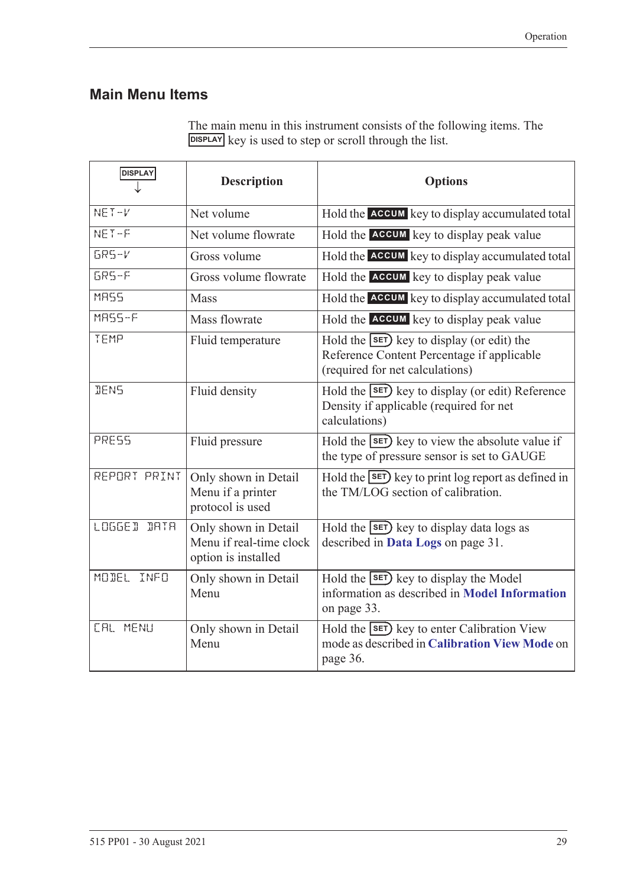## Main Menu Items

The main menu in this instrument consists of the following items. The DISPLAY key is used to step or scroll through the list.

| DISPLAY ↓ | Description | Options |
|---|---|---|
| NET-V | Net volume | Hold the ACCUM key to display accumulated total |
| NET-F | Net volume flowrate | Hold the ACCUM key to display peak value |
| GRS-V | Gross volume | Hold the ACCUM key to display accumulated total |
| GRS-F | Gross volume flowrate | Hold the ACCUM key to display peak value |
| MASS | Mass | Hold the ACCUM key to display accumulated total |
| MASS-F | Mass flowrate | Hold the ACCUM key to display peak value |
| TEMP | Fluid temperature | Hold the SET key to display (or edit) the Reference Content Percentage if applicable (required for net calculations) |
| DENS | Fluid density | Hold the SET key to display (or edit) Reference Density if applicable (required for net calculations) |
| PRESS | Fluid pressure | Hold the SET key to view the absolute value if the type of pressure sensor is set to GAUGE |
| REPORT PRINT | Only shown in Detail Menu if a printer protocol is used | Hold the SET key to print log report as defined in the TM/LOG section of calibration. |
| LOGGED DATA | Only shown in Detail Menu if real-time clock option is installed | Hold the SET key to display data logs as described in **Data Logs** on page 31. |
| MODEL INFO | Only shown in Detail Menu | Hold the SET key to display the Model information as described in **Model Information** on page 33. |
| CAL MENU | Only shown in Detail Menu | Hold the SET key to enter Calibration View mode as described in **Calibration View Mode** on page 36. |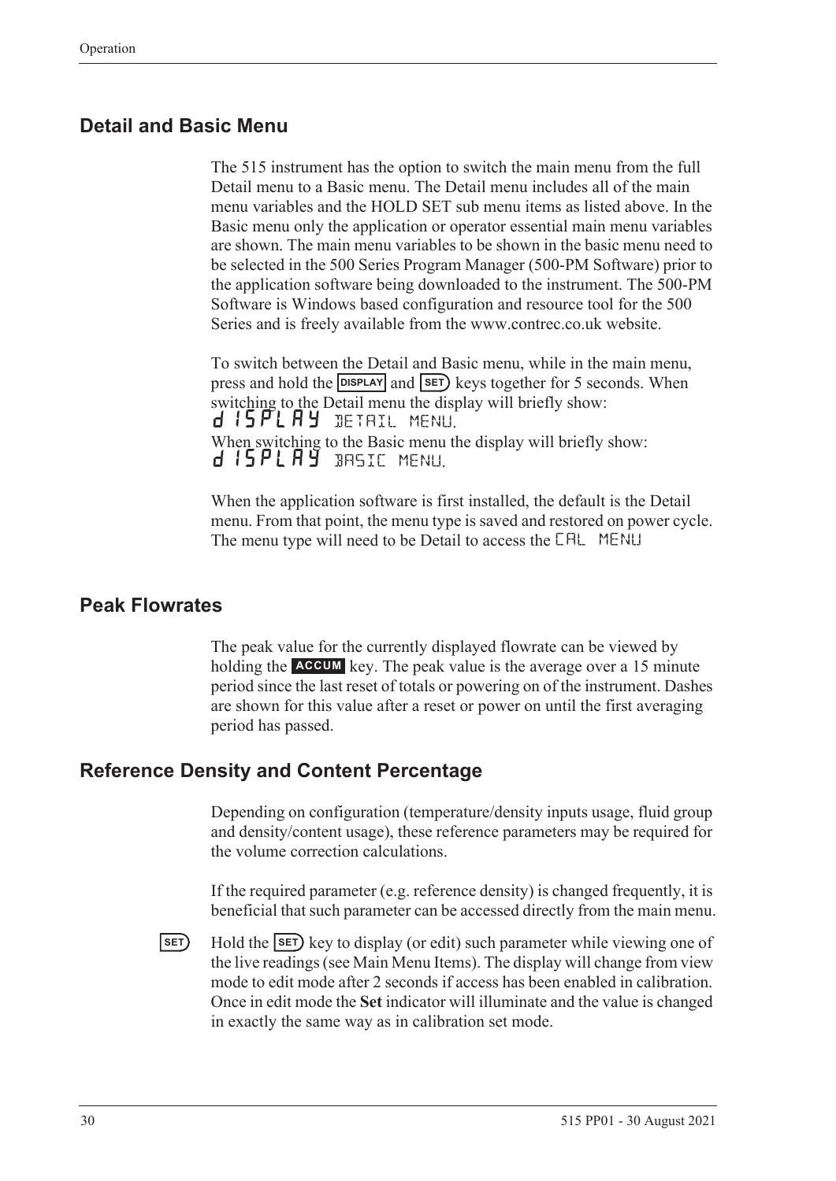## Detail and Basic Menu

The 515 instrument has the option to switch the main menu from the full Detail menu to a Basic menu. The Detail menu includes all of the main menu variables and the HOLD SET sub menu items as listed above. In the Basic menu only the application or operator essential main menu variables are shown. The main menu variables to be shown in the basic menu need to be selected in the 500 Series Program Manager (500-PM Software) prior to the application software being downloaded to the instrument. The 500-PM Software is Windows based configuration and resource tool for the 500 Series and is freely available from the www.contrec.co.uk website.

To switch between the Detail and Basic menu, while in the main menu, press and hold the DISPLAY and SET keys together for 5 seconds. When switching to the Detail menu the display will briefly show:
dISPLAY DETAIL MENU.
When switching to the Basic menu the display will briefly show:
dISPLAY BASIC MENU.

When the application software is first installed, the default is the Detail menu. From that point, the menu type is saved and restored on power cycle. The menu type will need to be Detail to access the CAL MENU

## Peak Flowrates

The peak value for the currently displayed flowrate can be viewed by holding the ACCUM key. The peak value is the average over a 15 minute period since the last reset of totals or powering on of the instrument. Dashes are shown for this value after a reset or power on until the first averaging period has passed.

## Reference Density and Content Percentage

Depending on configuration (temperature/density inputs usage, fluid group and density/content usage), these reference parameters may be required for the volume correction calculations.

If the required parameter (e.g. reference density) is changed frequently, it is beneficial that such parameter can be accessed directly from the main menu.

SET Hold the SET key to display (or edit) such parameter while viewing one of the live readings (see Main Menu Items). The display will change from view mode to edit mode after 2 seconds if access has been enabled in calibration. Once in edit mode the **Set** indicator will illuminate and the value is changed in exactly the same way as in calibration set mode.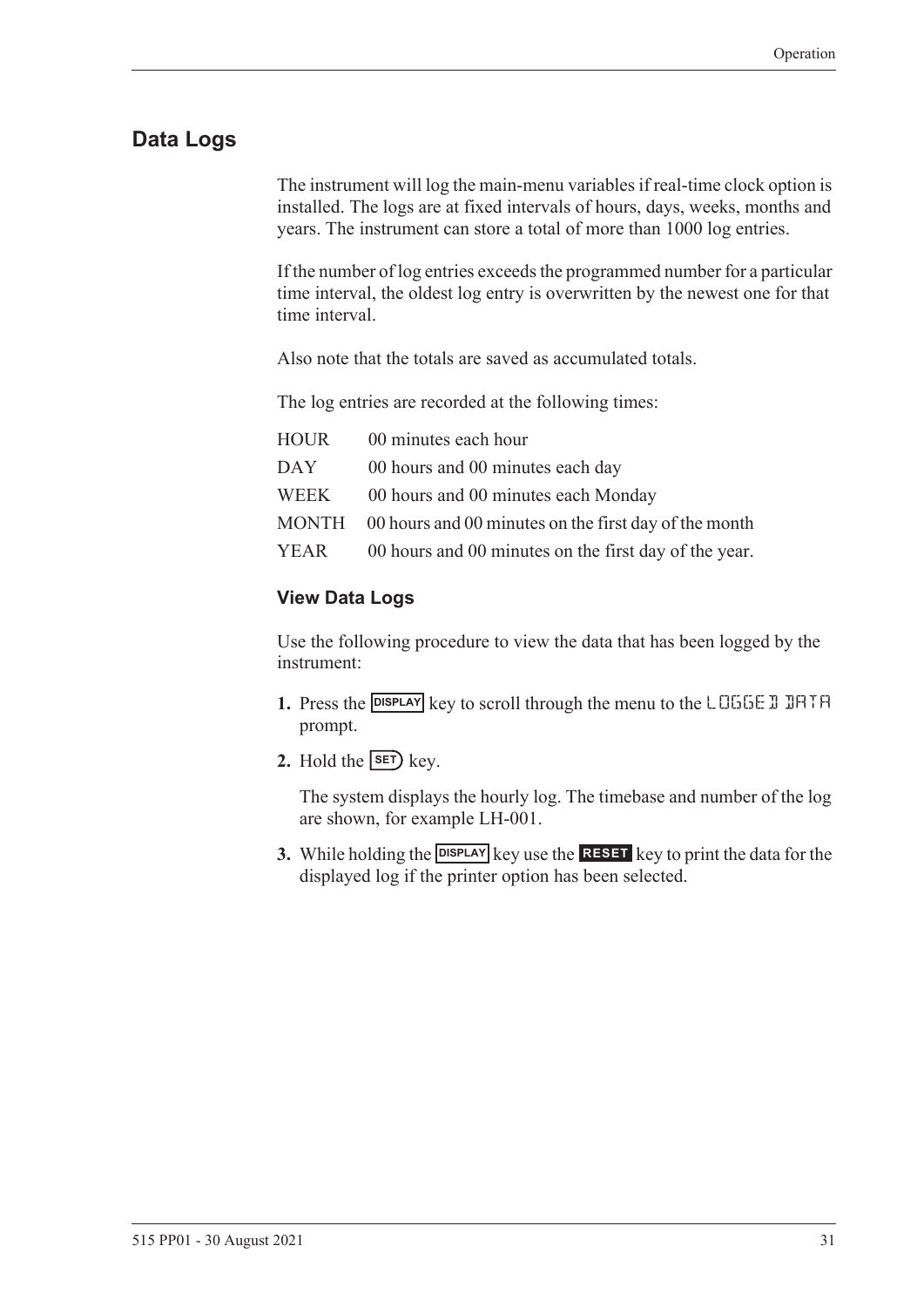## Data Logs

The instrument will log the main-menu variables if real-time clock option is installed. The logs are at fixed intervals of hours, days, weeks, months and years. The instrument can store a total of more than 1000 log entries.

If the number of log entries exceeds the programmed number for a particular time interval, the oldest log entry is overwritten by the newest one for that time interval.

Also note that the totals are saved as accumulated totals.

The log entries are recorded at the following times:

| | |
|---|---|
| HOUR | 00 minutes each hour |
| DAY | 00 hours and 00 minutes each day |
| WEEK | 00 hours and 00 minutes each Monday |
| MONTH | 00 hours and 00 minutes on the first day of the month |
| YEAR | 00 hours and 00 minutes on the first day of the year. |

### View Data Logs

Use the following procedure to view the data that has been logged by the instrument:

1. Press the **DISPLAY** key to scroll through the menu to the LOGGED DATA prompt.
2. Hold the **SET** key.

   The system displays the hourly log. The timebase and number of the log are shown, for example LH-001.
3. While holding the **DISPLAY** key use the **RESET** key to print the data for the displayed log if the printer option has been selected.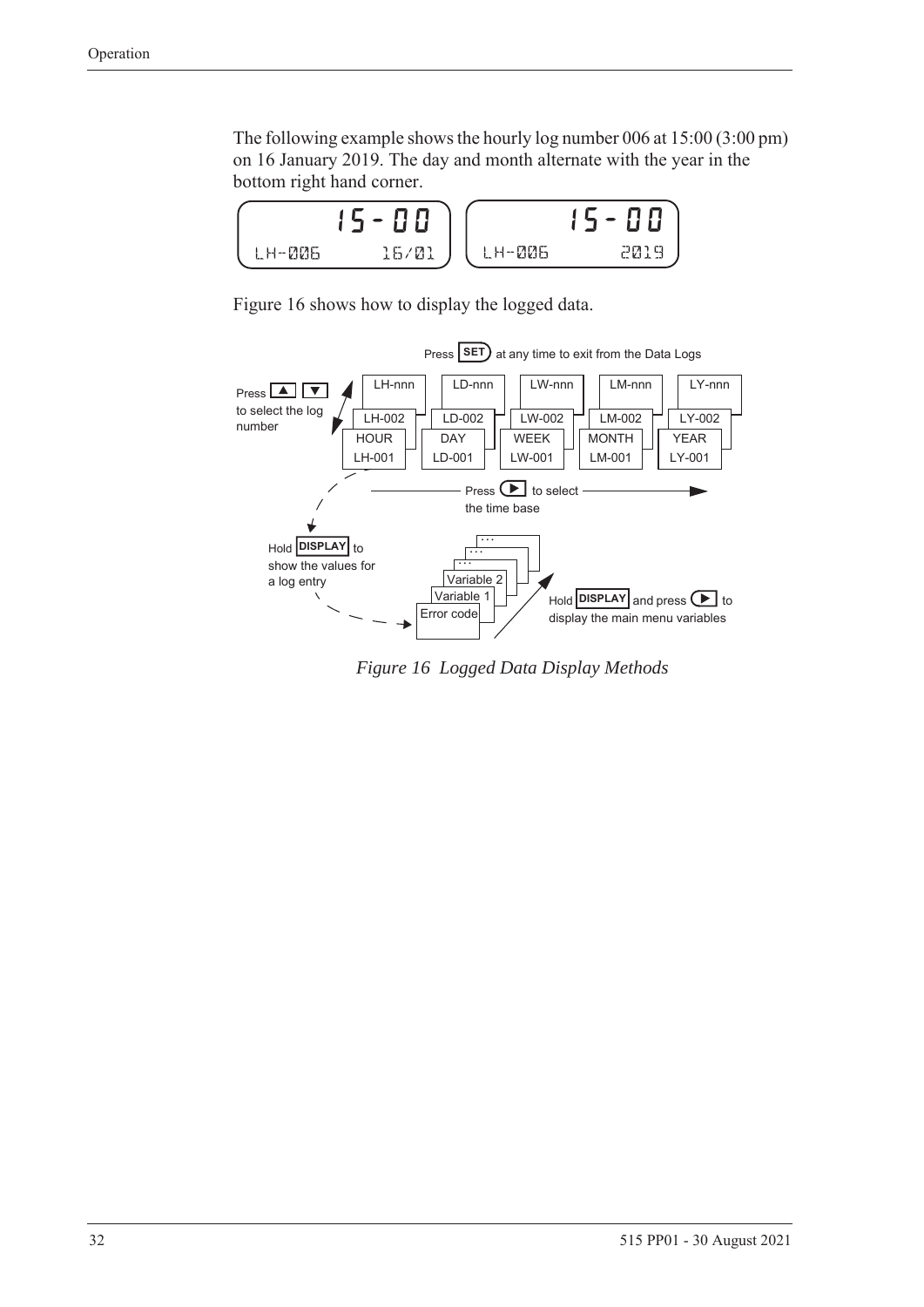The following example shows the hourly log number 006 at 15:00 (3:00 pm) on 16 January 2019. The day and month alternate with the year in the bottom right hand corner.

15-00
LH-006 16/01

15-00
LH-006 2019

Figure 16 shows how to display the logged data.

Press SET at any time to exit from the Data Logs

Press ▲ ▼ to select the log number

LH-nnn LD-nnn LW-nnn LM-nnn LY-nnn
LH-002 LD-002 LW-002 LM-002 LY-002
HOUR DAY WEEK MONTH YEAR
LH-001 LD-001 LW-001 LM-001 LY-001

Press ▶ to select the time base

Hold DISPLAY to show the values for a log entry

Error code
Variable 1
Variable 2
...

Hold DISPLAY and press ▶ to display the main menu variables

*Figure 16 Logged Data Display Methods*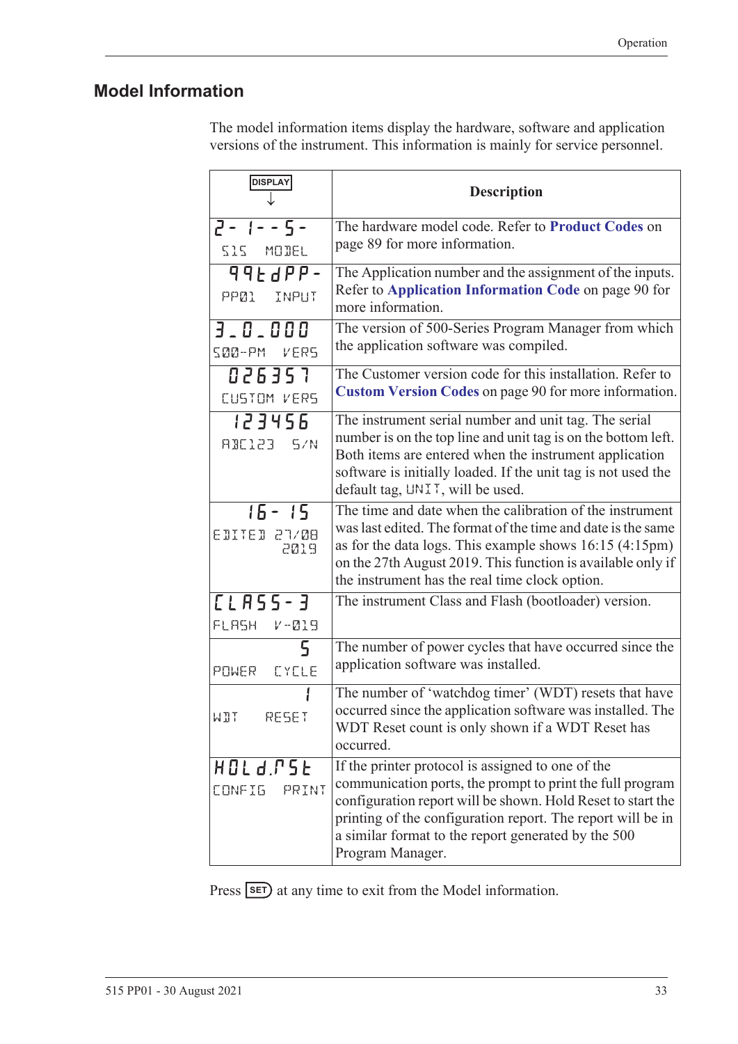## Model Information

The model information items display the hardware, software and application versions of the instrument. This information is mainly for service personnel.

| DISPLAY ↓ | Description |
|---|---|
| 2-1--5- 515 MODEL | The hardware model code. Refer to **Product Codes** on page 89 for more information. |
| 99tdPP- PP01 INPUT | The Application number and the assignment of the inputs. Refer to **Application Information Code** on page 90 for more information. |
| 3_0_000 500-PM VERS | The version of 500-Series Program Manager from which the application software was compiled. |
| 026357 CUSTOM VERS | The Customer version code for this installation. Refer to **Custom Version Codes** on page 90 for more information. |
| 123456 ABC123 S/N | The instrument serial number and unit tag. The serial number is on the top line and unit tag is on the bottom left. Both items are entered when the instrument application software is initially loaded. If the unit tag is not used the default tag, UNIT, will be used. |
| 16-15 EDITED 27/08 2019 | The time and date when the calibration of the instrument was last edited. The format of the time and date is the same as for the data logs. This example shows 16:15 (4:15pm) on the 27th August 2019. This function is available only if the instrument has the real time clock option. |
| CLASS-3 FLASH V-019 | The instrument Class and Flash (bootloader) version. |
| 5 POWER CYCLE | The number of power cycles that have occurred since the application software was installed. |
| 1 WDT RESET | The number of 'watchdog timer' (WDT) resets that have occurred since the application software was installed. The WDT Reset count is only shown if a WDT Reset has occurred. |
| HOLd.rSt CONFIG PRINT | If the printer protocol is assigned to one of the communication ports, the prompt to print the full program configuration report will be shown. Hold Reset to start the printing of the configuration report. The report will be in a similar format to the report generated by the 500 Program Manager. |

Press SET at any time to exit from the Model information.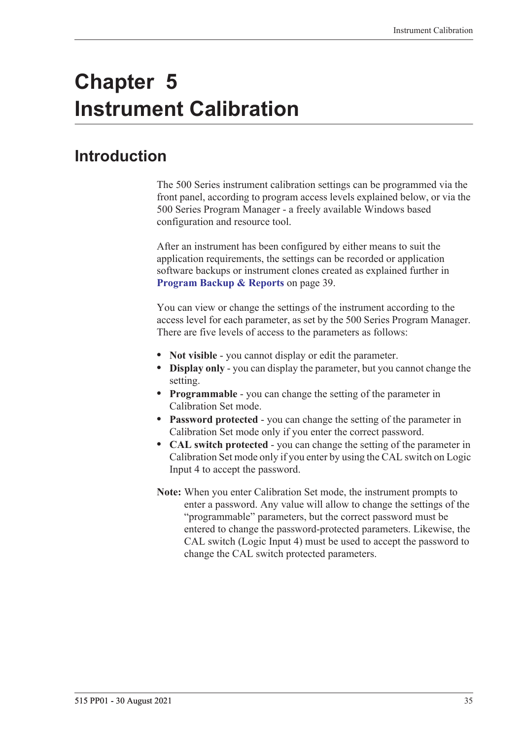# Chapter 5 Instrument Calibration

## Introduction

The 500 Series instrument calibration settings can be programmed via the front panel, according to program access levels explained below, or via the 500 Series Program Manager - a freely available Windows based configuration and resource tool.

After an instrument has been configured by either means to suit the application requirements, the settings can be recorded or application software backups or instrument clones created as explained further in **Program Backup & Reports** on page 39.

You can view or change the settings of the instrument according to the access level for each parameter, as set by the 500 Series Program Manager. There are five levels of access to the parameters as follows:

- **Not visible** - you cannot display or edit the parameter.
- **Display only** - you can display the parameter, but you cannot change the setting.
- **Programmable** - you can change the setting of the parameter in Calibration Set mode.
- **Password protected** - you can change the setting of the parameter in Calibration Set mode only if you enter the correct password.
- **CAL switch protected** - you can change the setting of the parameter in Calibration Set mode only if you enter by using the CAL switch on Logic Input 4 to accept the password.

**Note:** When you enter Calibration Set mode, the instrument prompts to enter a password. Any value will allow to change the settings of the "programmable" parameters, but the correct password must be entered to change the password-protected parameters. Likewise, the CAL switch (Logic Input 4) must be used to accept the password to change the CAL switch protected parameters.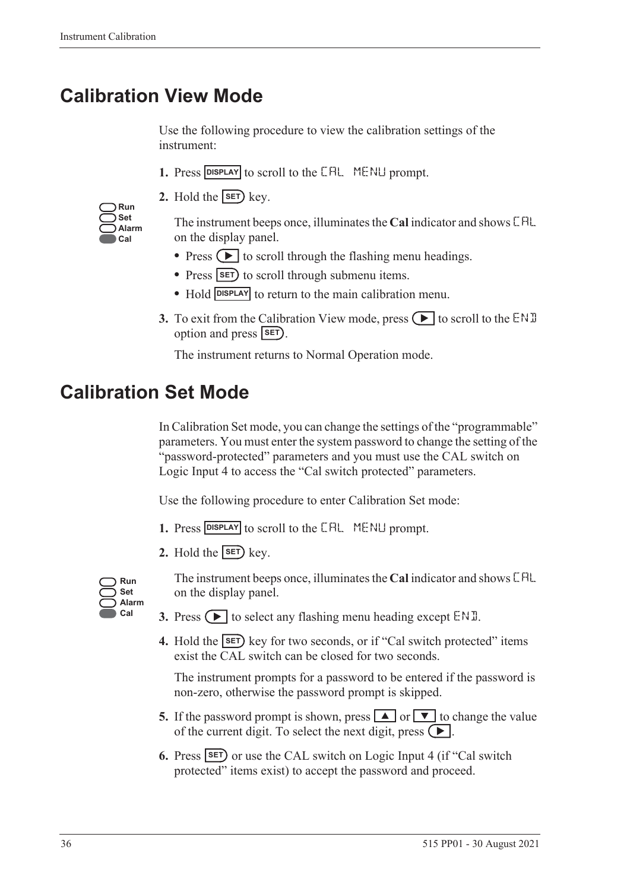# Calibration View Mode

Use the following procedure to view the calibration settings of the instrument:

1. Press DISPLAY to scroll to the CAL MENU prompt.
2. Hold the SET key.

   Run
   Set
   Alarm
   Cal

   The instrument beeps once, illuminates the **Cal** indicator and shows CAL on the display panel.

   - Press ▶ to scroll through the flashing menu headings.
   - Press SET to scroll through submenu items.
   - Hold DISPLAY to return to the main calibration menu.
3. To exit from the Calibration View mode, press ▶ to scroll to the END option and press SET.

   The instrument returns to Normal Operation mode.

# Calibration Set Mode

In Calibration Set mode, you can change the settings of the "programmable" parameters. You must enter the system password to change the setting of the "password-protected" parameters and you must use the CAL switch on Logic Input 4 to access the "Cal switch protected" parameters.

Use the following procedure to enter Calibration Set mode:

1. Press DISPLAY to scroll to the CAL MENU prompt.
2. Hold the SET key.

   Run
   Set
   Alarm
   Cal

   The instrument beeps once, illuminates the **Cal** indicator and shows CAL on the display panel.
3. Press ▶ to select any flashing menu heading except END.
4. Hold the SET key for two seconds, or if "Cal switch protected" items exist the CAL switch can be closed for two seconds.

   The instrument prompts for a password to be entered if the password is non-zero, otherwise the password prompt is skipped.
5. If the password prompt is shown, press ▲ or ▼ to change the value of the current digit. To select the next digit, press ▶.
6. Press SET or use the CAL switch on Logic Input 4 (if "Cal switch protected" items exist) to accept the password and proceed.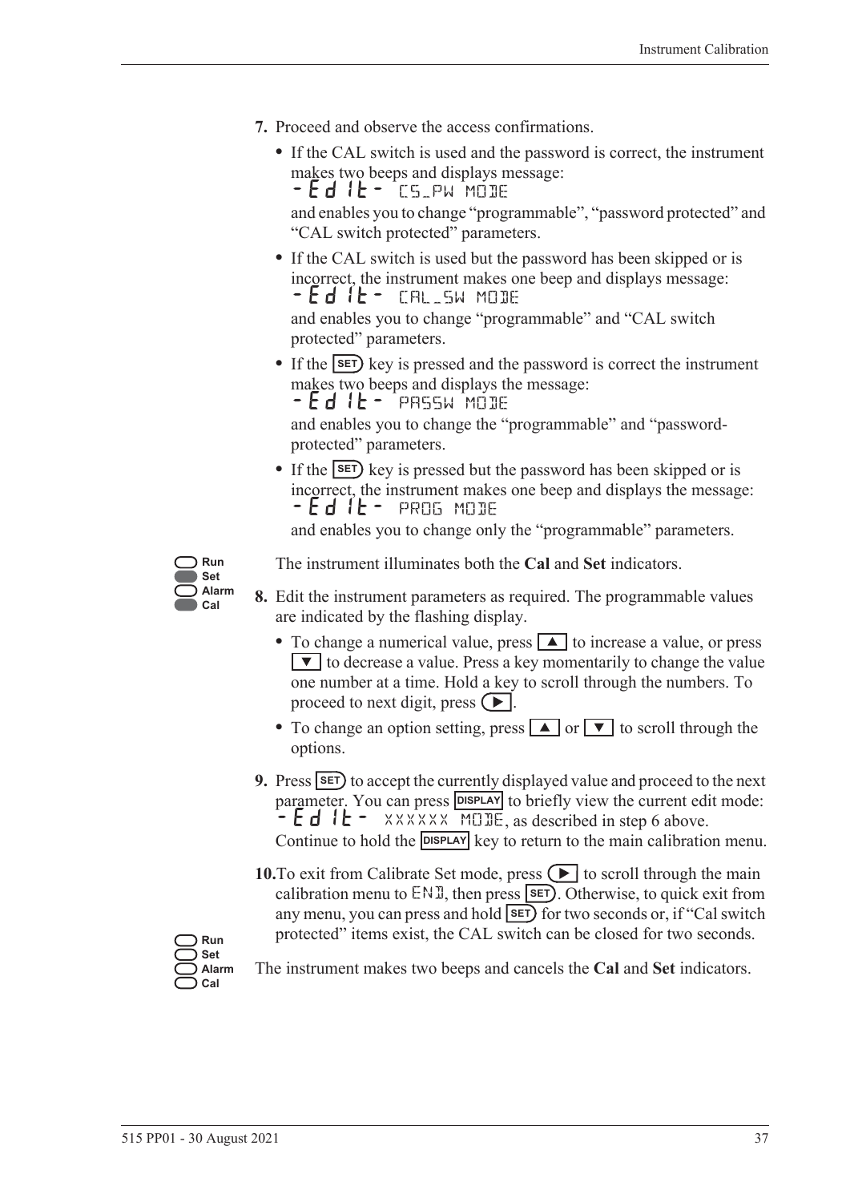7. Proceed and observe the access confirmations.

   - If the CAL switch is used and the password is correct, the instrument makes two beeps and displays message:
     -Edit- CS_PW MODE
     and enables you to change "programmable", "password protected" and "CAL switch protected" parameters.
   - If the CAL switch is used but the password has been skipped or is incorrect, the instrument makes one beep and displays message:
     -Edit- CAL_SW MODE
     and enables you to change "programmable" and "CAL switch protected" parameters.
   - If the SET key is pressed and the password is correct the instrument makes two beeps and displays the message:
     -Edit- PASSW MODE
     and enables you to change the "programmable" and "password-protected" parameters.
   - If the SET key is pressed but the password has been skipped or is incorrect, the instrument makes one beep and displays the message:
     -Edit- PROG MODE
     and enables you to change only the "programmable" parameters.

Run
Set
Alarm
Cal

The instrument illuminates both the **Cal** and **Set** indicators.

8. Edit the instrument parameters as required. The programmable values are indicated by the flashing display.

   - To change a numerical value, press ▲ to increase a value, or press ▼ to decrease a value. Press a key momentarily to change the value one number at a time. Hold a key to scroll through the numbers. To proceed to next digit, press ▶.
   - To change an option setting, press ▲ or ▼ to scroll through the options.

9. Press SET to accept the currently displayed value and proceed to the next parameter. You can press DISPLAY to briefly view the current edit mode: -Edit- XXXXXX MODE, as described in step 6 above. Continue to hold the DISPLAY key to return to the main calibration menu.

10. To exit from Calibrate Set mode, press ▶ to scroll through the main calibration menu to END, then press SET. Otherwise, to quick exit from any menu, you can press and hold SET for two seconds or, if "Cal switch protected" items exist, the CAL switch can be closed for two seconds.

Run
Set
Alarm
Cal

The instrument makes two beeps and cancels the **Cal** and **Set** indicators.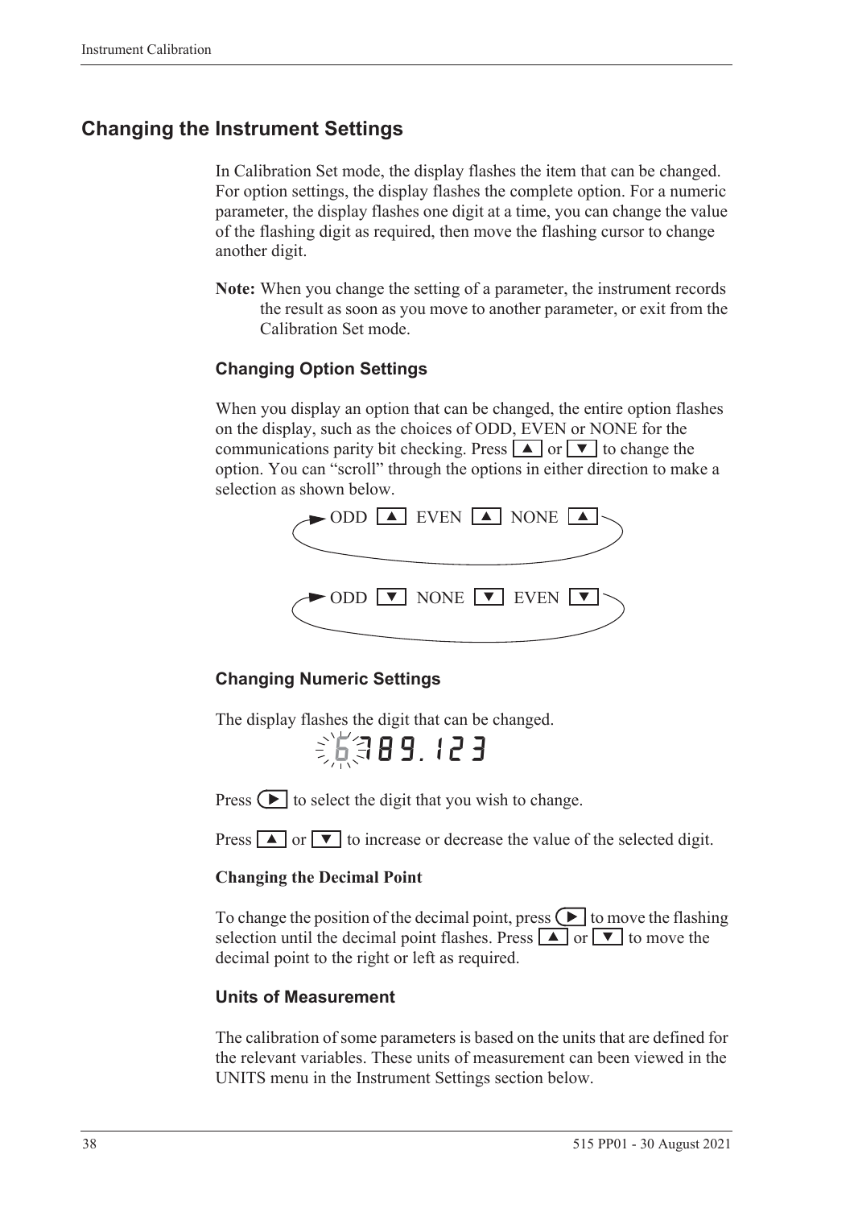## Changing the Instrument Settings

In Calibration Set mode, the display flashes the item that can be changed. For option settings, the display flashes the complete option. For a numeric parameter, the display flashes one digit at a time, you can change the value of the flashing digit as required, then move the flashing cursor to change another digit.

**Note:** When you change the setting of a parameter, the instrument records the result as soon as you move to another parameter, or exit from the Calibration Set mode.

### Changing Option Settings

When you display an option that can be changed, the entire option flashes on the display, such as the choices of ODD, EVEN or NONE for the communications parity bit checking. Press ▲ or ▼ to change the option. You can "scroll" through the options in either direction to make a selection as shown below.

ODD ▲ EVEN ▲ NONE ▲

ODD ▼ NONE ▼ EVEN ▼

### Changing Numeric Settings

The display flashes the digit that can be changed.

6789.123

Press ► to select the digit that you wish to change.

Press ▲ or ▼ to increase or decrease the value of the selected digit.

**Changing the Decimal Point**

To change the position of the decimal point, press ► to move the flashing selection until the decimal point flashes. Press ▲ or ▼ to move the decimal point to the right or left as required.

### Units of Measurement

The calibration of some parameters is based on the units that are defined for the relevant variables. These units of measurement can been viewed in the UNITS menu in the Instrument Settings section below.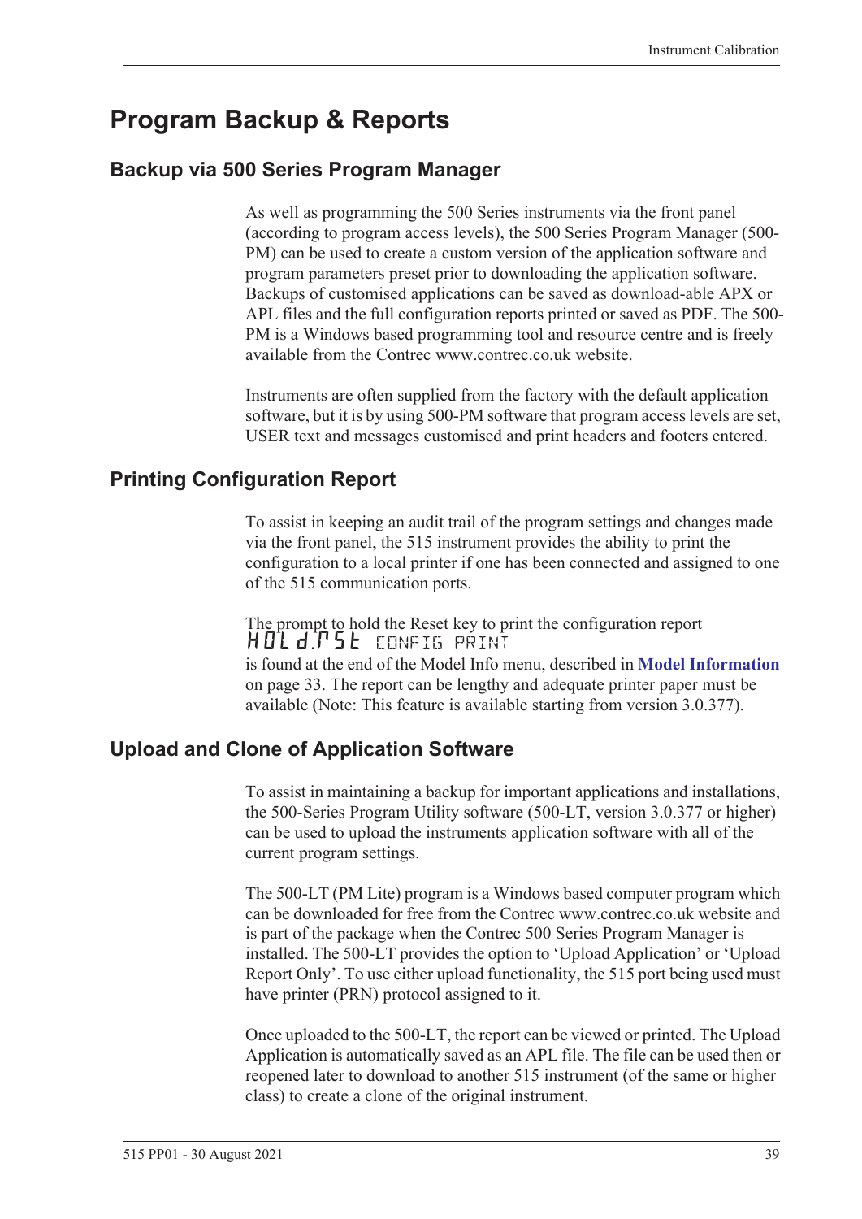# Program Backup & Reports

## Backup via 500 Series Program Manager

As well as programming the 500 Series instruments via the front panel (according to program access levels), the 500 Series Program Manager (500-PM) can be used to create a custom version of the application software and program parameters preset prior to downloading the application software. Backups of customised applications can be saved as download-able APX or APL files and the full configuration reports printed or saved as PDF. The 500-PM is a Windows based programming tool and resource centre and is freely available from the Contrec www.contrec.co.uk website.

Instruments are often supplied from the factory with the default application software, but it is by using 500-PM software that program access levels are set, USER text and messages customised and print headers and footers entered.

## Printing Configuration Report

To assist in keeping an audit trail of the program settings and changes made via the front panel, the 515 instrument provides the ability to print the configuration to a local printer if one has been connected and assigned to one of the 515 communication ports.

The prompt to hold the Reset key to print the configuration report

HOLd.RST CONFIG PRINT

is found at the end of the Model Info menu, described in **Model Information** on page 33. The report can be lengthy and adequate printer paper must be available (Note: This feature is available starting from version 3.0.377).

## Upload and Clone of Application Software

To assist in maintaining a backup for important applications and installations, the 500-Series Program Utility software (500-LT, version 3.0.377 or higher) can be used to upload the instruments application software with all of the current program settings.

The 500-LT (PM Lite) program is a Windows based computer program which can be downloaded for free from the Contrec www.contrec.co.uk website and is part of the package when the Contrec 500 Series Program Manager is installed. The 500-LT provides the option to 'Upload Application' or 'Upload Report Only'. To use either upload functionality, the 515 port being used must have printer (PRN) protocol assigned to it.

Once uploaded to the 500-LT, the report can be viewed or printed. The Upload Application is automatically saved as an APL file. The file can be used then or reopened later to download to another 515 instrument (of the same or higher class) to create a clone of the original instrument.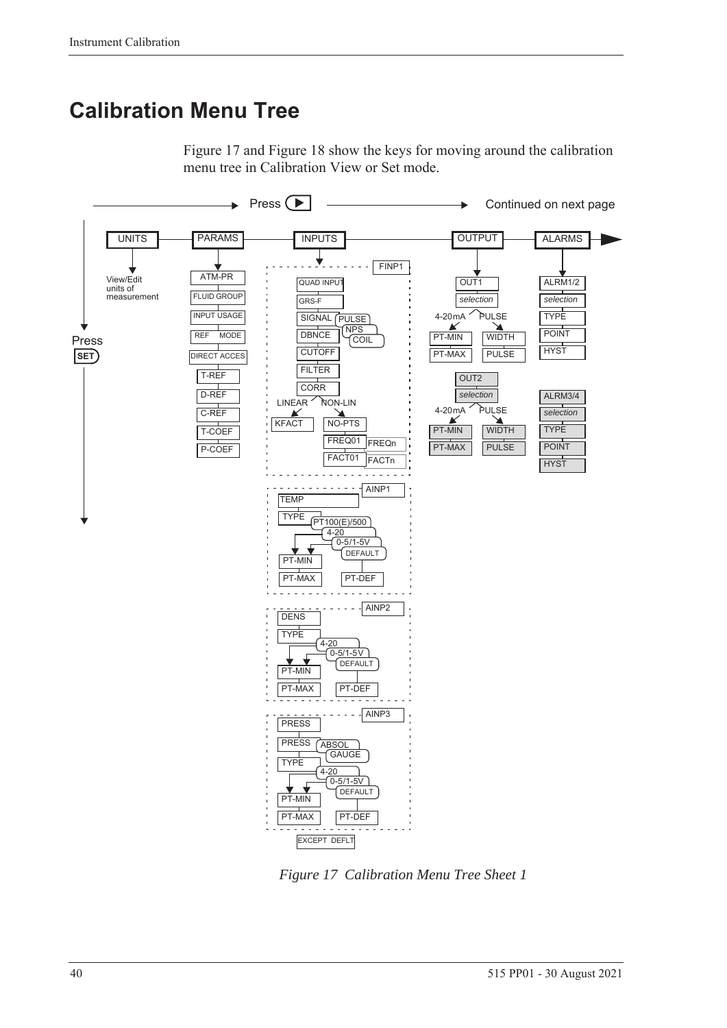# Calibration Menu Tree

Figure 17 and Figure 18 show the keys for moving around the calibration menu tree in Calibration View or Set mode.

Press ▶ → Continued on next page

Press SET

UNITS — View/Edit units of measurement

PARAMS — ATM-PR, FLUID GROUP, INPUT USAGE, REF MODE, DIRECT ACCES, T-REF, D-REF, C-REF, T-COEF, P-COEF

INPUTS
- FINP1: QUAD INPUT, GRS-F, SIGNAL (PULSE, NPS, COIL), DBNCE, CUTOFF, FILTER, CORR
  - LINEAR: KFACT
  - NON-LIN: NO-PTS, FREQ01 … FREQn, FACT01 … FACTn
- AINP1: TEMP, TYPE (PT100(E)/500, 4-20, 0-5/1-5V, DEFAULT), PT-MIN, PT-MAX, PT-DEF
- AINP2: DENS, TYPE (4-20, 0-5/1-5V, DEFAULT), PT-MIN, PT-MAX, PT-DEF
- AINP3: PRESS, PRESS (ABSOL, GAUGE), TYPE (4-20, 0-5/1-5V, DEFAULT), PT-MIN, PT-MAX, PT-DEF
- EXCEPT DEFLT

OUTPUT
- OUT1: selection
  - 4-20mA: PT-MIN, PT-MAX
  - PULSE: WIDTH, PULSE
- OUT2: selection
  - 4-20mA: PT-MIN, PT-MAX
  - PULSE: WIDTH, PULSE

ALARMS
- ALRM1/2: selection, TYPE, POINT, HYST
- ALRM3/4: selection, TYPE, POINT, HYST

*Figure 17 Calibration Menu Tree Sheet 1*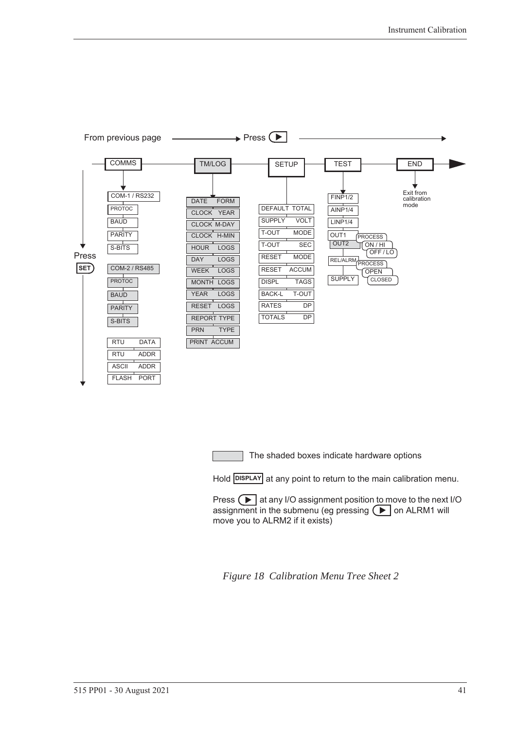From previous page → Press ▶

COMMS
COM-1 / RS232
PROTOC
BAUD
PARITY
S-BITS
COM-2 / RS485
PROTOC
BAUD
PARITY
S-BITS
RTU DATA
RTU ADDR
ASCII ADDR
FLASH PORT

TM/LOG
DATE FORM
CLOCK YEAR
CLOCK M-DAY
CLOCK H-MIN
HOUR LOGS
DAY LOGS
WEEK LOGS
MONTH LOGS
YEAR LOGS
RESET LOGS
REPORT TYPE
PRN TYPE
PRINT ACCUM

SETUP
DEFAULT TOTAL
SUPPLY VOLT
T-OUT MODE
T-OUT SEC
RESET MODE
RESET ACCUM
DISPL TAGS
BACK-L T-OUT
RATES DP
TOTALS DP

TEST
FINP1/2
AINP1/4
LINP1/4
OUT1
OUT2
PROCESS
ON / HI
OFF / LO
REL/ALRM
PROCESS
OPEN
CLOSED
SUPPLY

END
Exit from calibration mode

Press SET

The shaded boxes indicate hardware options

Hold DISPLAY at any point to return to the main calibration menu.

Press ▶ at any I/O assignment position to move to the next I/O assignment in the submenu (eg pressing ▶ on ALRM1 will move you to ALRM2 if it exists)

*Figure 18 Calibration Menu Tree Sheet 2*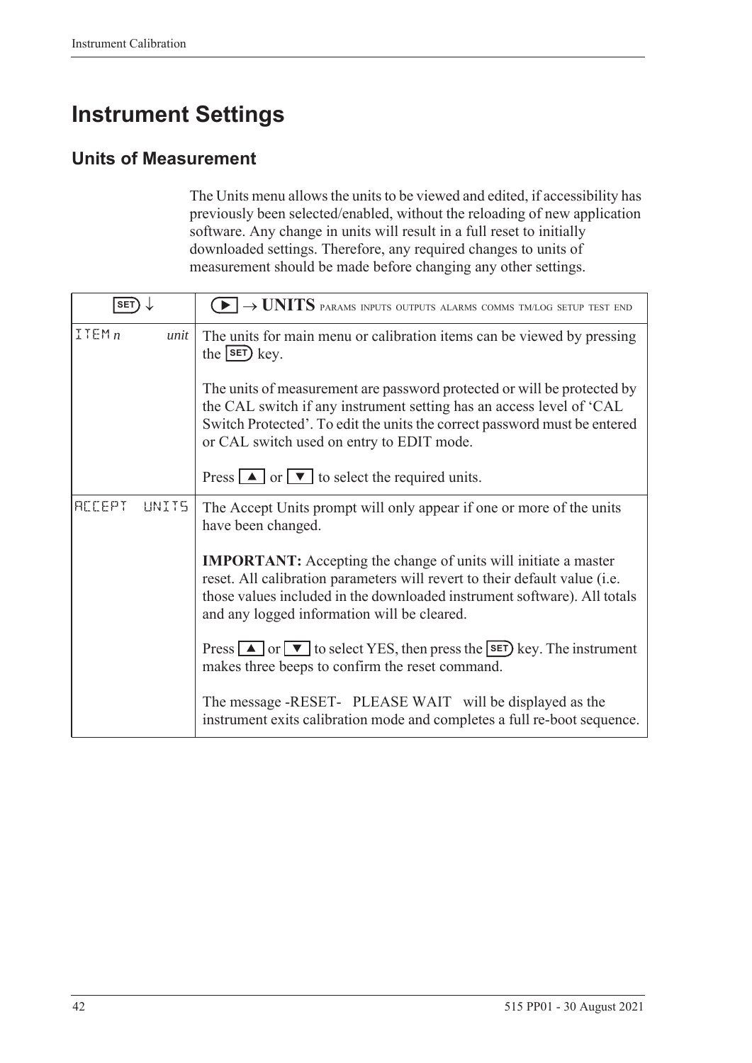# Instrument Settings

## Units of Measurement

The Units menu allows the units to be viewed and edited, if accessibility has previously been selected/enabled, without the reloading of new application software. Any change in units will result in a full reset to initially downloaded settings. Therefore, any required changes to units of measurement should be made before changing any other settings.

| SET ↓ | ▶ → **UNITS** PARAMS INPUTS OUTPUTS ALARMS COMMS TM/LOG SETUP TEST END |
|---|---|
| ITEM *n* *unit* | The units for main menu or calibration items can be viewed by pressing the SET key.<br><br>The units of measurement are password protected or will be protected by the CAL switch if any instrument setting has an access level of 'CAL Switch Protected'. To edit the units the correct password must be entered or CAL switch used on entry to EDIT mode.<br><br>Press ▲ or ▼ to select the required units. |
| ACCEPT UNITS | The Accept Units prompt will only appear if one or more of the units have been changed.<br><br>**IMPORTANT:** Accepting the change of units will initiate a master reset. All calibration parameters will revert to their default value (i.e. those values included in the downloaded instrument software). All totals and any logged information will be cleared.<br><br>Press ▲ or ▼ to select YES, then press the SET key. The instrument makes three beeps to confirm the reset command.<br><br>The message -RESET- PLEASE WAIT will be displayed as the instrument exits calibration mode and completes a full re-boot sequence. |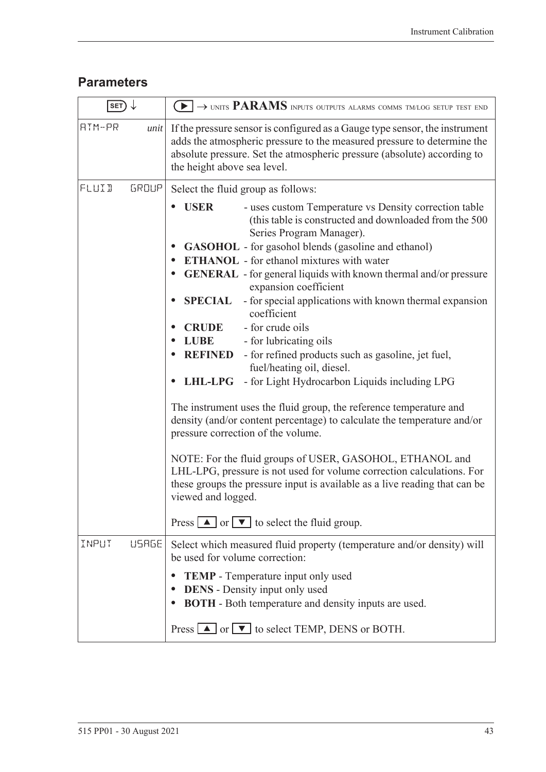## Parameters

| SET ↓ | ▶ → UNITS **PARAMS** INPUTS OUTPUTS ALARMS COMMS TM/LOG SETUP TEST END |
|---|---|
| ATM-PR *unit* | If the pressure sensor is configured as a Gauge type sensor, the instrument adds the atmospheric pressure to the measured pressure to determine the absolute pressure. Set the atmospheric pressure (absolute) according to the height above sea level. |
| FLUID GROUP | Select the fluid group as follows:<br>• **USER** - uses custom Temperature vs Density correction table (this table is constructed and downloaded from the 500 Series Program Manager).<br>• **GASOHOL** - for gasohol blends (gasoline and ethanol)<br>• **ETHANOL** - for ethanol mixtures with water<br>• **GENERAL** - for general liquids with known thermal and/or pressure expansion coefficient<br>• **SPECIAL** - for special applications with known thermal expansion coefficient<br>• **CRUDE** - for crude oils<br>• **LUBE** - for lubricating oils<br>• **REFINED** - for refined products such as gasoline, jet fuel, fuel/heating oil, diesel.<br>• **LHL-LPG** - for Light Hydrocarbon Liquids including LPG<br><br>The instrument uses the fluid group, the reference temperature and density (and/or content percentage) to calculate the temperature and/or pressure correction of the volume.<br><br>NOTE: For the fluid groups of USER, GASOHOL, ETHANOL and LHL-LPG, pressure is not used for volume correction calculations. For these groups the pressure input is available as a live reading that can be viewed and logged.<br><br>Press ▲ or ▼ to select the fluid group. |
| INPUT USAGE | Select which measured fluid property (temperature and/or density) will be used for volume correction:<br>• **TEMP** - Temperature input only used<br>• **DENS** - Density input only used<br>• **BOTH** - Both temperature and density inputs are used.<br><br>Press ▲ or ▼ to select TEMP, DENS or BOTH. |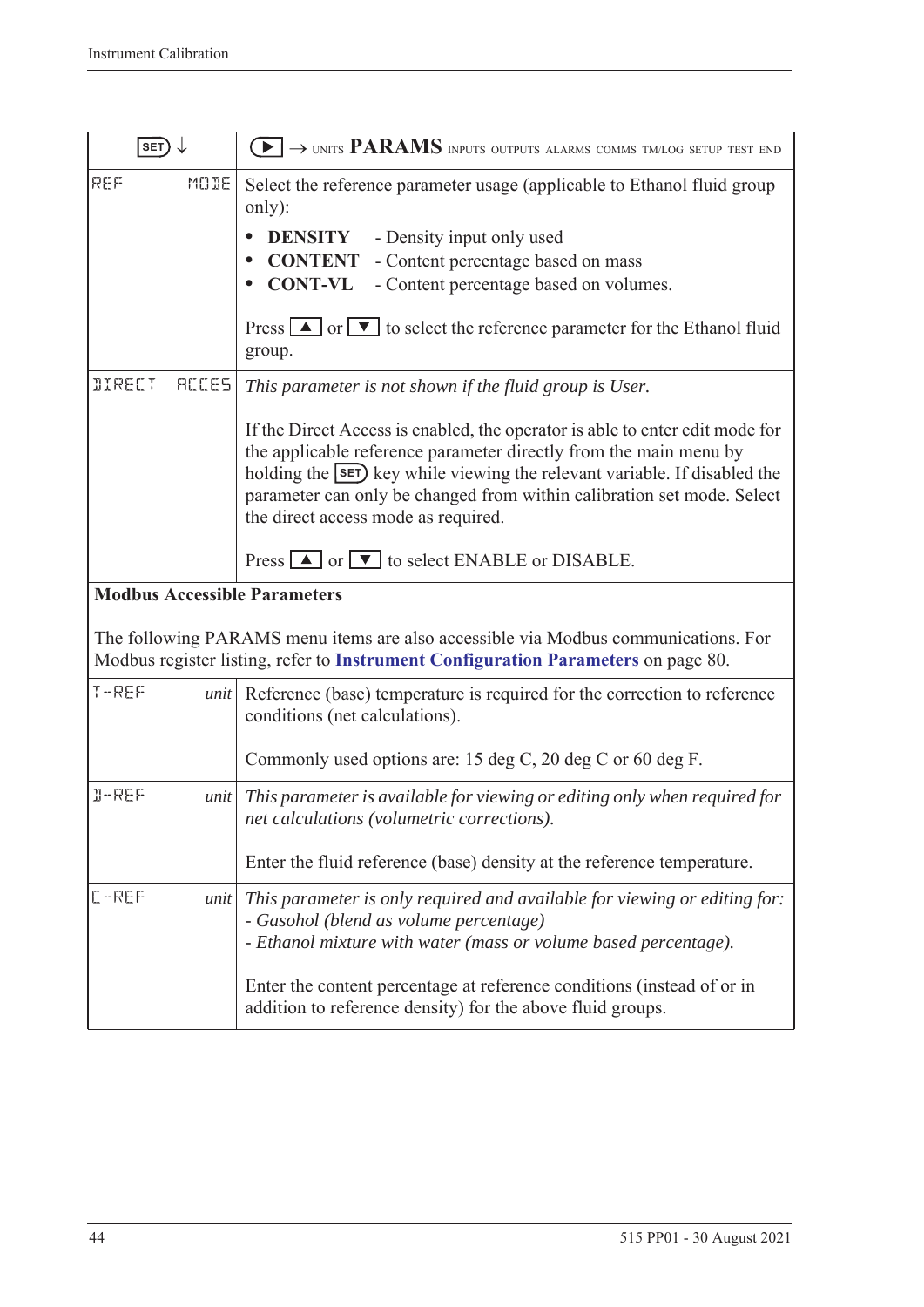| SET ↓ | ▶ → UNITS **PARAMS** INPUTS OUTPUTS ALARMS COMMS TM/LOG SETUP TEST END |
|---|---|
| REF MODE | Select the reference parameter usage (applicable to Ethanol fluid group only):<br>• **DENSITY** - Density input only used<br>• **CONTENT** - Content percentage based on mass<br>• **CONT-VL** - Content percentage based on volumes.<br><br>Press ▲ or ▼ to select the reference parameter for the Ethanol fluid group. |
| DIRECT ACCES | *This parameter is not shown if the fluid group is User.*<br><br>If the Direct Access is enabled, the operator is able to enter edit mode for the applicable reference parameter directly from the main menu by holding the SET key while viewing the relevant variable. If disabled the parameter can only be changed from within calibration set mode. Select the direct access mode as required.<br><br>Press ▲ or ▼ to select ENABLE or DISABLE. |
| **Modbus Accessible Parameters**<br><br>The following PARAMS menu items are also accessible via Modbus communications. For Modbus register listing, refer to **Instrument Configuration Parameters** on page 80. | |
| T-REF *unit* | Reference (base) temperature is required for the correction to reference conditions (net calculations).<br><br>Commonly used options are: 15 deg C, 20 deg C or 60 deg F. |
| D-REF *unit* | *This parameter is available for viewing or editing only when required for net calculations (volumetric corrections).*<br><br>Enter the fluid reference (base) density at the reference temperature. |
| C-REF *unit* | *This parameter is only required and available for viewing or editing for:*<br>*- Gasohol (blend as volume percentage)*<br>*- Ethanol mixture with water (mass or volume based percentage).*<br><br>Enter the content percentage at reference conditions (instead of or in addition to reference density) for the above fluid groups. |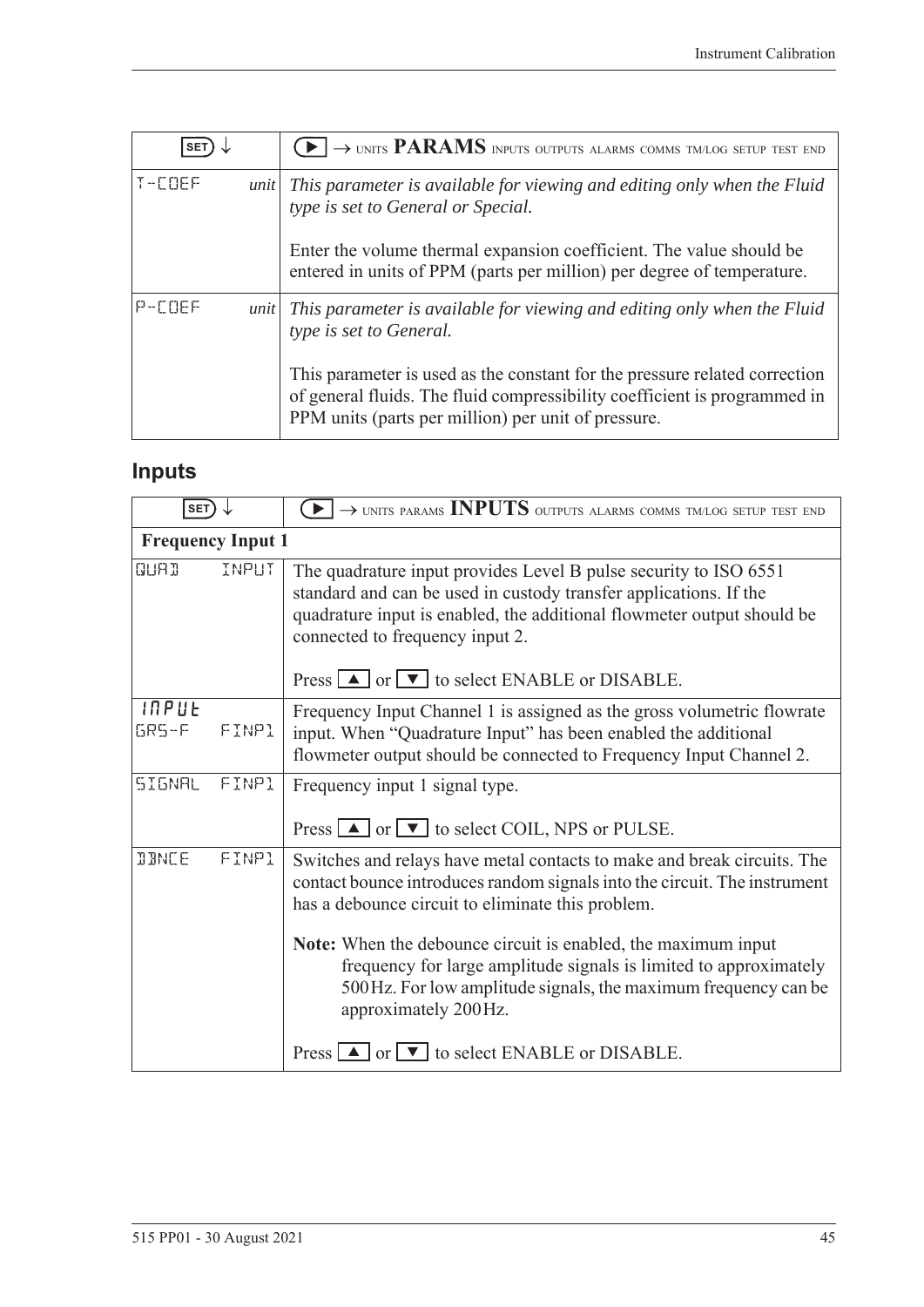| SET ↓ | ▶ → UNITS **PARAMS** INPUTS OUTPUTS ALARMS COMMS TM/LOG SETUP TEST END |
|---|---|
| T-COEF *unit* | *This parameter is available for viewing and editing only when the Fluid type is set to General or Special.*<br><br>Enter the volume thermal expansion coefficient. The value should be entered in units of PPM (parts per million) per degree of temperature. |
| P-COEF *unit* | *This parameter is available for viewing and editing only when the Fluid type is set to General.*<br><br>This parameter is used as the constant for the pressure related correction of general fluids. The fluid compressibility coefficient is programmed in PPM units (parts per million) per unit of pressure. |

## Inputs

| SET ↓ | ▶ → UNITS PARAMS **INPUTS** OUTPUTS ALARMS COMMS TM/LOG SETUP TEST END |
|---|---|
| **Frequency Input 1** | |
| QUAD INPUT | The quadrature input provides Level B pulse security to ISO 6551 standard and can be used in custody transfer applications. If the quadrature input is enabled, the additional flowmeter output should be connected to frequency input 2.<br><br>Press ▲ or ▼ to select ENABLE or DISABLE. |
| INPUT GRS-F FINP1 | Frequency Input Channel 1 is assigned as the gross volumetric flowrate input. When "Quadrature Input" has been enabled the additional flowmeter output should be connected to Frequency Input Channel 2. |
| SIGNAL FINP1 | Frequency input 1 signal type.<br><br>Press ▲ or ▼ to select COIL, NPS or PULSE. |
| DBNCE FINP1 | Switches and relays have metal contacts to make and break circuits. The contact bounce introduces random signals into the circuit. The instrument has a debounce circuit to eliminate this problem.<br><br>**Note:** When the debounce circuit is enabled, the maximum input frequency for large amplitude signals is limited to approximately 500 Hz. For low amplitude signals, the maximum frequency can be approximately 200 Hz.<br><br>Press ▲ or ▼ to select ENABLE or DISABLE. |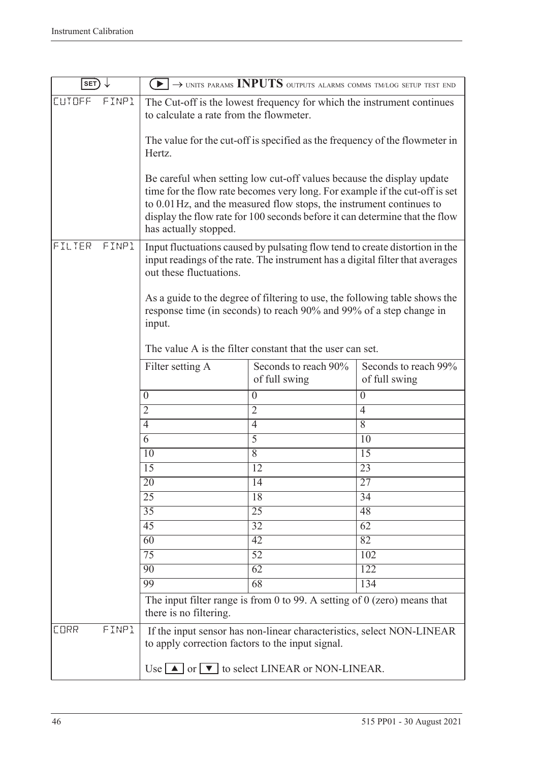| SET ↓ | ▶ → UNITS PARAMS **INPUTS** OUTPUTS ALARMS COMMS TM/LOG SETUP TEST END |
|---|---|
| CUTOFF FINP1 | The Cut-off is the lowest frequency for which the instrument continues to calculate a rate from the flowmeter.<br><br>The value for the cut-off is specified as the frequency of the flowmeter in Hertz.<br><br>Be careful when setting low cut-off values because the display update time for the flow rate becomes very long. For example if the cut-off is set to 0.01 Hz, and the measured flow stops, the instrument continues to display the flow rate for 100 seconds before it can determine that the flow has actually stopped. |
| FILTER FINP1 | Input fluctuations caused by pulsating flow tend to create distortion in the input readings of the rate. The instrument has a digital filter that averages out these fluctuations.<br><br>As a guide to the degree of filtering to use, the following table shows the response time (in seconds) to reach 90% and 99% of a step change in input.<br><br>The value A is the filter constant that the user can set. |
| CORR FINP1 | If the input sensor has non-linear characteristics, select NON-LINEAR to apply correction factors to the input signal.<br><br>Use ▲ or ▼ to select LINEAR or NON-LINEAR. |

| Filter setting A | Seconds to reach 90% of full swing | Seconds to reach 99% of full swing |
|---|---|---|
| 0 | 0 | 0 |
| 2 | 2 | 4 |
| 4 | 4 | 8 |
| 6 | 5 | 10 |
| 10 | 8 | 15 |
| 15 | 12 | 23 |
| 20 | 14 | 27 |
| 25 | 18 | 34 |
| 35 | 25 | 48 |
| 45 | 32 | 62 |
| 60 | 42 | 82 |
| 75 | 52 | 102 |
| 90 | 62 | 122 |
| 99 | 68 | 134 |

The input filter range is from 0 to 99. A setting of 0 (zero) means that there is no filtering.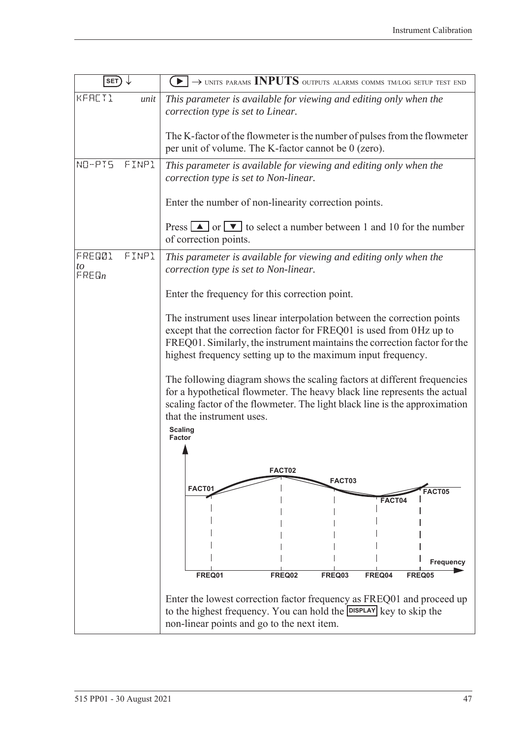| SET ↓ | ▶ → UNITS PARAMS **INPUTS** OUTPUTS ALARMS COMMS TM/LOG SETUP TEST END |
|---|---|
| KFACT1 *unit* | *This parameter is available for viewing and editing only when the correction type is set to Linear.*<br><br>The K-factor of the flowmeter is the number of pulses from the flowmeter per unit of volume. The K-factor cannot be 0 (zero). |
| NO-PTS FINP1 | *This parameter is available for viewing and editing only when the correction type is set to Non-linear.*<br><br>Enter the number of non-linearity correction points.<br><br>Press ▲ or ▼ to select a number between 1 and 10 for the number of correction points. |
| FREQ01 FINP1 *to* FREQ*n* | *This parameter is available for viewing and editing only when the correction type is set to Non-linear.*<br><br>Enter the frequency for this correction point.<br><br>The instrument uses linear interpolation between the correction points except that the correction factor for FREQ01 is used from 0Hz up to FREQ01. Similarly, the instrument maintains the correction factor for the highest frequency setting up to the maximum input frequency.<br><br>The following diagram shows the scaling factors at different frequencies for a hypothetical flowmeter. The heavy black line represents the actual scaling factor of the flowmeter. The light black line is the approximation that the instrument uses.<br><br>Scaling Factor<br>FACT01 FACT02 FACT03 FACT04 FACT05<br>Frequency<br>FREQ01 FREQ02 FREQ03 FREQ04 FREQ05<br><br>Enter the lowest correction factor frequency as FREQ01 and proceed up to the highest frequency. You can hold the DISPLAY key to skip the non-linear points and go to the next item. |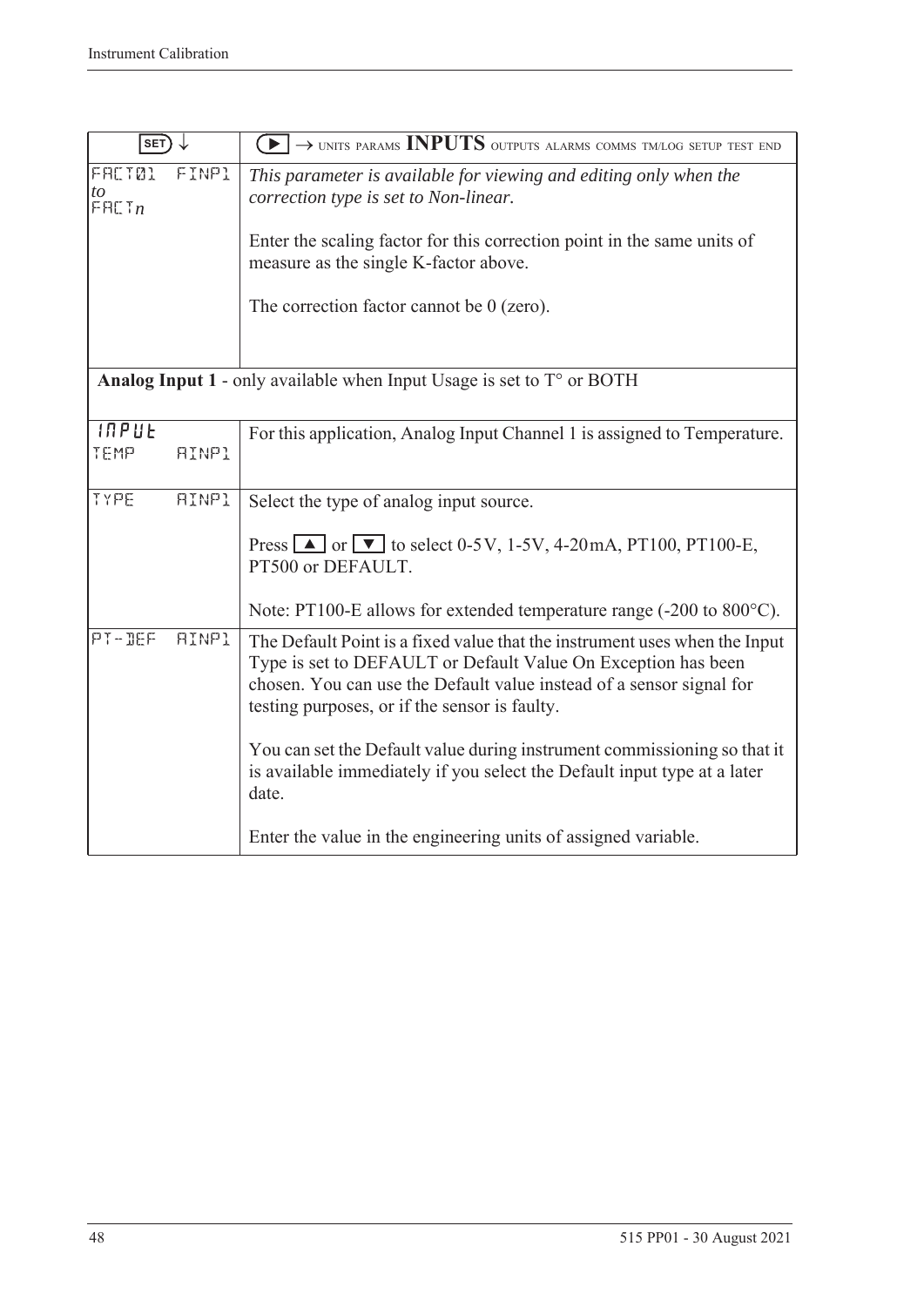| SET ↓ | ▶ → UNITS PARAMS **INPUTS** OUTPUTS ALARMS COMMS TM/LOG SETUP TEST END |
|---|---|
| FACT01 FINP1 *to* FACT*n* | *This parameter is available for viewing and editing only when the correction type is set to Non-linear.*<br><br>Enter the scaling factor for this correction point in the same units of measure as the single K-factor above.<br><br>The correction factor cannot be 0 (zero). |
| **Analog Input 1** - only available when Input Usage is set to T° or BOTH | |
| INPUT TEMP AINP1 | For this application, Analog Input Channel 1 is assigned to Temperature. |
| TYPE AINP1 | Select the type of analog input source.<br><br>Press ▲ or ▼ to select 0-5V, 1-5V, 4-20mA, PT100, PT100-E, PT500 or DEFAULT.<br><br>Note: PT100-E allows for extended temperature range (-200 to 800°C). |
| PT-DEF AINP1 | The Default Point is a fixed value that the instrument uses when the Input Type is set to DEFAULT or Default Value On Exception has been chosen. You can use the Default value instead of a sensor signal for testing purposes, or if the sensor is faulty.<br><br>You can set the Default value during instrument commissioning so that it is available immediately if you select the Default input type at a later date.<br><br>Enter the value in the engineering units of assigned variable. |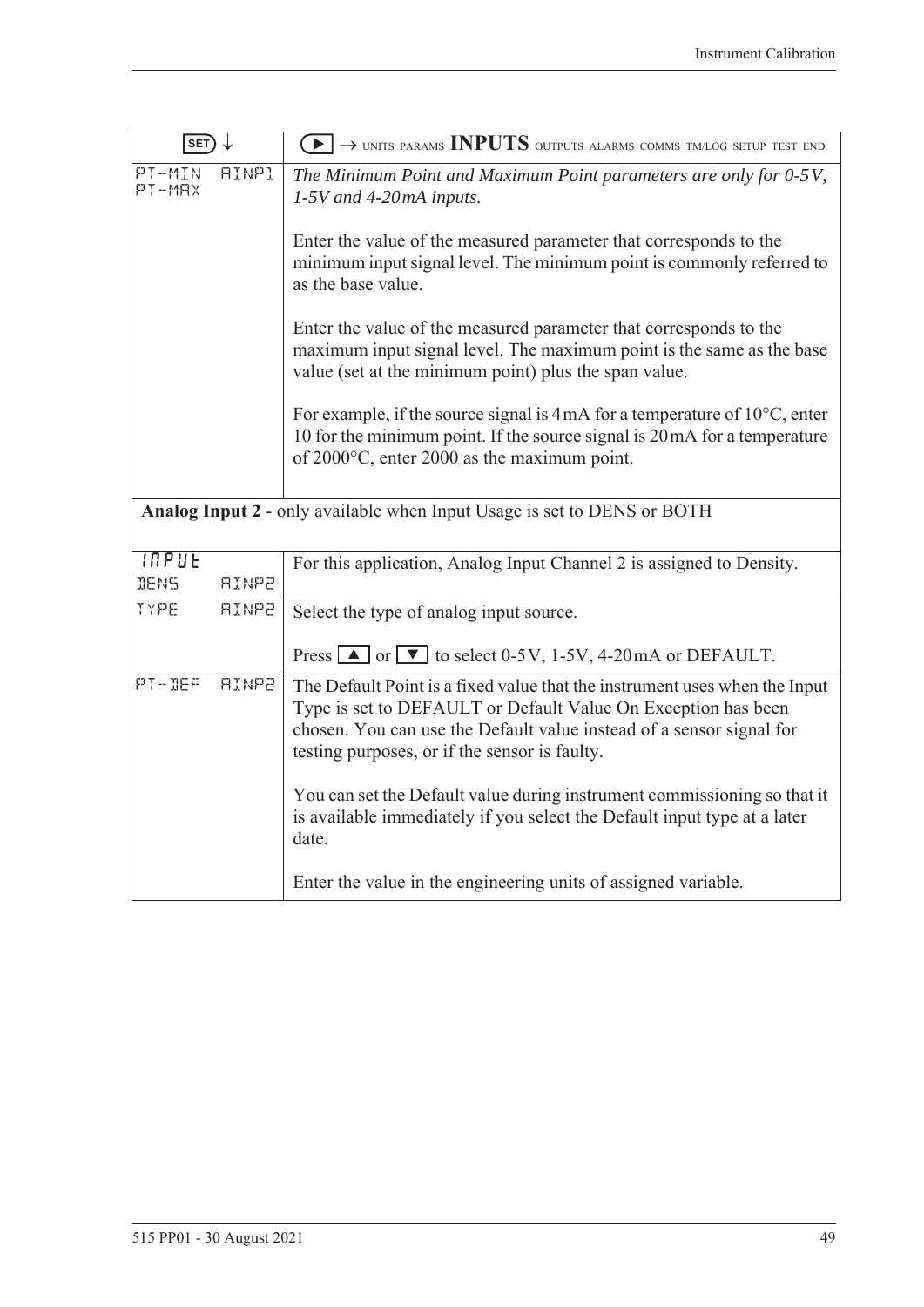| SET ↓ | ▶ → UNITS PARAMS **INPUTS** OUTPUTS ALARMS COMMS TM/LOG SETUP TEST END |
|---|---|
| PT-MIN AINP1<br>PT-MAX | *The Minimum Point and Maximum Point parameters are only for 0-5V, 1-5V and 4-20mA inputs.*<br><br>Enter the value of the measured parameter that corresponds to the minimum input signal level. The minimum point is commonly referred to as the base value.<br><br>Enter the value of the measured parameter that corresponds to the maximum input signal level. The maximum point is the same as the base value (set at the minimum point) plus the span value.<br><br>For example, if the source signal is 4mA for a temperature of 10°C, enter 10 for the minimum point. If the source signal is 20mA for a temperature of 2000°C, enter 2000 as the maximum point. |
| **Analog Input 2** - only available when Input Usage is set to DENS or BOTH | |
| INPUT<br>DENS AINP2 | For this application, Analog Input Channel 2 is assigned to Density. |
| TYPE AINP2 | Select the type of analog input source.<br><br>Press ▲ or ▼ to select 0-5V, 1-5V, 4-20mA or DEFAULT. |
| PT-DEF AINP2 | The Default Point is a fixed value that the instrument uses when the Input Type is set to DEFAULT or Default Value On Exception has been chosen. You can use the Default value instead of a sensor signal for testing purposes, or if the sensor is faulty.<br><br>You can set the Default value during instrument commissioning so that it is available immediately if you select the Default input type at a later date.<br><br>Enter the value in the engineering units of assigned variable. |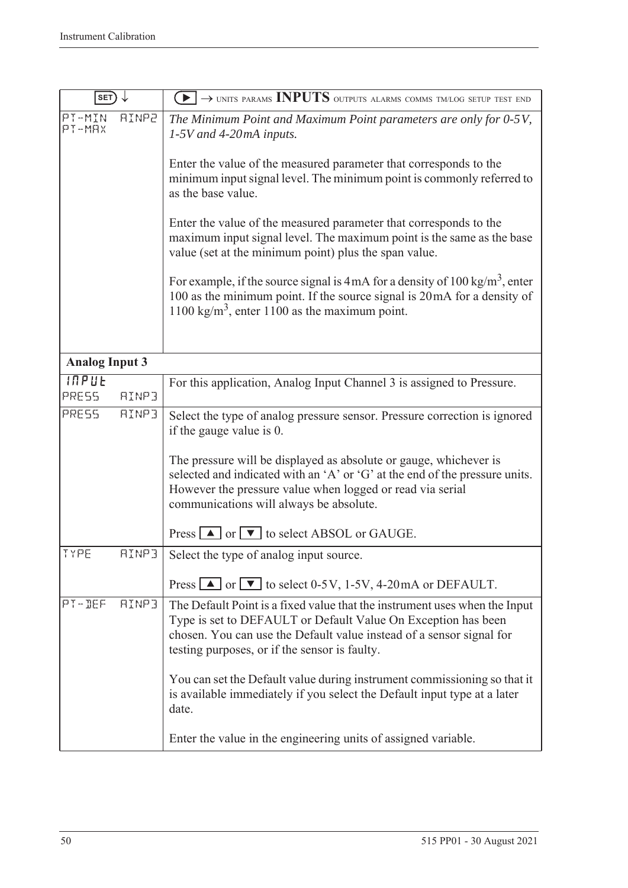| SET ↓ | ▶ → UNITS PARAMS **INPUTS** OUTPUTS ALARMS COMMS TM/LOG SETUP TEST END |
|---|---|
| PT-MIN AINP2<br>PT-MAX | *The Minimum Point and Maximum Point parameters are only for 0-5V, 1-5V and 4-20mA inputs.*<br><br>Enter the value of the measured parameter that corresponds to the minimum input signal level. The minimum point is commonly referred to as the base value.<br><br>Enter the value of the measured parameter that corresponds to the maximum input signal level. The maximum point is the same as the base value (set at the minimum point) plus the span value.<br><br>For example, if the source signal is 4mA for a density of 100 kg/m$^3$, enter 100 as the minimum point. If the source signal is 20mA for a density of 1100 kg/m$^3$, enter 1100 as the maximum point. |
| **Analog Input 3** | |
| INPUT<br>PRESS AINP3 | For this application, Analog Input Channel 3 is assigned to Pressure. |
| PRESS AINP3 | Select the type of analog pressure sensor. Pressure correction is ignored if the gauge value is 0.<br><br>The pressure will be displayed as absolute or gauge, whichever is selected and indicated with an 'A' or 'G' at the end of the pressure units. However the pressure value when logged or read via serial communications will always be absolute.<br><br>Press ▲ or ▼ to select ABSOL or GAUGE. |
| TYPE AINP3 | Select the type of analog input source.<br><br>Press ▲ or ▼ to select 0-5V, 1-5V, 4-20mA or DEFAULT. |
| PT-DEF AINP3 | The Default Point is a fixed value that the instrument uses when the Input Type is set to DEFAULT or Default Value On Exception has been chosen. You can use the Default value instead of a sensor signal for testing purposes, or if the sensor is faulty.<br><br>You can set the Default value during instrument commissioning so that it is available immediately if you select the Default input type at a later date.<br><br>Enter the value in the engineering units of assigned variable. |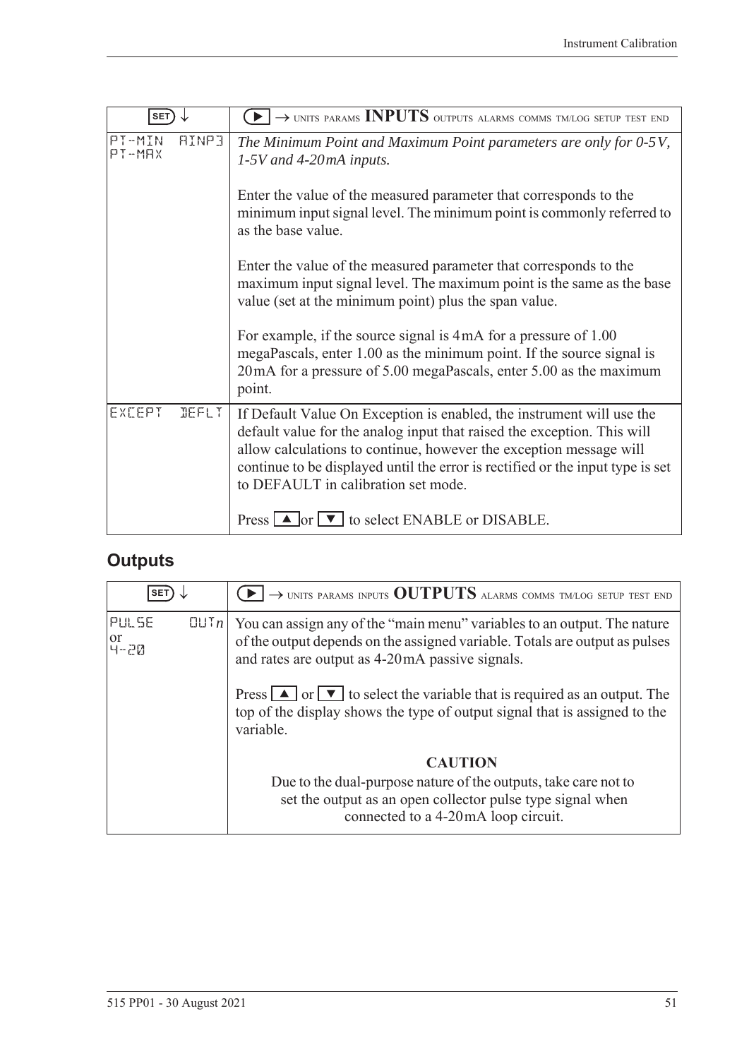| SET ↓ | ▶ → UNITS PARAMS **INPUTS** OUTPUTS ALARMS COMMS TM/LOG SETUP TEST END |
|---|---|
| PT-MIN AINP3<br>PT-MAX | *The Minimum Point and Maximum Point parameters are only for 0-5V, 1-5V and 4-20mA inputs.*<br><br>Enter the value of the measured parameter that corresponds to the minimum input signal level. The minimum point is commonly referred to as the base value.<br><br>Enter the value of the measured parameter that corresponds to the maximum input signal level. The maximum point is the same as the base value (set at the minimum point) plus the span value.<br><br>For example, if the source signal is 4mA for a pressure of 1.00 megaPascals, enter 1.00 as the minimum point. If the source signal is 20mA for a pressure of 5.00 megaPascals, enter 5.00 as the maximum point. |
| EXCEPT DEFLT | If Default Value On Exception is enabled, the instrument will use the default value for the analog input that raised the exception. This will allow calculations to continue, however the exception message will continue to be displayed until the error is rectified or the input type is set to DEFAULT in calibration set mode.<br><br>Press ▲ or ▼ to select ENABLE or DISABLE. |

## Outputs

| SET ↓ | ▶ → UNITS PARAMS INPUTS **OUTPUTS** ALARMS COMMS TM/LOG SETUP TEST END |
|---|---|
| PULSE OUT*n*<br>or<br>4-20 | You can assign any of the "main menu" variables to an output. The nature of the output depends on the assigned variable. Totals are output as pulses and rates are output as 4-20mA passive signals.<br><br>Press ▲ or ▼ to select the variable that is required as an output. The top of the display shows the type of output signal that is assigned to the variable.<br><br>**CAUTION**<br>Due to the dual-purpose nature of the outputs, take care not to set the output as an open collector pulse type signal when connected to a 4-20mA loop circuit. |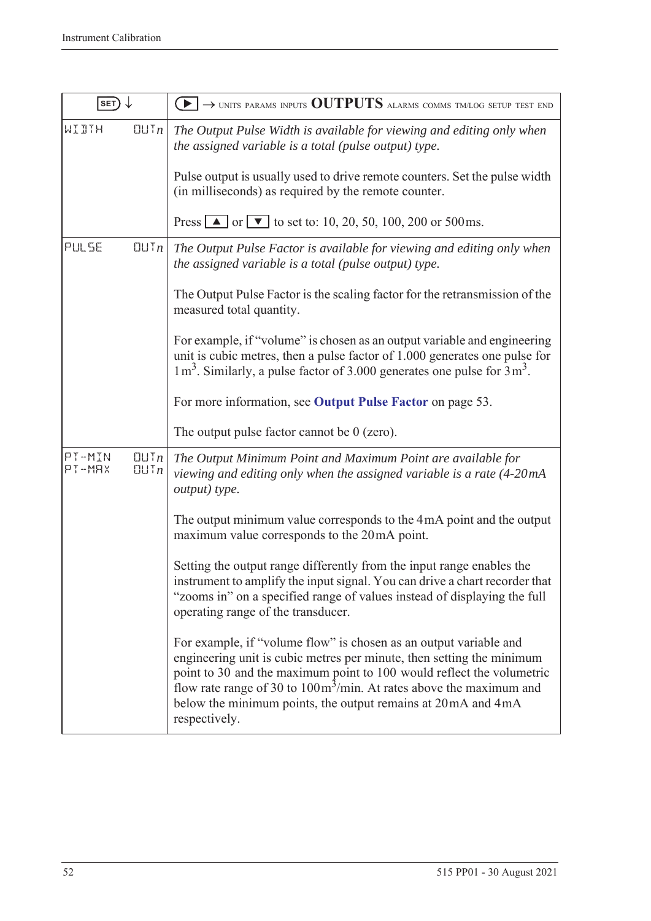| SET ↓ | ▶ → UNITS PARAMS INPUTS **OUTPUTS** ALARMS COMMS TM/LOG SETUP TEST END |
|---|---|
| WIDTH OUT*n* | *The Output Pulse Width is available for viewing and editing only when the assigned variable is a total (pulse output) type.*<br><br>Pulse output is usually used to drive remote counters. Set the pulse width (in milliseconds) as required by the remote counter.<br><br>Press ▲ or ▼ to set to: 10, 20, 50, 100, 200 or 500 ms. |
| PULSE OUT*n* | *The Output Pulse Factor is available for viewing and editing only when the assigned variable is a total (pulse output) type.*<br><br>The Output Pulse Factor is the scaling factor for the retransmission of the measured total quantity.<br><br>For example, if "volume" is chosen as an output variable and engineering unit is cubic metres, then a pulse factor of 1.000 generates one pulse for 1 $m^3$. Similarly, a pulse factor of 3.000 generates one pulse for 3 $m^3$.<br><br>For more information, see **Output Pulse Factor** on page 53.<br><br>The output pulse factor cannot be 0 (zero). |
| PT-MIN OUT*n*<br>PT-MAX OUT*n* | *The Output Minimum Point and Maximum Point are available for viewing and editing only when the assigned variable is a rate (4-20 mA output) type.*<br><br>The output minimum value corresponds to the 4 mA point and the output maximum value corresponds to the 20 mA point.<br><br>Setting the output range differently from the input range enables the instrument to amplify the input signal. You can drive a chart recorder that "zooms in" on a specified range of values instead of displaying the full operating range of the transducer.<br><br>For example, if "volume flow" is chosen as an output variable and engineering unit is cubic metres per minute, then setting the minimum point to 30 and the maximum point to 100 would reflect the volumetric flow rate range of 30 to 100 $m^3$/min. At rates above the maximum and below the minimum points, the output remains at 20 mA and 4 mA respectively. |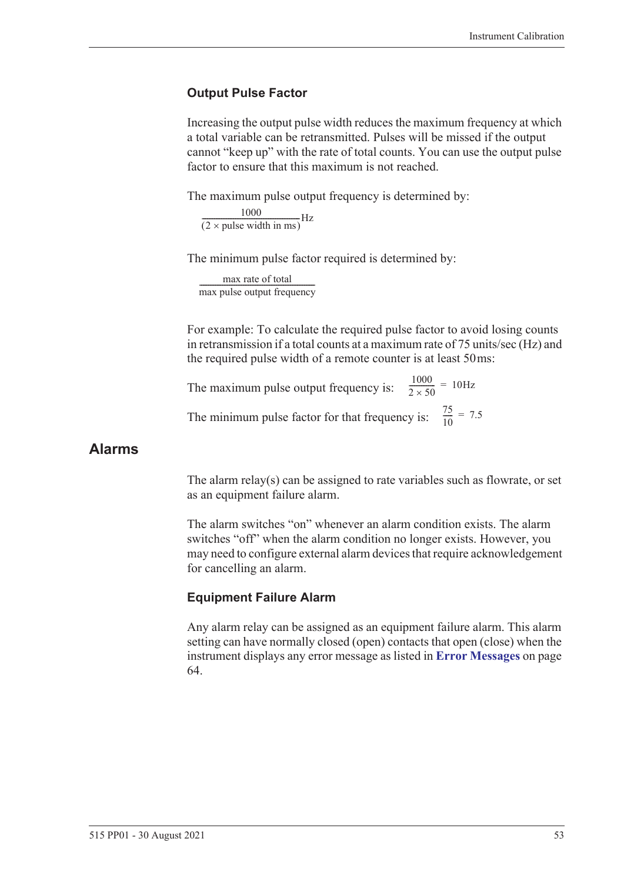### Output Pulse Factor

Increasing the output pulse width reduces the maximum frequency at which a total variable can be retransmitted. Pulses will be missed if the output cannot "keep up" with the rate of total counts. You can use the output pulse factor to ensure that this maximum is not reached.

The maximum pulse output frequency is determined by:

$$\frac{1000}{(2 \times \text{pulse width in ms})} \text{Hz}$$

The minimum pulse factor required is determined by:

$$\frac{\text{max rate of total}}{\text{max pulse output frequency}}$$

For example: To calculate the required pulse factor to avoid losing counts in retransmission if a total counts at a maximum rate of 75 units/sec (Hz) and the required pulse width of a remote counter is at least 50 ms:

The maximum pulse output frequency is: $\frac{1000}{2 \times 50} = 10\text{Hz}$

The minimum pulse factor for that frequency is: $\frac{75}{10} = 7.5$

## Alarms

The alarm relay(s) can be assigned to rate variables such as flowrate, or set as an equipment failure alarm.

The alarm switches "on" whenever an alarm condition exists. The alarm switches "off" when the alarm condition no longer exists. However, you may need to configure external alarm devices that require acknowledgement for cancelling an alarm.

### Equipment Failure Alarm

Any alarm relay can be assigned as an equipment failure alarm. This alarm setting can have normally closed (open) contacts that open (close) when the instrument displays any error message as listed in **Error Messages** on page 64.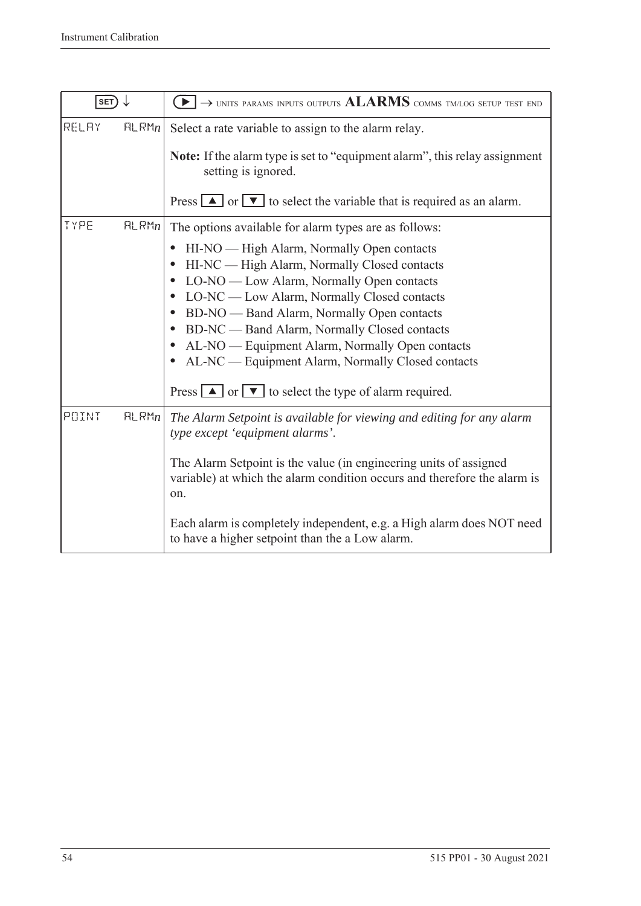| SET ↓ | | ▶ → UNITS PARAMS INPUTS OUTPUTS **ALARMS** COMMS TM/LOG SETUP TEST END |
|---|---|---|
| RELAY | ALRM*n* | Select a rate variable to assign to the alarm relay.<br><br>**Note:** If the alarm type is set to "equipment alarm", this relay assignment setting is ignored.<br><br>Press ▲ or ▼ to select the variable that is required as an alarm. |
| TYPE | ALRM*n* | The options available for alarm types are as follows:<br><br>• HI-NO — High Alarm, Normally Open contacts<br>• HI-NC — High Alarm, Normally Closed contacts<br>• LO-NO — Low Alarm, Normally Open contacts<br>• LO-NC — Low Alarm, Normally Closed contacts<br>• BD-NO — Band Alarm, Normally Open contacts<br>• BD-NC — Band Alarm, Normally Closed contacts<br>• AL-NO — Equipment Alarm, Normally Open contacts<br>• AL-NC — Equipment Alarm, Normally Closed contacts<br><br>Press ▲ or ▼ to select the type of alarm required. |
| POINT | ALRM*n* | *The Alarm Setpoint is available for viewing and editing for any alarm type except 'equipment alarms'.*<br><br>The Alarm Setpoint is the value (in engineering units of assigned variable) at which the alarm condition occurs and therefore the alarm is on.<br><br>Each alarm is completely independent, e.g. a High alarm does NOT need to have a higher setpoint than the a Low alarm. |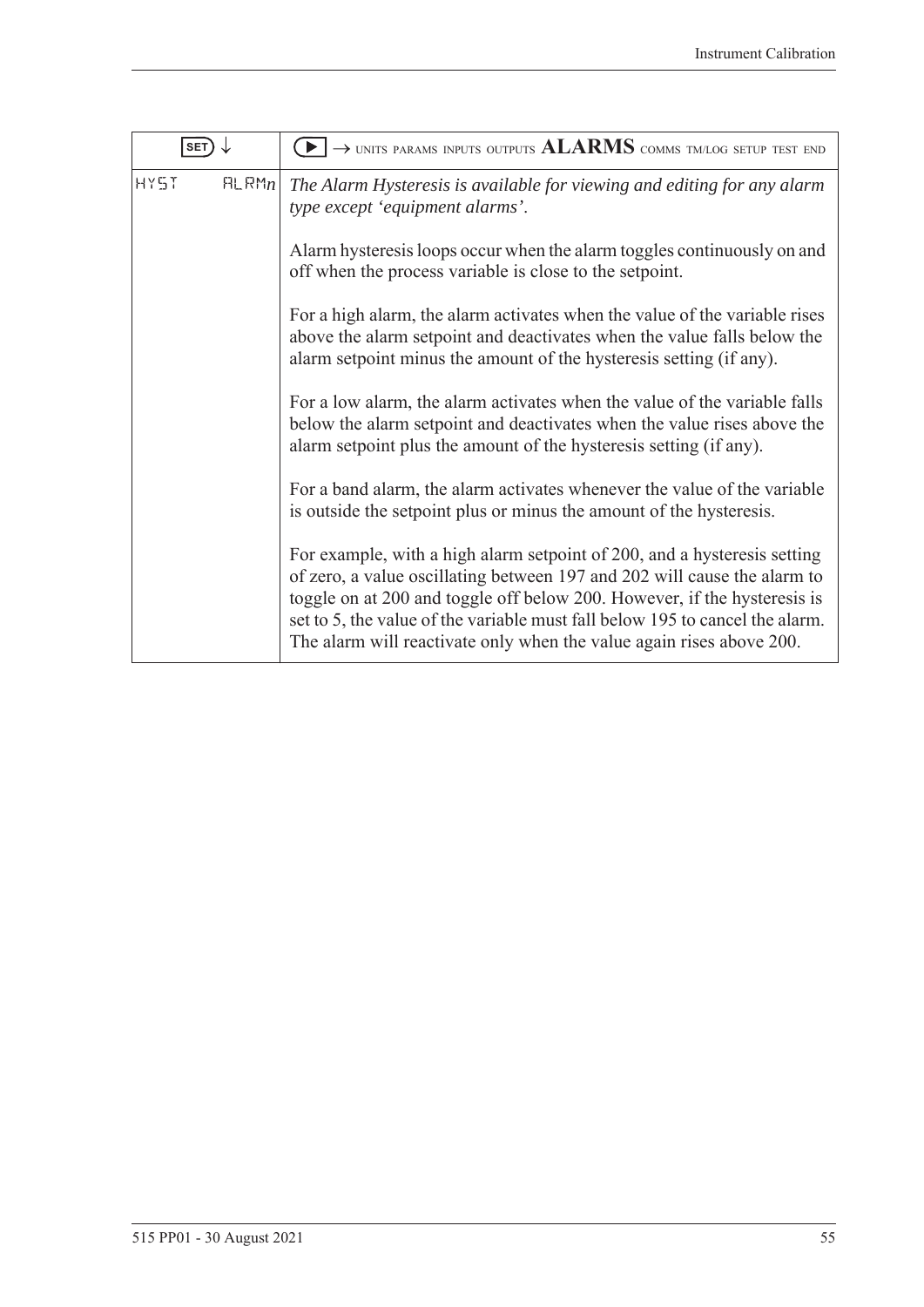| SET ↓ | ▶ → UNITS PARAMS INPUTS OUTPUTS **ALARMS** COMMS TM/LOG SETUP TEST END |
|---|---|
| HYST ALRM*n* | *The Alarm Hysteresis is available for viewing and editing for any alarm type except 'equipment alarms'.*<br><br>Alarm hysteresis loops occur when the alarm toggles continuously on and off when the process variable is close to the setpoint.<br><br>For a high alarm, the alarm activates when the value of the variable rises above the alarm setpoint and deactivates when the value falls below the alarm setpoint minus the amount of the hysteresis setting (if any).<br><br>For a low alarm, the alarm activates when the value of the variable falls below the alarm setpoint and deactivates when the value rises above the alarm setpoint plus the amount of the hysteresis setting (if any).<br><br>For a band alarm, the alarm activates whenever the value of the variable is outside the setpoint plus or minus the amount of the hysteresis.<br><br>For example, with a high alarm setpoint of 200, and a hysteresis setting of zero, a value oscillating between 197 and 202 will cause the alarm to toggle on at 200 and toggle off below 200. However, if the hysteresis is set to 5, the value of the variable must fall below 195 to cancel the alarm. The alarm will reactivate only when the value again rises above 200. |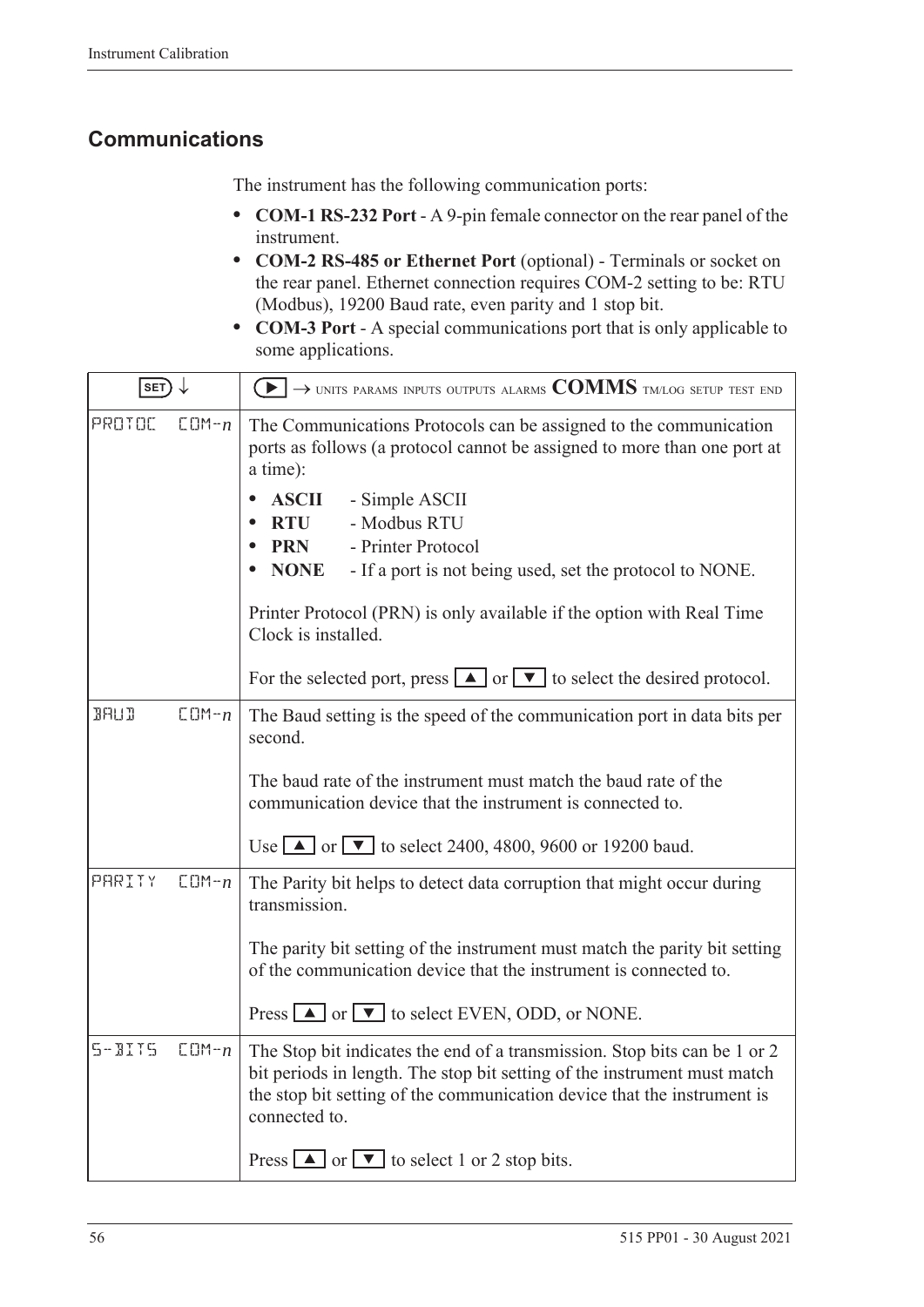## Communications

The instrument has the following communication ports:

- **COM-1 RS-232 Port** - A 9-pin female connector on the rear panel of the instrument.
- **COM-2 RS-485 or Ethernet Port** (optional) - Terminals or socket on the rear panel. Ethernet connection requires COM-2 setting to be: RTU (Modbus), 19200 Baud rate, even parity and 1 stop bit.
- **COM-3 Port** - A special communications port that is only applicable to some applications.

| SET ↓ | ▶ → UNITS PARAMS INPUTS OUTPUTS ALARMS **COMMS** TM/LOG SETUP TEST END |
|---|---|
| PROTOC COM-*n* | The Communications Protocols can be assigned to the communication ports as follows (a protocol cannot be assigned to more than one port at a time):<br>• **ASCII** - Simple ASCII<br>• **RTU** - Modbus RTU<br>• **PRN** - Printer Protocol<br>• **NONE** - If a port is not being used, set the protocol to NONE.<br><br>Printer Protocol (PRN) is only available if the option with Real Time Clock is installed.<br><br>For the selected port, press ▲ or ▼ to select the desired protocol. |
| BAUD COM-*n* | The Baud setting is the speed of the communication port in data bits per second.<br><br>The baud rate of the instrument must match the baud rate of the communication device that the instrument is connected to.<br><br>Use ▲ or ▼ to select 2400, 4800, 9600 or 19200 baud. |
| PARITY COM-*n* | The Parity bit helps to detect data corruption that might occur during transmission.<br><br>The parity bit setting of the instrument must match the parity bit setting of the communication device that the instrument is connected to.<br><br>Press ▲ or ▼ to select EVEN, ODD, or NONE. |
| S-BITS COM-*n* | The Stop bit indicates the end of a transmission. Stop bits can be 1 or 2 bit periods in length. The stop bit setting of the instrument must match the stop bit setting of the communication device that the instrument is connected to.<br><br>Press ▲ or ▼ to select 1 or 2 stop bits. |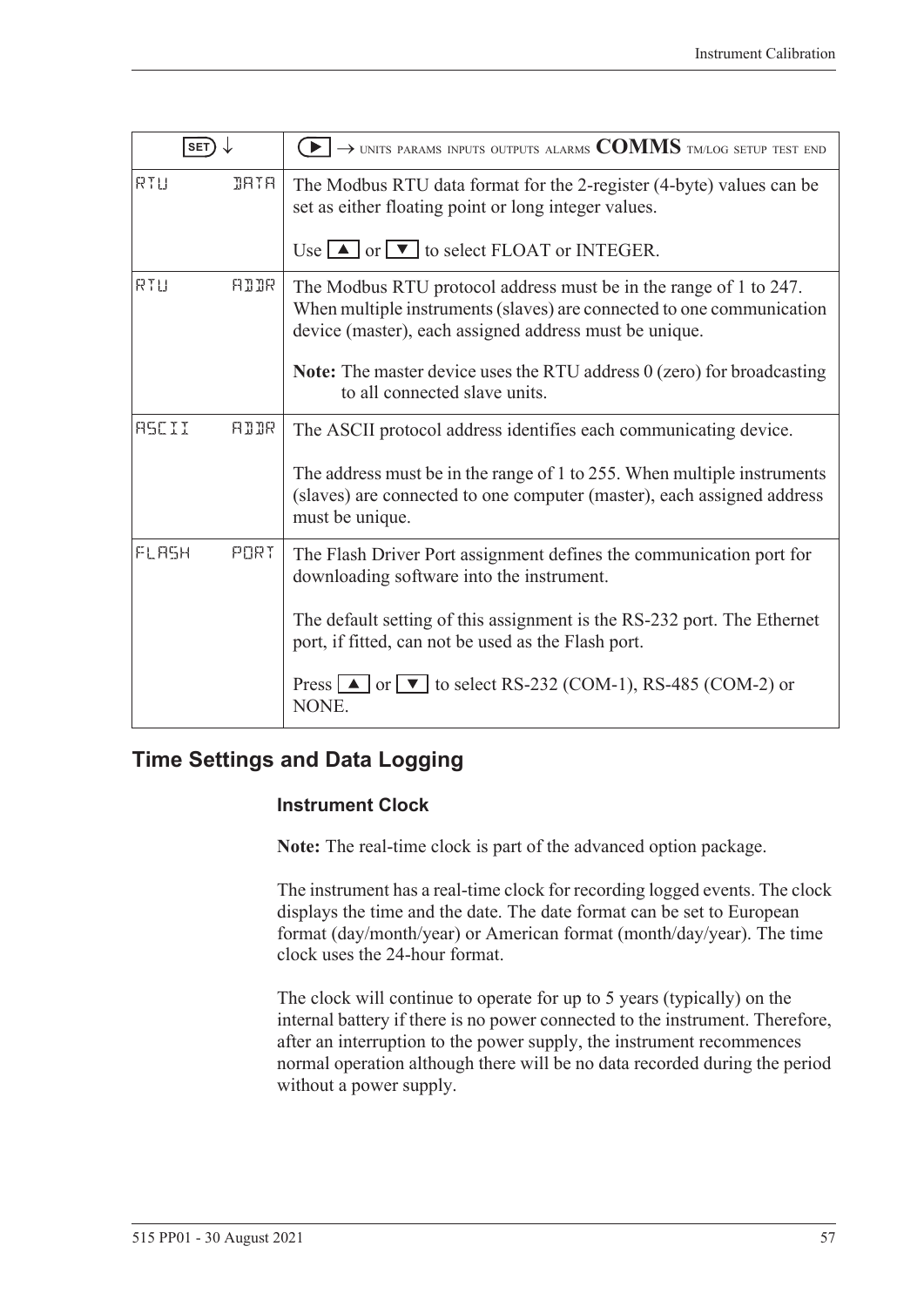| SET ↓ | ▶ → UNITS PARAMS INPUTS OUTPUTS ALARMS **COMMS** TM/LOG SETUP TEST END |
|---|---|
| RTU DATA | The Modbus RTU data format for the 2-register (4-byte) values can be set as either floating point or long integer values.<br><br>Use ▲ or ▼ to select FLOAT or INTEGER. |
| RTU ADDR | The Modbus RTU protocol address must be in the range of 1 to 247. When multiple instruments (slaves) are connected to one communication device (master), each assigned address must be unique.<br><br>**Note:** The master device uses the RTU address 0 (zero) for broadcasting to all connected slave units. |
| ASCII ADDR | The ASCII protocol address identifies each communicating device.<br><br>The address must be in the range of 1 to 255. When multiple instruments (slaves) are connected to one computer (master), each assigned address must be unique. |
| FLASH PORT | The Flash Driver Port assignment defines the communication port for downloading software into the instrument.<br><br>The default setting of this assignment is the RS-232 port. The Ethernet port, if fitted, can not be used as the Flash port.<br><br>Press ▲ or ▼ to select RS-232 (COM-1), RS-485 (COM-2) or NONE. |

## Time Settings and Data Logging

### Instrument Clock

**Note:** The real-time clock is part of the advanced option package.

The instrument has a real-time clock for recording logged events. The clock displays the time and the date. The date format can be set to European format (day/month/year) or American format (month/day/year). The time clock uses the 24-hour format.

The clock will continue to operate for up to 5 years (typically) on the internal battery if there is no power connected to the instrument. Therefore, after an interruption to the power supply, the instrument recommences normal operation although there will be no data recorded during the period without a power supply.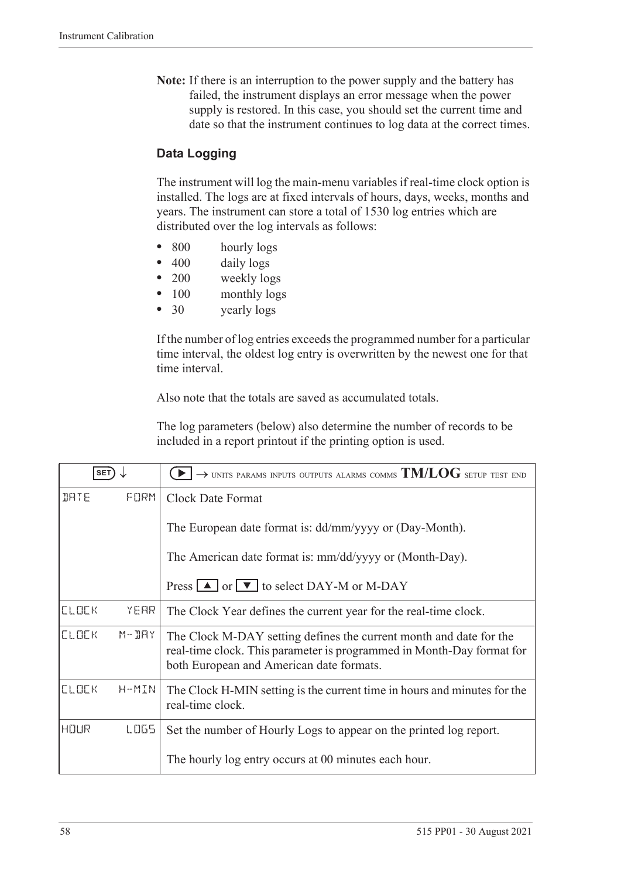**Note:** If there is an interruption to the power supply and the battery has failed, the instrument displays an error message when the power supply is restored. In this case, you should set the current time and date so that the instrument continues to log data at the correct times.

### Data Logging

The instrument will log the main-menu variables if real-time clock option is installed. The logs are at fixed intervals of hours, days, weeks, months and years. The instrument can store a total of 1530 log entries which are distributed over the log intervals as follows:

- 800 hourly logs
- 400 daily logs
- 200 weekly logs
- 100 monthly logs
- 30 yearly logs

If the number of log entries exceeds the programmed number for a particular time interval, the oldest log entry is overwritten by the newest one for that time interval.

Also note that the totals are saved as accumulated totals.

The log parameters (below) also determine the number of records to be included in a report printout if the printing option is used.

| SET ↓ | ▶ → UNITS PARAMS INPUTS OUTPUTS ALARMS COMMS **TM/LOG** SETUP TEST END |
|---|---|
| DATE FORM | Clock Date Format<br><br>The European date format is: dd/mm/yyyy or (Day-Month).<br><br>The American date format is: mm/dd/yyyy or (Month-Day).<br><br>Press ▲ or ▼ to select DAY-M or M-DAY |
| CLOCK YEAR | The Clock Year defines the current year for the real-time clock. |
| CLOCK M-DAY | The Clock M-DAY setting defines the current month and date for the real-time clock. This parameter is programmed in Month-Day format for both European and American date formats. |
| CLOCK H-MIN | The Clock H-MIN setting is the current time in hours and minutes for the real-time clock. |
| HOUR LOGS | Set the number of Hourly Logs to appear on the printed log report.<br><br>The hourly log entry occurs at 00 minutes each hour. |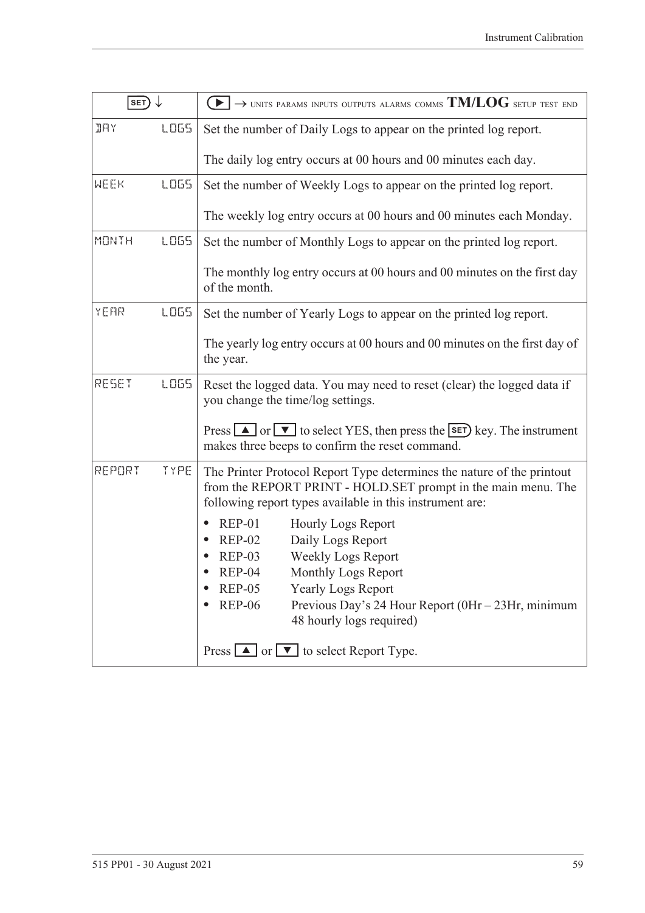| SET ↓ | ▶ → UNITS PARAMS INPUTS OUTPUTS ALARMS COMMS **TM/LOG** SETUP TEST END |
|---|---|
| DAY LOGS | Set the number of Daily Logs to appear on the printed log report.<br><br>The daily log entry occurs at 00 hours and 00 minutes each day. |
| WEEK LOGS | Set the number of Weekly Logs to appear on the printed log report.<br><br>The weekly log entry occurs at 00 hours and 00 minutes each Monday. |
| MONTH LOGS | Set the number of Monthly Logs to appear on the printed log report.<br><br>The monthly log entry occurs at 00 hours and 00 minutes on the first day of the month. |
| YEAR LOGS | Set the number of Yearly Logs to appear on the printed log report.<br><br>The yearly log entry occurs at 00 hours and 00 minutes on the first day of the year. |
| RESET LOGS | Reset the logged data. You may need to reset (clear) the logged data if you change the time/log settings.<br><br>Press ▲ or ▼ to select YES, then press the SET key. The instrument makes three beeps to confirm the reset command. |
| REPORT TYPE | The Printer Protocol Report Type determines the nature of the printout from the REPORT PRINT - HOLD.SET prompt in the main menu. The following report types available in this instrument are:<br><br>• REP-01 Hourly Logs Report<br>• REP-02 Daily Logs Report<br>• REP-03 Weekly Logs Report<br>• REP-04 Monthly Logs Report<br>• REP-05 Yearly Logs Report<br>• REP-06 Previous Day's 24 Hour Report (0Hr – 23Hr, minimum 48 hourly logs required)<br><br>Press ▲ or ▼ to select Report Type. |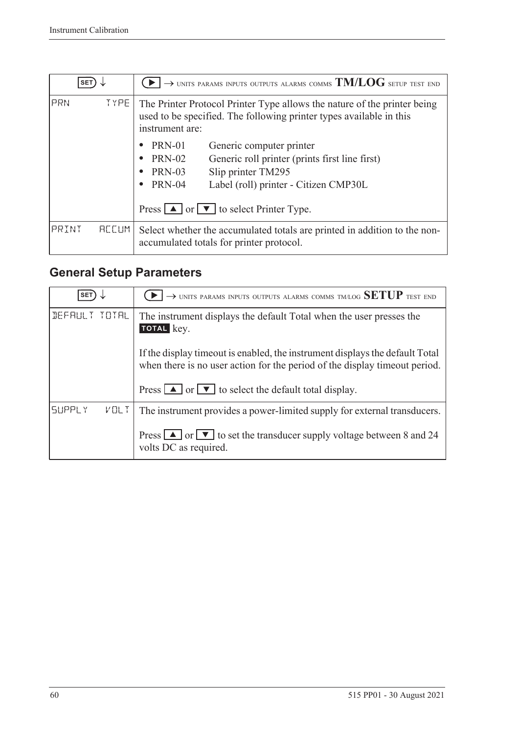| SET ↓ | ▶ → UNITS PARAMS INPUTS OUTPUTS ALARMS COMMS **TM/LOG** SETUP TEST END |
|---|---|
| PRN TYPE | The Printer Protocol Printer Type allows the nature of the printer being used to be specified. The following printer types available in this instrument are:<br>• PRN-01 Generic computer printer<br>• PRN-02 Generic roll printer (prints first line first)<br>• PRN-03 Slip printer TM295<br>• PRN-04 Label (roll) printer - Citizen CMP30L<br><br>Press ▲ or ▼ to select Printer Type. |
| PRINT ACCUM | Select whether the accumulated totals are printed in addition to the non-accumulated totals for printer protocol. |

## General Setup Parameters

| SET ↓ | ▶ → UNITS PARAMS INPUTS OUTPUTS ALARMS COMMS TM/LOG **SETUP** TEST END |
|---|---|
| DEFAULT TOTAL | The instrument displays the default Total when the user presses the **TOTAL** key.<br><br>If the display timeout is enabled, the instrument displays the default Total when there is no user action for the period of the display timeout period.<br><br>Press ▲ or ▼ to select the default total display. |
| SUPPLY VOLT | The instrument provides a power-limited supply for external transducers.<br><br>Press ▲ or ▼ to set the transducer supply voltage between 8 and 24 volts DC as required. |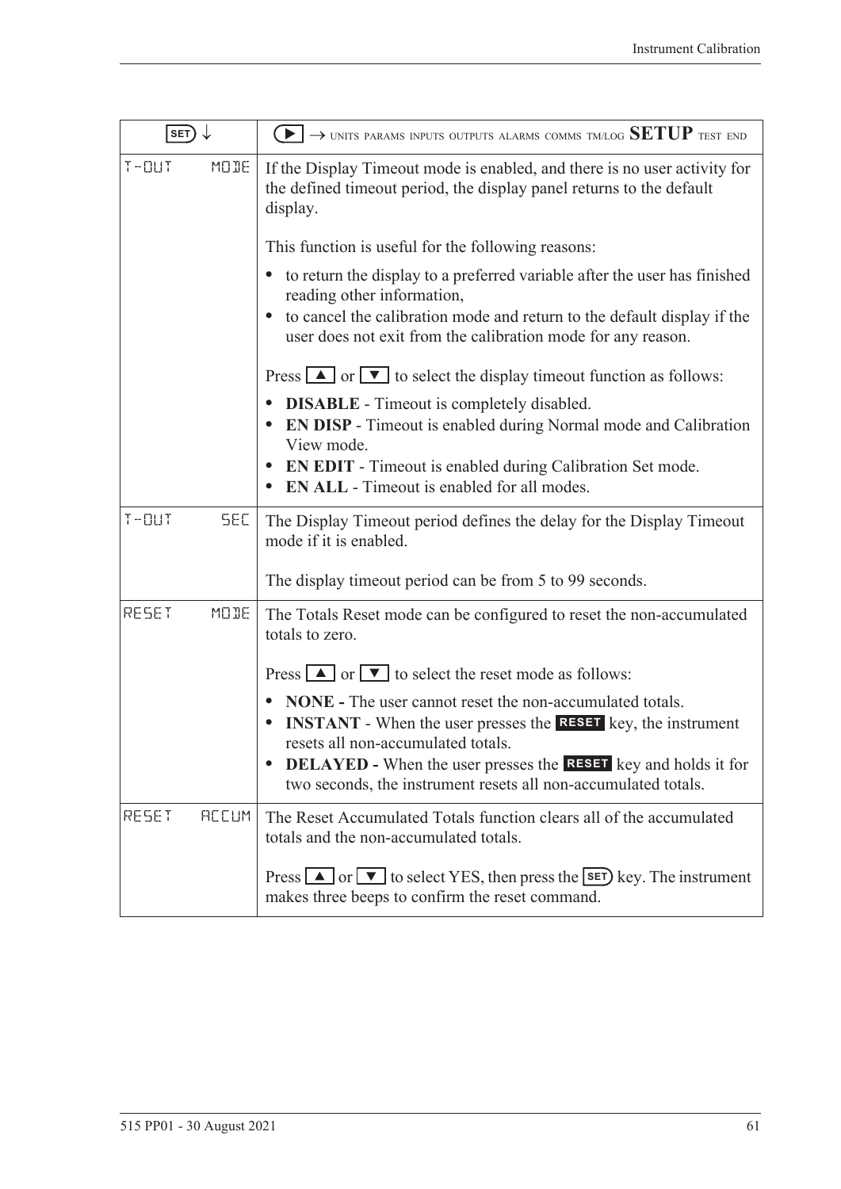| SET ↓ | ▶ → UNITS PARAMS INPUTS OUTPUTS ALARMS COMMS TM/LOG **SETUP** TEST END |
|---|---|
| T-OUT MODE | If the Display Timeout mode is enabled, and there is no user activity for the defined timeout period, the display panel returns to the default display.<br><br>This function is useful for the following reasons:<br>• to return the display to a preferred variable after the user has finished reading other information,<br>• to cancel the calibration mode and return to the default display if the user does not exit from the calibration mode for any reason.<br><br>Press ▲ or ▼ to select the display timeout function as follows:<br>• **DISABLE** - Timeout is completely disabled.<br>• **EN DISP** - Timeout is enabled during Normal mode and Calibration View mode.<br>• **EN EDIT** - Timeout is enabled during Calibration Set mode.<br>• **EN ALL** - Timeout is enabled for all modes. |
| T-OUT SEC | The Display Timeout period defines the delay for the Display Timeout mode if it is enabled.<br><br>The display timeout period can be from 5 to 99 seconds. |
| RESET MODE | The Totals Reset mode can be configured to reset the non-accumulated totals to zero.<br><br>Press ▲ or ▼ to select the reset mode as follows:<br>• **NONE -** The user cannot reset the non-accumulated totals.<br>• **INSTANT** - When the user presses the **RESET** key, the instrument resets all non-accumulated totals.<br>• **DELAYED -** When the user presses the **RESET** key and holds it for two seconds, the instrument resets all non-accumulated totals. |
| RESET ACCUM | The Reset Accumulated Totals function clears all of the accumulated totals and the non-accumulated totals.<br><br>Press ▲ or ▼ to select YES, then press the SET key. The instrument makes three beeps to confirm the reset command. |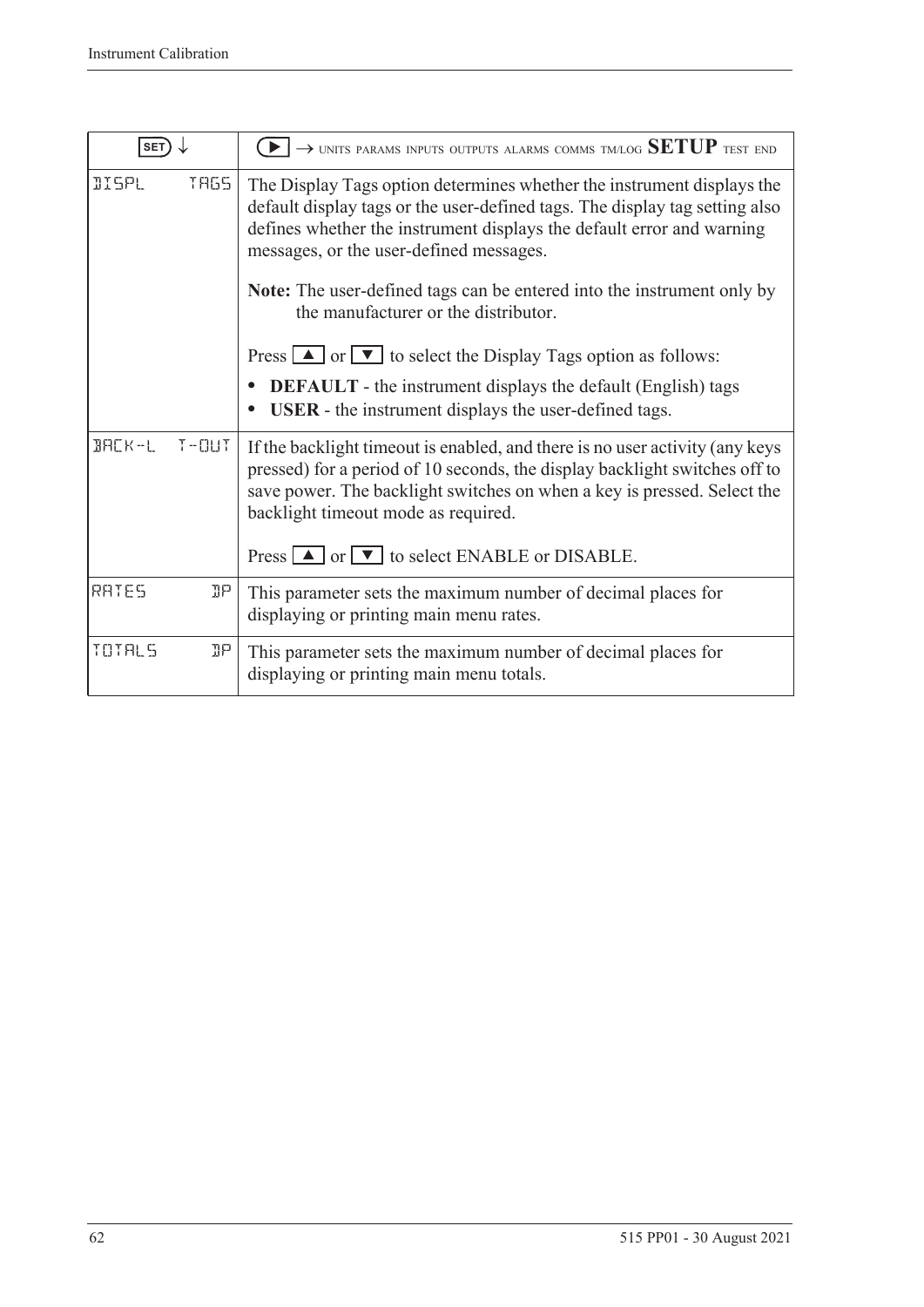| SET ↓ | ▶ → UNITS PARAMS INPUTS OUTPUTS ALARMS COMMS TM/LOG **SETUP** TEST END |
|---|---|
| DISPL TAGS | The Display Tags option determines whether the instrument displays the default display tags or the user-defined tags. The display tag setting also defines whether the instrument displays the default error and warning messages, or the user-defined messages.<br><br>**Note:** The user-defined tags can be entered into the instrument only by the manufacturer or the distributor.<br><br>Press ▲ or ▼ to select the Display Tags option as follows:<br>• **DEFAULT** - the instrument displays the default (English) tags<br>• **USER** - the instrument displays the user-defined tags. |
| BACK-L T-OUT | If the backlight timeout is enabled, and there is no user activity (any keys pressed) for a period of 10 seconds, the display backlight switches off to save power. The backlight switches on when a key is pressed. Select the backlight timeout mode as required.<br><br>Press ▲ or ▼ to select ENABLE or DISABLE. |
| RATES DP | This parameter sets the maximum number of decimal places for displaying or printing main menu rates. |
| TOTALS DP | This parameter sets the maximum number of decimal places for displaying or printing main menu totals. |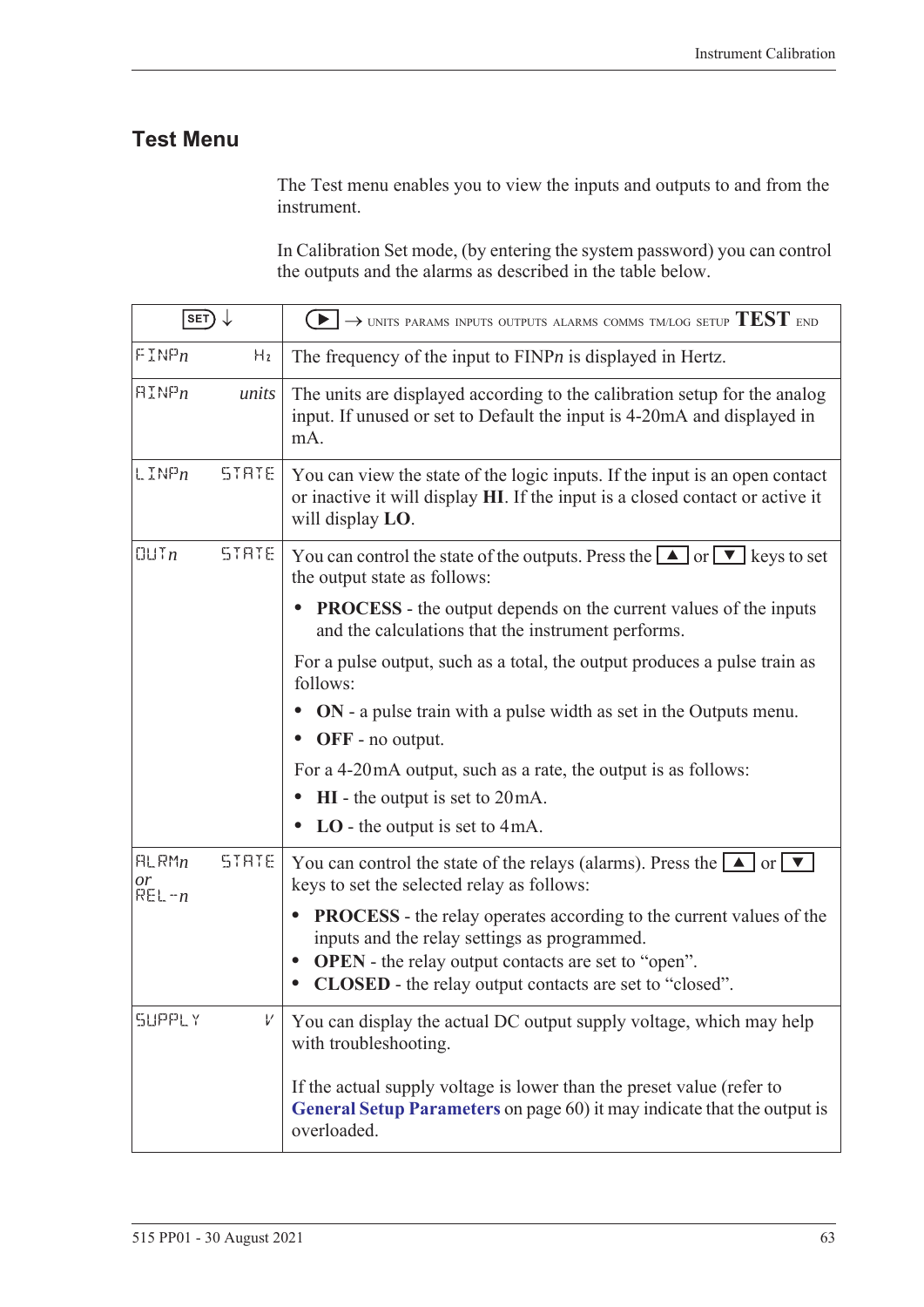## Test Menu

The Test menu enables you to view the inputs and outputs to and from the instrument.

In Calibration Set mode, (by entering the system password) you can control the outputs and the alarms as described in the table below.

| SET ↓ | | ▶ → UNITS PARAMS INPUTS OUTPUTS ALARMS COMMS TM/LOG SETUP **TEST** END |
|---|---|---|
| FINP*n* | Hz | The frequency of the input to FINP*n* is displayed in Hertz. |
| AINP*n* | *units* | The units are displayed according to the calibration setup for the analog input. If unused or set to Default the input is 4-20mA and displayed in mA. |
| LINP*n* | STATE | You can view the state of the logic inputs. If the input is an open contact or inactive it will display **HI**. If the input is a closed contact or active it will display **LO**. |
| OUT*n* | STATE | You can control the state of the outputs. Press the ▲ or ▼ keys to set the output state as follows:<br>• **PROCESS** - the output depends on the current values of the inputs and the calculations that the instrument performs.<br>For a pulse output, such as a total, the output produces a pulse train as follows:<br>• **ON** - a pulse train with a pulse width as set in the Outputs menu.<br>• **OFF** - no output.<br>For a 4-20mA output, such as a rate, the output is as follows:<br>• **HI** - the output is set to 20mA.<br>• **LO** - the output is set to 4mA. |
| ALRM*n* *or* REL-*n* | STATE | You can control the state of the relays (alarms). Press the ▲ or ▼ keys to set the selected relay as follows:<br>• **PROCESS** - the relay operates according to the current values of the inputs and the relay settings as programmed.<br>• **OPEN** - the relay output contacts are set to "open".<br>• **CLOSED** - the relay output contacts are set to "closed". |
| SUPPLY | V | You can display the actual DC output supply voltage, which may help with troubleshooting.<br><br>If the actual supply voltage is lower than the preset value (refer to **General Setup Parameters** on page 60) it may indicate that the output is overloaded. |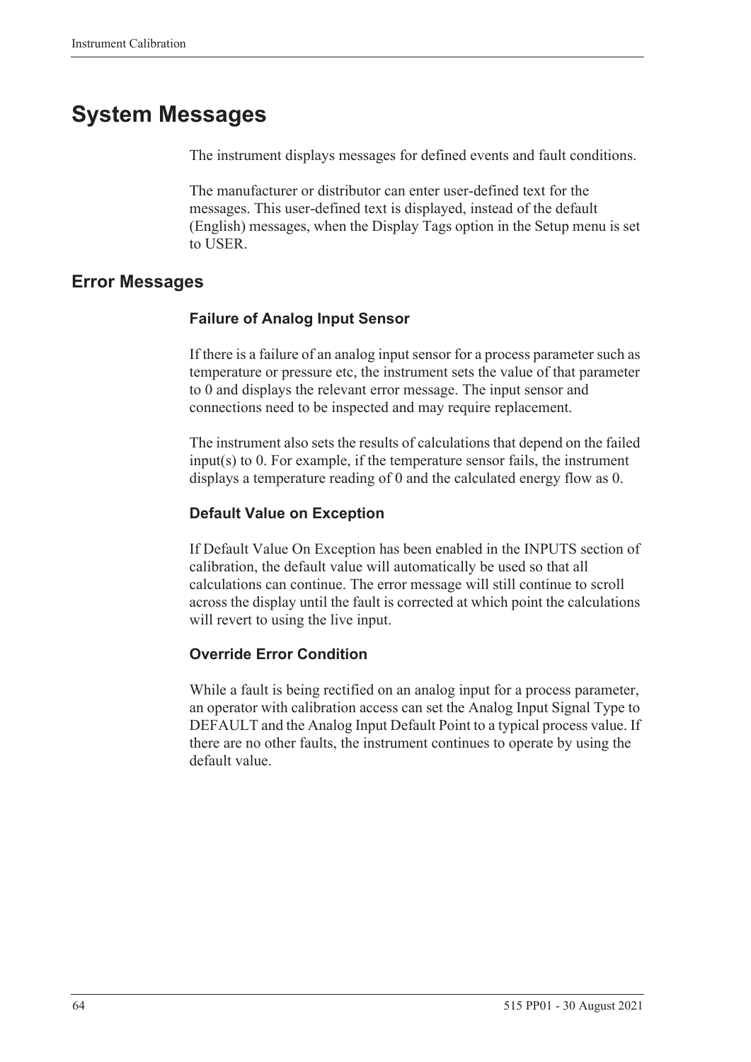# System Messages

The instrument displays messages for defined events and fault conditions.

The manufacturer or distributor can enter user-defined text for the messages. This user-defined text is displayed, instead of the default (English) messages, when the Display Tags option in the Setup menu is set to USER.

## Error Messages

### Failure of Analog Input Sensor

If there is a failure of an analog input sensor for a process parameter such as temperature or pressure etc, the instrument sets the value of that parameter to 0 and displays the relevant error message. The input sensor and connections need to be inspected and may require replacement.

The instrument also sets the results of calculations that depend on the failed input(s) to 0. For example, if the temperature sensor fails, the instrument displays a temperature reading of 0 and the calculated energy flow as 0.

### Default Value on Exception

If Default Value On Exception has been enabled in the INPUTS section of calibration, the default value will automatically be used so that all calculations can continue. The error message will still continue to scroll across the display until the fault is corrected at which point the calculations will revert to using the live input.

### Override Error Condition

While a fault is being rectified on an analog input for a process parameter, an operator with calibration access can set the Analog Input Signal Type to DEFAULT and the Analog Input Default Point to a typical process value. If there are no other faults, the instrument continues to operate by using the default value.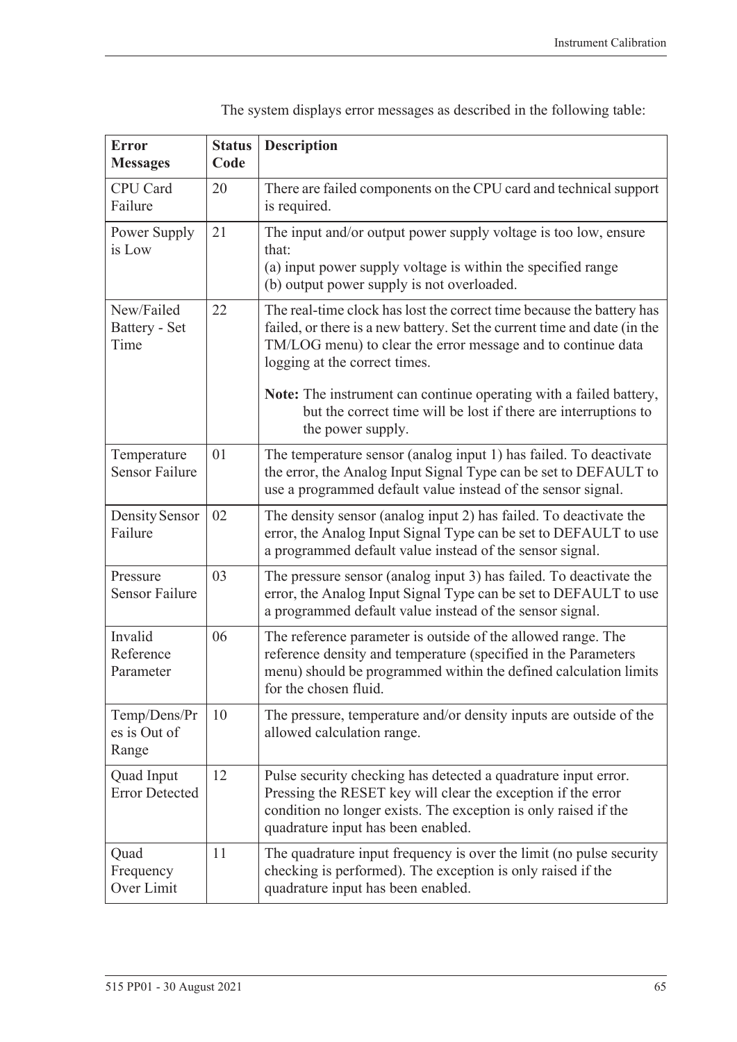The system displays error messages as described in the following table:

| Error Messages | Status Code | Description |
|---|---|---|
| CPU Card Failure | 20 | There are failed components on the CPU card and technical support is required. |
| Power Supply is Low | 21 | The input and/or output power supply voltage is too low, ensure that:<br>(a) input power supply voltage is within the specified range<br>(b) output power supply is not overloaded. |
| New/Failed Battery - Set Time | 22 | The real-time clock has lost the correct time because the battery has failed, or there is a new battery. Set the current time and date (in the TM/LOG menu) to clear the error message and to continue data logging at the correct times.<br><br>**Note:** The instrument can continue operating with a failed battery, but the correct time will be lost if there are interruptions to the power supply. |
| Temperature Sensor Failure | 01 | The temperature sensor (analog input 1) has failed. To deactivate the error, the Analog Input Signal Type can be set to DEFAULT to use a programmed default value instead of the sensor signal. |
| Density Sensor Failure | 02 | The density sensor (analog input 2) has failed. To deactivate the error, the Analog Input Signal Type can be set to DEFAULT to use a programmed default value instead of the sensor signal. |
| Pressure Sensor Failure | 03 | The pressure sensor (analog input 3) has failed. To deactivate the error, the Analog Input Signal Type can be set to DEFAULT to use a programmed default value instead of the sensor signal. |
| Invalid Reference Parameter | 06 | The reference parameter is outside of the allowed range. The reference density and temperature (specified in the Parameters menu) should be programmed within the defined calculation limits for the chosen fluid. |
| Temp/Dens/Pres is Out of Range | 10 | The pressure, temperature and/or density inputs are outside of the allowed calculation range. |
| Quad Input Error Detected | 12 | Pulse security checking has detected a quadrature input error. Pressing the RESET key will clear the exception if the error condition no longer exists. The exception is only raised if the quadrature input has been enabled. |
| Quad Frequency Over Limit | 11 | The quadrature input frequency is over the limit (no pulse security checking is performed). The exception is only raised if the quadrature input has been enabled. |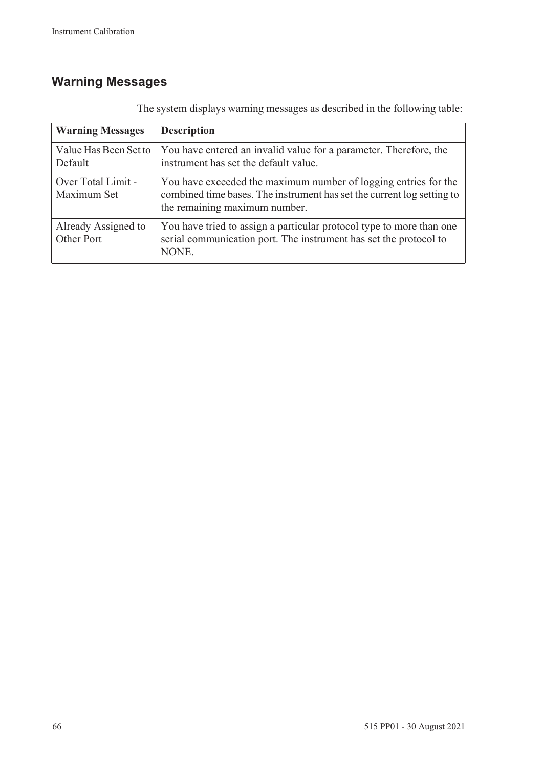## Warning Messages

The system displays warning messages as described in the following table:

| Warning Messages | Description |
|---|---|
| Value Has Been Set to Default | You have entered an invalid value for a parameter. Therefore, the instrument has set the default value. |
| Over Total Limit - Maximum Set | You have exceeded the maximum number of logging entries for the combined time bases. The instrument has set the current log setting to the remaining maximum number. |
| Already Assigned to Other Port | You have tried to assign a particular protocol type to more than one serial communication port. The instrument has set the protocol to NONE. |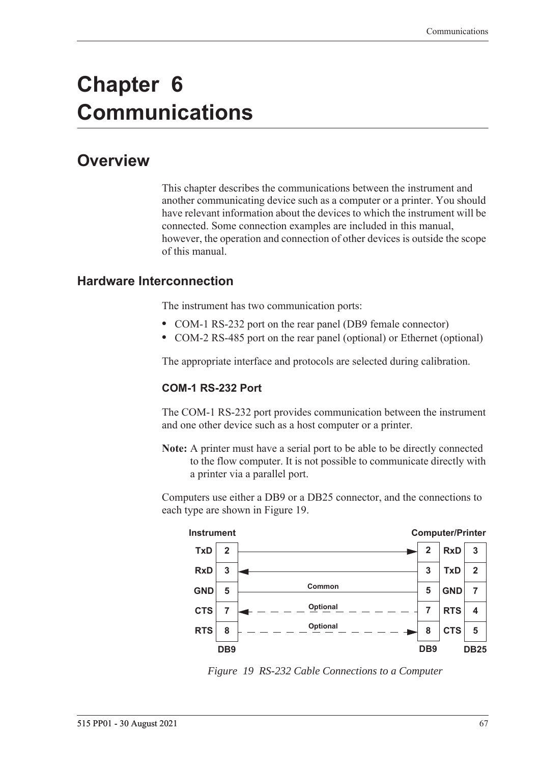# Chapter 6 Communications

## Overview

This chapter describes the communications between the instrument and another communicating device such as a computer or a printer. You should have relevant information about the devices to which the instrument will be connected. Some connection examples are included in this manual, however, the operation and connection of other devices is outside the scope of this manual.

### Hardware Interconnection

The instrument has two communication ports:

- COM-1 RS-232 port on the rear panel (DB9 female connector)
- COM-2 RS-485 port on the rear panel (optional) or Ethernet (optional)

The appropriate interface and protocols are selected during calibration.

#### COM-1 RS-232 Port

The COM-1 RS-232 port provides communication between the instrument and one other device such as a host computer or a printer.

**Note:** A printer must have a serial port to be able to be directly connected to the flow computer. It is not possible to communicate directly with a printer via a parallel port.

Computers use either a DB9 or a DB25 connector, and the connections to each type are shown in Figure 19.

Instrument

Computer/Printer

TxD 2 → 2 RxD 3

RxD 3 ← 3 TxD 2

GND 5 — Common — 5 GND 7

CTS 7 ← Optional — 7 RTS 4

RTS 8 — Optional → 8 CTS 5

DB9

DB9

DB25

*Figure 19 RS-232 Cable Connections to a Computer*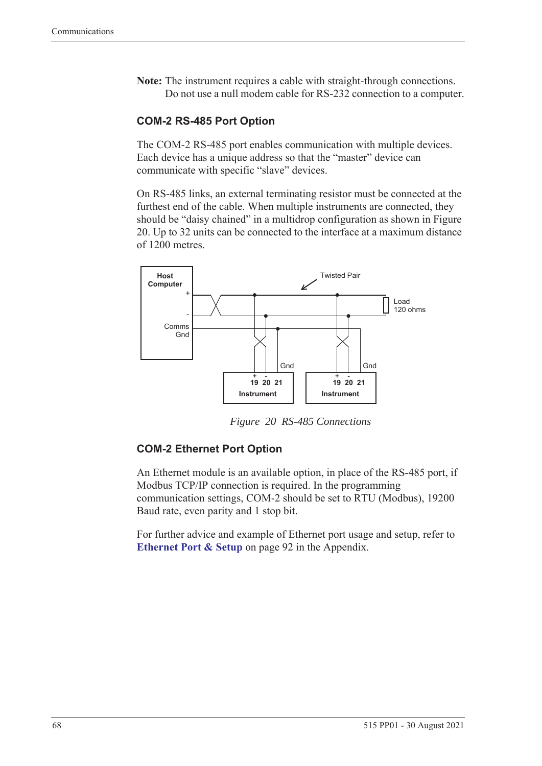**Note:** The instrument requires a cable with straight-through connections. Do not use a null modem cable for RS-232 connection to a computer.

### COM-2 RS-485 Port Option

The COM-2 RS-485 port enables communication with multiple devices. Each device has a unique address so that the "master" device can communicate with specific "slave" devices.

On RS-485 links, an external terminating resistor must be connected at the furthest end of the cable. When multiple instruments are connected, they should be "daisy chained" in a multidrop configuration as shown in Figure 20. Up to 32 units can be connected to the interface at a maximum distance of 1200 metres.

Host Computer
+
-
Comms Gnd
Twisted Pair
Load 120 ohms
Gnd
+ -
19 20 21
Instrument
Gnd
+ -
19 20 21
Instrument

*Figure 20 RS-485 Connections*

### COM-2 Ethernet Port Option

An Ethernet module is an available option, in place of the RS-485 port, if Modbus TCP/IP connection is required. In the programming communication settings, COM-2 should be set to RTU (Modbus), 19200 Baud rate, even parity and 1 stop bit.

For further advice and example of Ethernet port usage and setup, refer to **Ethernet Port & Setup** on page 92 in the Appendix.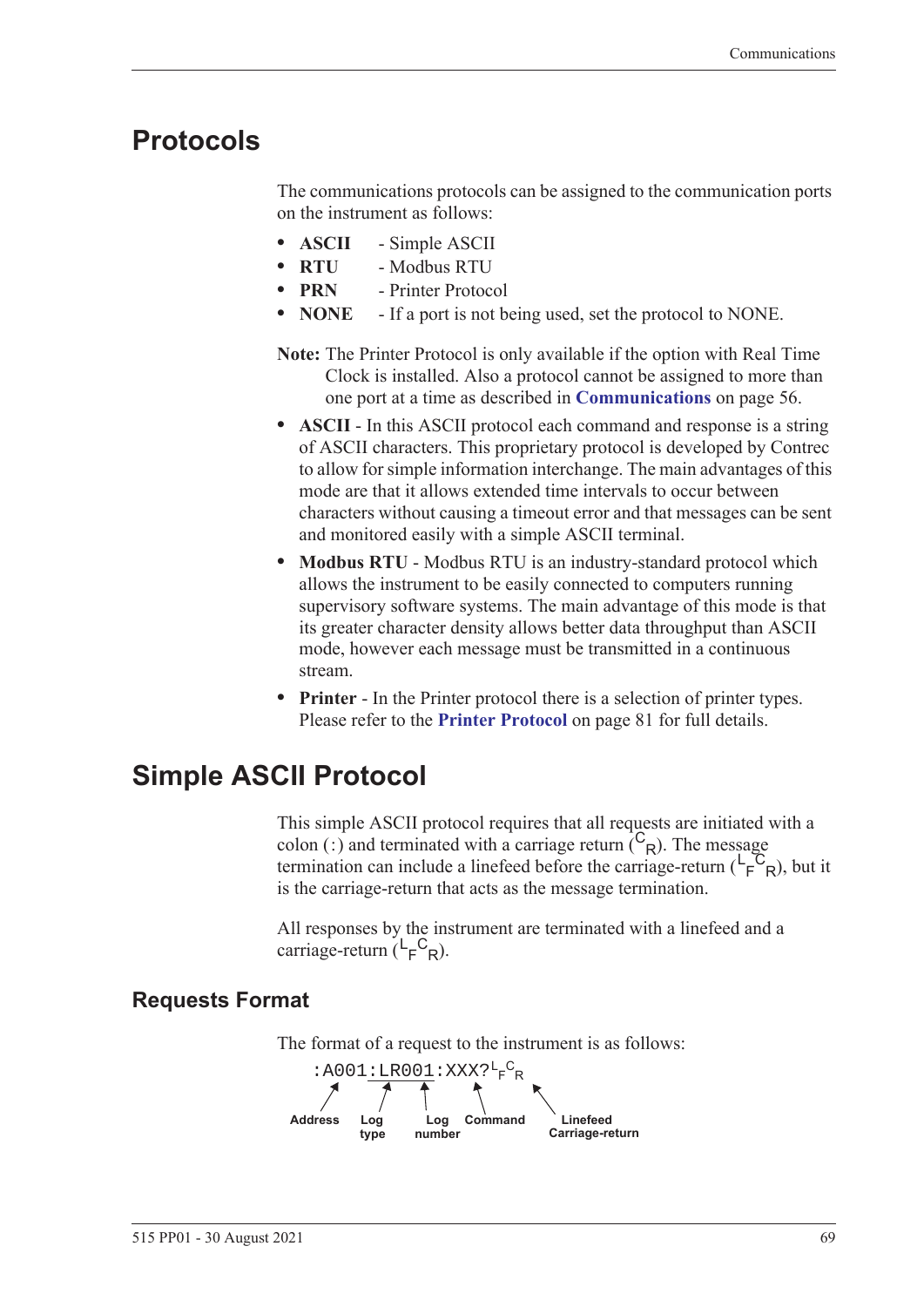# Protocols

The communications protocols can be assigned to the communication ports on the instrument as follows:

- **ASCII** - Simple ASCII
- **RTU** - Modbus RTU
- **PRN** - Printer Protocol
- **NONE** - If a port is not being used, set the protocol to NONE.

**Note:** The Printer Protocol is only available if the option with Real Time Clock is installed. Also a protocol cannot be assigned to more than one port at a time as described in **Communications** on page 56.

- **ASCII** - In this ASCII protocol each command and response is a string of ASCII characters. This proprietary protocol is developed by Contrec to allow for simple information interchange. The main advantages of this mode are that it allows extended time intervals to occur between characters without causing a timeout error and that messages can be sent and monitored easily with a simple ASCII terminal.
- **Modbus RTU** - Modbus RTU is an industry-standard protocol which allows the instrument to be easily connected to computers running supervisory software systems. The main advantage of this mode is that its greater character density allows better data throughput than ASCII mode, however each message must be transmitted in a continuous stream.
- **Printer** - In the Printer protocol there is a selection of printer types. Please refer to the **Printer Protocol** on page 81 for full details.

# Simple ASCII Protocol

This simple ASCII protocol requires that all requests are initiated with a colon (:) and terminated with a carriage return ($^{C}{}_{R}$). The message termination can include a linefeed before the carriage-return ($^{L}{}_{F}{}^{C}{}_{R}$), but it is the carriage-return that acts as the message termination.

All responses by the instrument are terminated with a linefeed and a carriage-return ($^{L}{}_{F}{}^{C}{}_{R}$).

## Requests Format

The format of a request to the instrument is as follows:

```
:A001:LR001:XXX?LFCR
```

Address — Log type — Log number — Command — Linefeed Carriage-return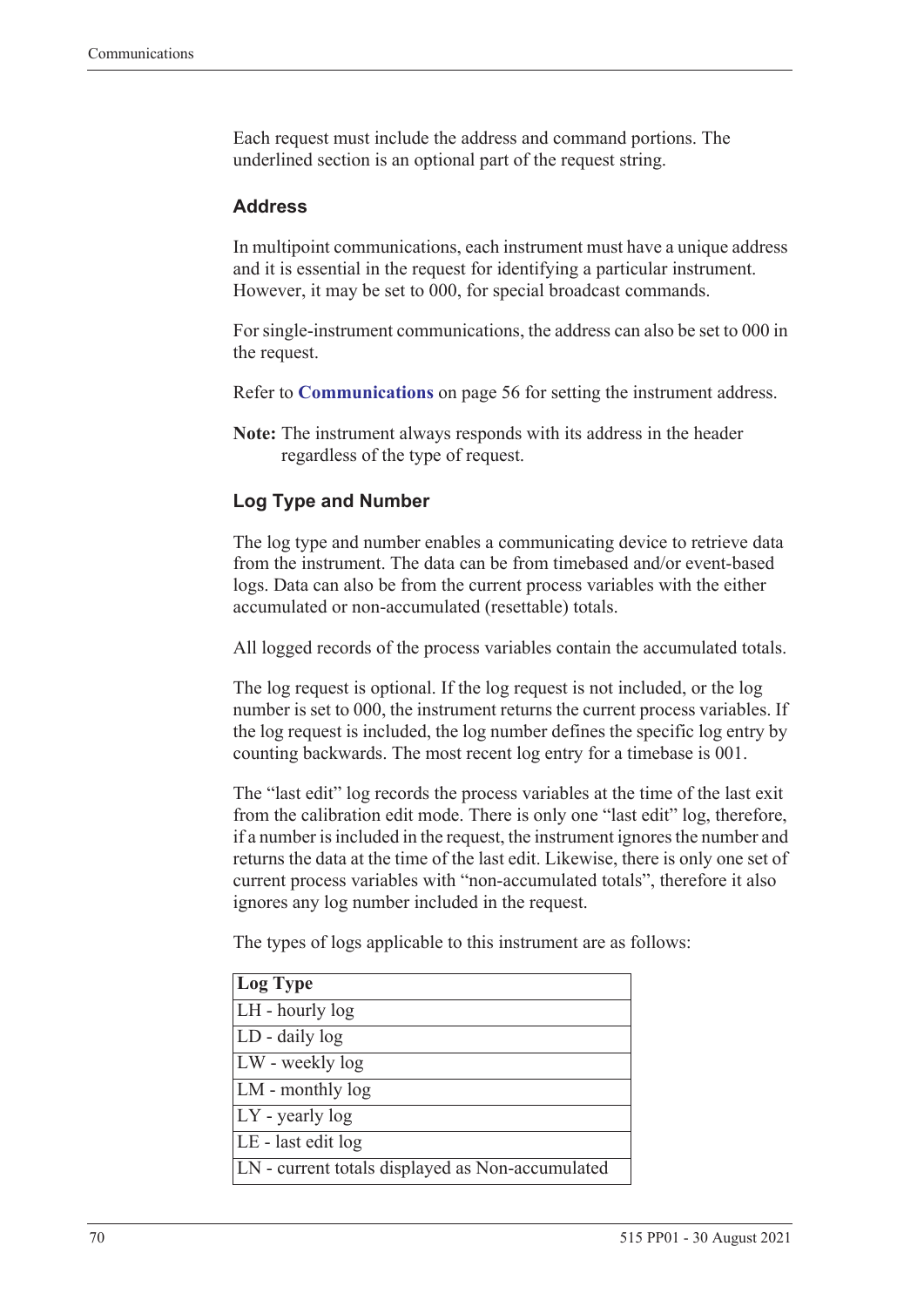Each request must include the address and command portions. The underlined section is an optional part of the request string.

### Address

In multipoint communications, each instrument must have a unique address and it is essential in the request for identifying a particular instrument. However, it may be set to 000, for special broadcast commands.

For single-instrument communications, the address can also be set to 000 in the request.

Refer to **Communications** on page 56 for setting the instrument address.

**Note:** The instrument always responds with its address in the header regardless of the type of request.

### Log Type and Number

The log type and number enables a communicating device to retrieve data from the instrument. The data can be from timebased and/or event-based logs. Data can also be from the current process variables with the either accumulated or non-accumulated (resettable) totals.

All logged records of the process variables contain the accumulated totals.

The log request is optional. If the log request is not included, or the log number is set to 000, the instrument returns the current process variables. If the log request is included, the log number defines the specific log entry by counting backwards. The most recent log entry for a timebase is 001.

The “last edit” log records the process variables at the time of the last exit from the calibration edit mode. There is only one “last edit” log, therefore, if a number is included in the request, the instrument ignores the number and returns the data at the time of the last edit. Likewise, there is only one set of current process variables with “non-accumulated totals”, therefore it also ignores any log number included in the request.

The types of logs applicable to this instrument are as follows:

| Log Type |
|---|
| LH - hourly log |
| LD - daily log |
| LW - weekly log |
| LM - monthly log |
| LY - yearly log |
| LE - last edit log |
| LN - current totals displayed as Non-accumulated |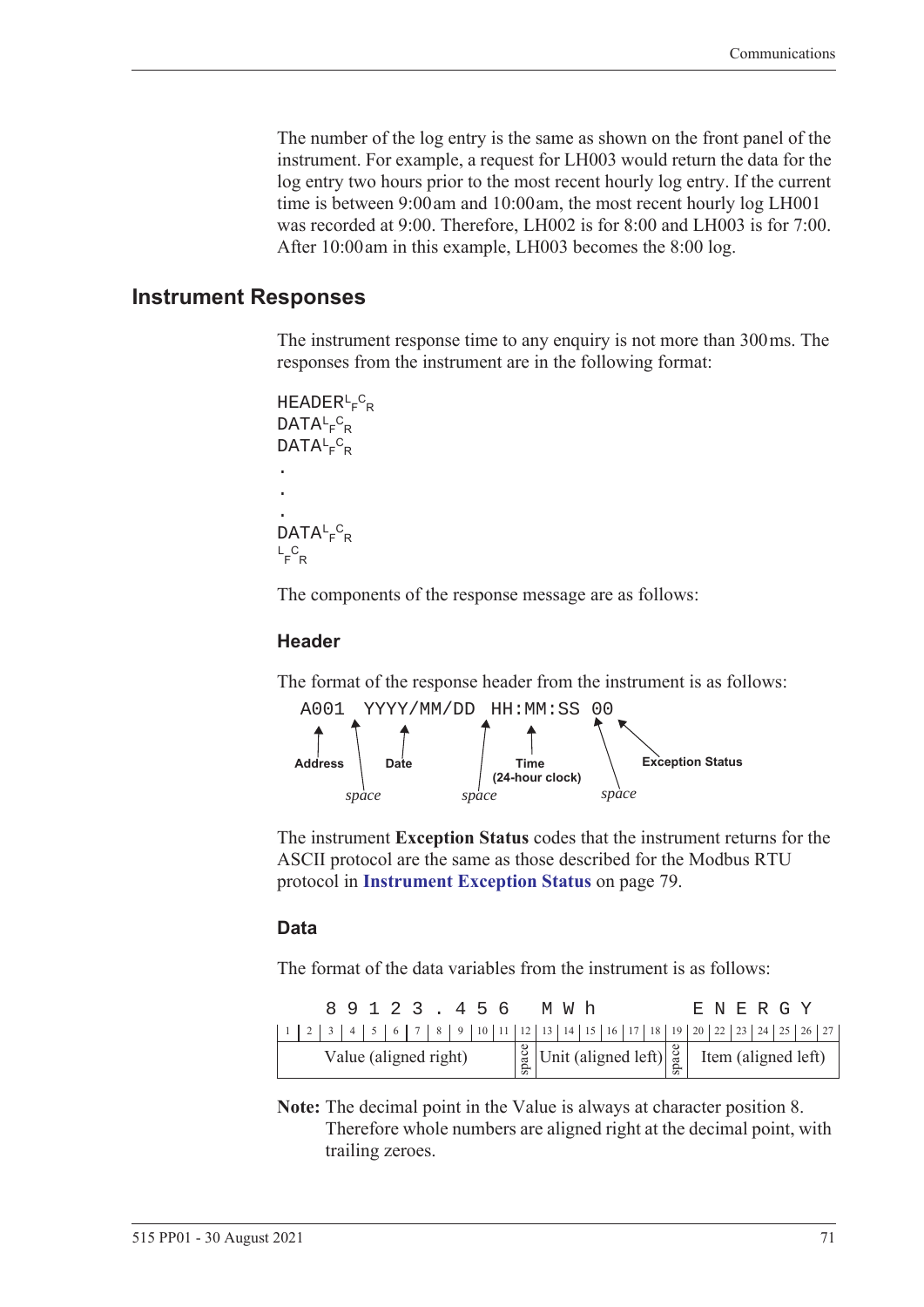The number of the log entry is the same as shown on the front panel of the instrument. For example, a request for LH003 would return the data for the log entry two hours prior to the most recent hourly log entry. If the current time is between 9:00 am and 10:00 am, the most recent hourly log LH001 was recorded at 9:00. Therefore, LH002 is for 8:00 and LH003 is for 7:00. After 10:00 am in this example, LH003 becomes the 8:00 log.

## Instrument Responses

The instrument response time to any enquiry is not more than 300 ms. The responses from the instrument are in the following format:

```
HEADER LF CR
DATA LF CR
DATA LF CR
.
.
.
DATA LF CR
LF CR
```

The components of the response message are as follows:

### Header

The format of the response header from the instrument is as follows:

```
A001 YYYY/MM/DD HH:MM:SS 00
```

Address — *space* — Date — *space* — Time (24-hour clock) — *space* — Exception Status

The instrument **Exception Status** codes that the instrument returns for the ASCII protocol are the same as those described for the Modbus RTU protocol in **Instrument Exception Status** on page 79.

### Data

The format of the data variables from the instrument is as follows:

```
  8 9 1 2 3 . 4 5 6   M W h         E N E R G Y
```

| 1–11 | 12 | 13–18 | 19 | 20–27 |
|---|---|---|---|---|
| Value (aligned right) | space | Unit (aligned left) | space | Item (aligned left) |

**Note:** The decimal point in the Value is always at character position 8. Therefore whole numbers are aligned right at the decimal point, with trailing zeroes.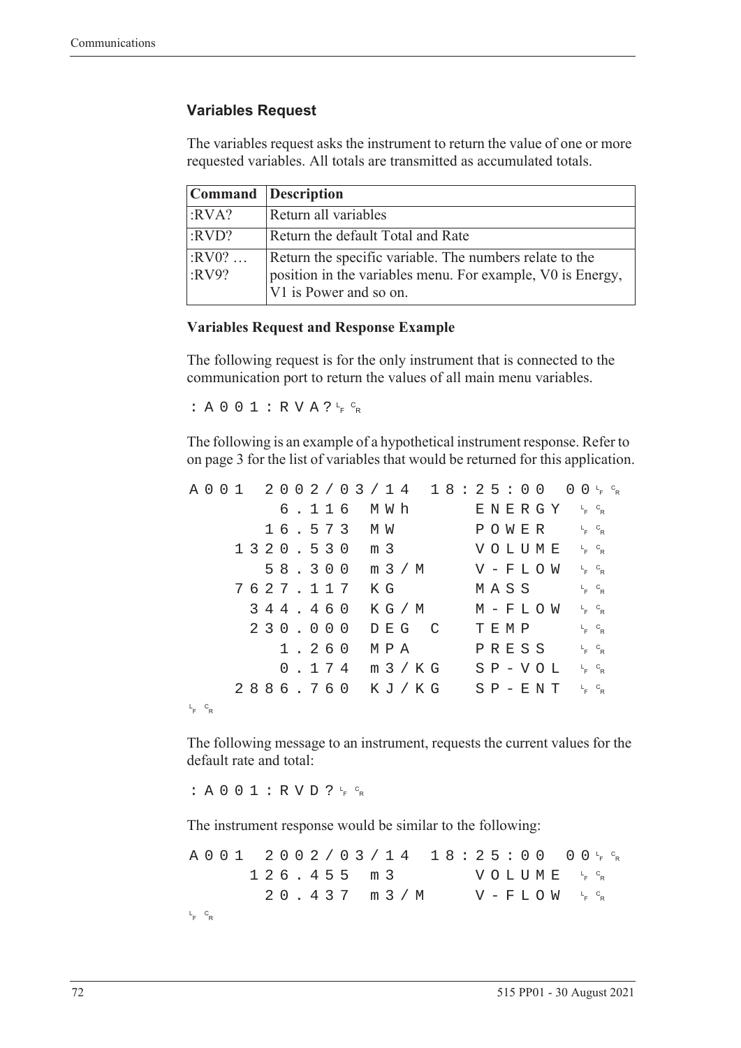### Variables Request

The variables request asks the instrument to return the value of one or more requested variables. All totals are transmitted as accumulated totals.

| Command | Description |
|---|---|
| :RVA? | Return all variables |
| :RVD? | Return the default Total and Rate |
| :RV0? …<br>:RV9? | Return the specific variable. The numbers relate to the position in the variables menu. For example, V0 is Energy, V1 is Power and so on. |

**Variables Request and Response Example**

The following request is for the only instrument that is connected to the communication port to return the values of all main menu variables.

```
:A001:RVA?LFCR
```

The following is an example of a hypothetical instrument response. Refer to on page 3 for the list of variables that would be returned for this application.

```
A001  2002/03/14  18:25:00  00LFCR
        6.116  MWh      ENERGY  LFCR
       16.573  MW       POWER   LFCR
     1320.530  m3       VOLUME  LFCR
       58.300  m3/M     V-FLOW  LFCR
     7627.117  KG       MASS    LFCR
      344.460  KG/M     M-FLOW  LFCR
      230.000  DEG C    TEMP    LFCR
        1.260  MPA      PRESS   LFCR
        0.174  m3/KG    SP-VOL  LFCR
     2886.760  KJ/KG    SP-ENT  LFCR
LFCR
```

The following message to an instrument, requests the current values for the default rate and total:

```
:A001:RVD?LFCR
```

The instrument response would be similar to the following:

```
A001  2002/03/14  18:25:00  00LFCR
      126.455  m3       VOLUME  LFCR
       20.437  m3/M     V-FLOW  LFCR
LFCR
```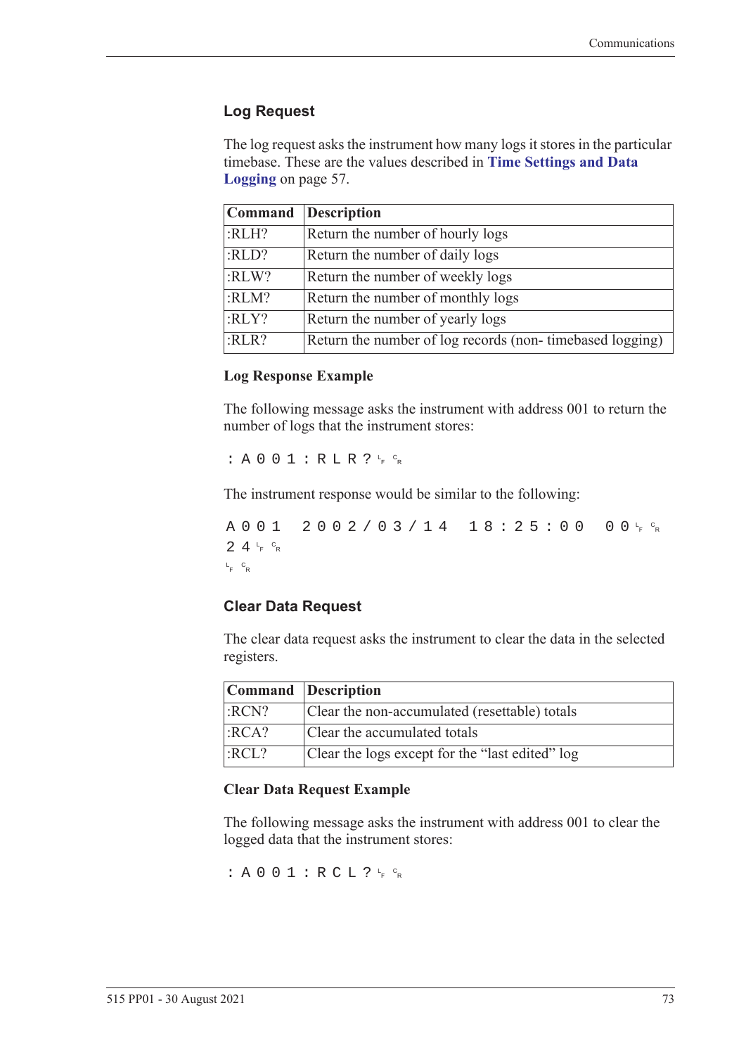## Log Request

The log request asks the instrument how many logs it stores in the particular timebase. These are the values described in **Time Settings and Data Logging** on page 57.

| Command | Description |
|---|---|
| :RLH? | Return the number of hourly logs |
| :RLD? | Return the number of daily logs |
| :RLW? | Return the number of weekly logs |
| :RLM? | Return the number of monthly logs |
| :RLY? | Return the number of yearly logs |
| :RLR? | Return the number of log records (non- timebased logging) |

### Log Response Example

The following message asks the instrument with address 001 to return the number of logs that the instrument stores:

```
:A001:RLR?LF CR
```

The instrument response would be similar to the following:

```
A001 2002/03/14 18:25:00 00LF CR
24LF CR
LF CR
```

## Clear Data Request

The clear data request asks the instrument to clear the data in the selected registers.

| Command | Description |
|---|---|
| :RCN? | Clear the non-accumulated (resettable) totals |
| :RCA? | Clear the accumulated totals |
| :RCL? | Clear the logs except for the “last edited” log |

### Clear Data Request Example

The following message asks the instrument with address 001 to clear the logged data that the instrument stores:

```
:A001:RCL?LF CR
```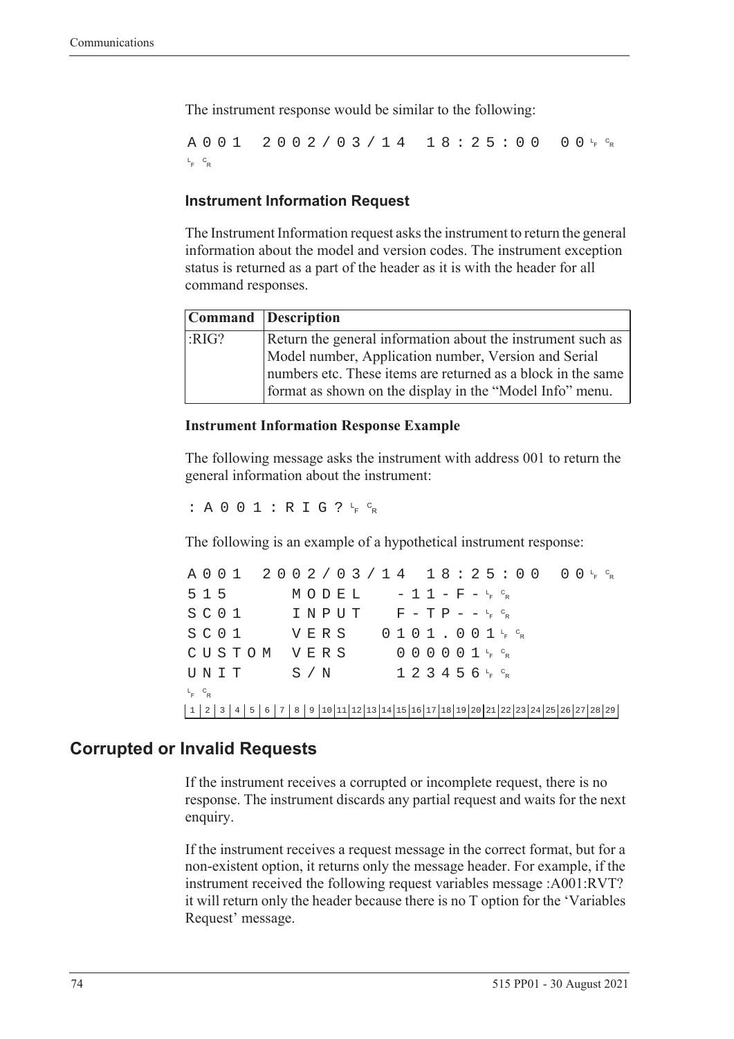The instrument response would be similar to the following:

```
A001 2002/03/14 18:25:00 00LF CR
LF CR
```

### Instrument Information Request

The Instrument Information request asks the instrument to return the general information about the model and version codes. The instrument exception status is returned as a part of the header as it is with the header for all command responses.

| Command | Description |
|---|---|
| :RIG? | Return the general information about the instrument such as Model number, Application number, Version and Serial numbers etc. These items are returned as a block in the same format as shown on the display in the "Model Info" menu. |

**Instrument Information Response Example**

The following message asks the instrument with address 001 to return the general information about the instrument:

```
:A001:RIG?LF CR
```

The following is an example of a hypothetical instrument response:

```
A001 2002/03/14 18:25:00 00LF CR
515      MODEL    -11-F-LF CR
SC01     INPUT    F-TP--LF CR
SC01     VERS   0101.001LF CR
CUSTOM   VERS     000001LF CR
UNIT     S/N      123456LF CR
LF CR
1 2 3 4 5 6 7 8 9 10 11 12 13 14 15 16 17 18 19 20 21 22 23 24 25 26 27 28 29
```

## Corrupted or Invalid Requests

If the instrument receives a corrupted or incomplete request, there is no response. The instrument discards any partial request and waits for the next enquiry.

If the instrument receives a request message in the correct format, but for a non-existent option, it returns only the message header. For example, if the instrument received the following request variables message :A001:RVT? it will return only the header because there is no T option for the 'Variables Request' message.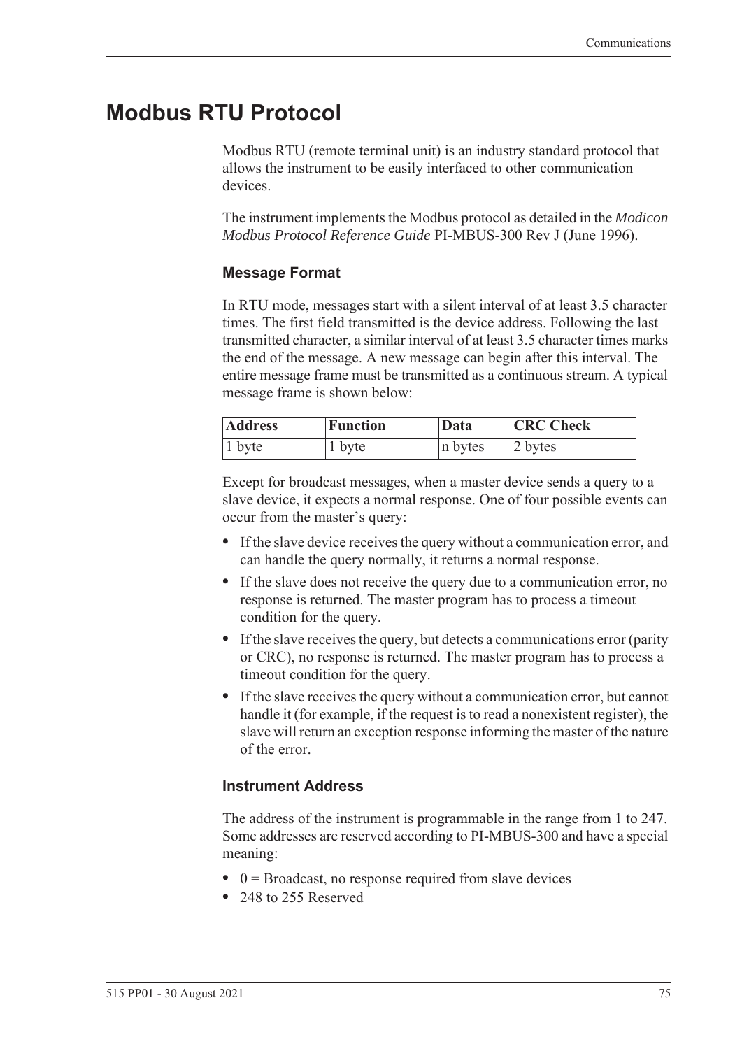# Modbus RTU Protocol

Modbus RTU (remote terminal unit) is an industry standard protocol that allows the instrument to be easily interfaced to other communication devices.

The instrument implements the Modbus protocol as detailed in the *Modicon Modbus Protocol Reference Guide* PI-MBUS-300 Rev J (June 1996).

### Message Format

In RTU mode, messages start with a silent interval of at least 3.5 character times. The first field transmitted is the device address. Following the last transmitted character, a similar interval of at least 3.5 character times marks the end of the message. A new message can begin after this interval. The entire message frame must be transmitted as a continuous stream. A typical message frame is shown below:

| Address | Function | Data | CRC Check |
|---|---|---|---|
| 1 byte | 1 byte | n bytes | 2 bytes |

Except for broadcast messages, when a master device sends a query to a slave device, it expects a normal response. One of four possible events can occur from the master's query:

- If the slave device receives the query without a communication error, and can handle the query normally, it returns a normal response.
- If the slave does not receive the query due to a communication error, no response is returned. The master program has to process a timeout condition for the query.
- If the slave receives the query, but detects a communications error (parity or CRC), no response is returned. The master program has to process a timeout condition for the query.
- If the slave receives the query without a communication error, but cannot handle it (for example, if the request is to read a nonexistent register), the slave will return an exception response informing the master of the nature of the error.

### Instrument Address

The address of the instrument is programmable in the range from 1 to 247. Some addresses are reserved according to PI-MBUS-300 and have a special meaning:

- 0 = Broadcast, no response required from slave devices
- 248 to 255 Reserved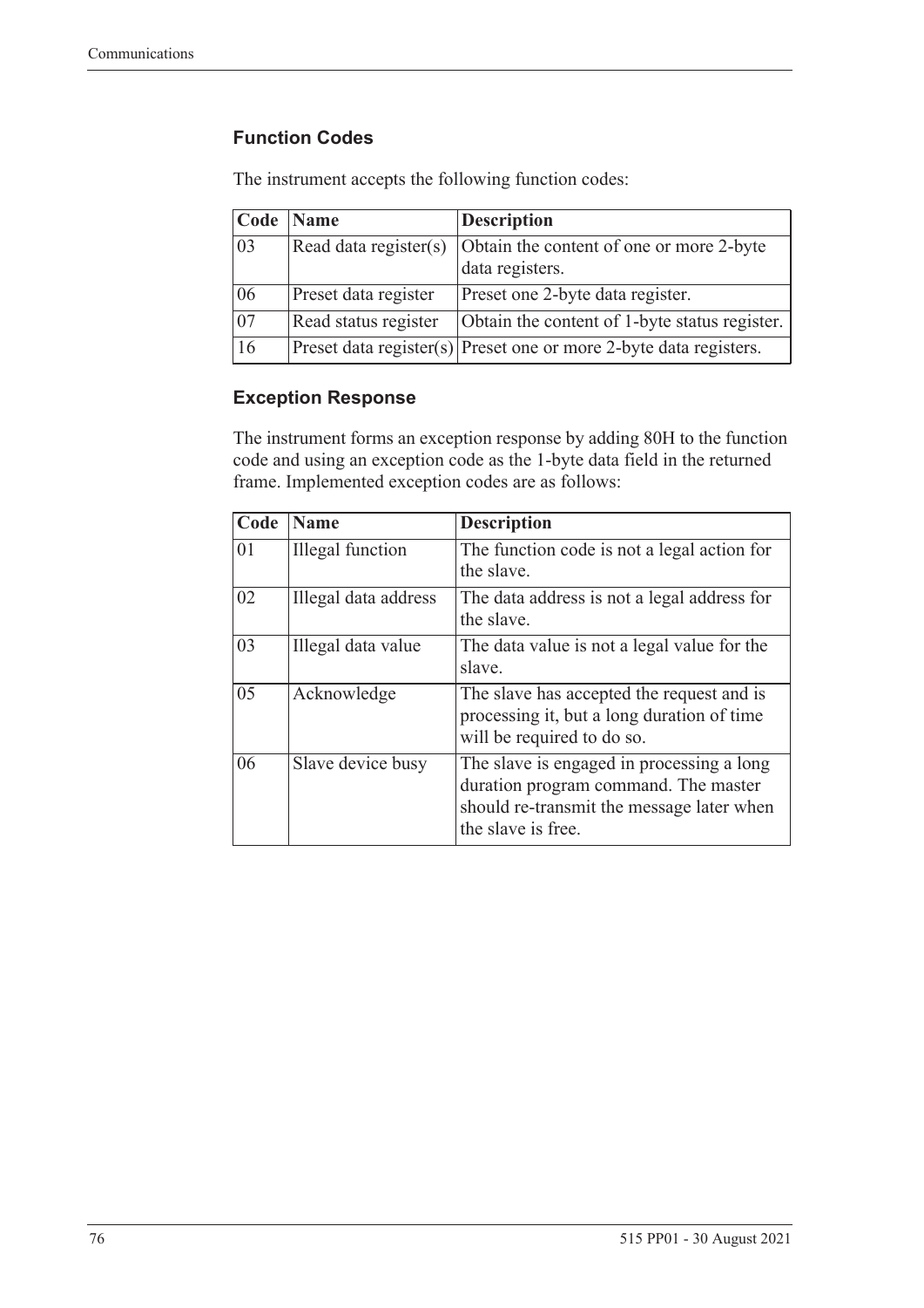### Function Codes

The instrument accepts the following function codes:

| Code | Name | Description |
|---|---|---|
| 03 | Read data register(s) | Obtain the content of one or more 2-byte data registers. |
| 06 | Preset data register | Preset one 2-byte data register. |
| 07 | Read status register | Obtain the content of 1-byte status register. |
| 16 | Preset data register(s) | Preset one or more 2-byte data registers. |

### Exception Response

The instrument forms an exception response by adding 80H to the function code and using an exception code as the 1-byte data field in the returned frame. Implemented exception codes are as follows:

| Code | Name | Description |
|---|---|---|
| 01 | Illegal function | The function code is not a legal action for the slave. |
| 02 | Illegal data address | The data address is not a legal address for the slave. |
| 03 | Illegal data value | The data value is not a legal value for the slave. |
| 05 | Acknowledge | The slave has accepted the request and is processing it, but a long duration of time will be required to do so. |
| 06 | Slave device busy | The slave is engaged in processing a long duration program command. The master should re-transmit the message later when the slave is free. |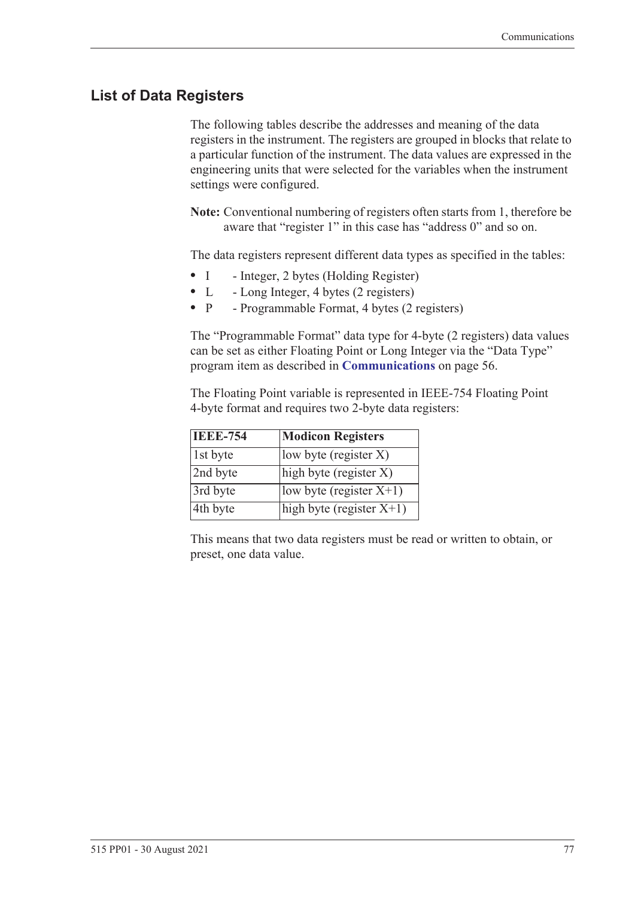## List of Data Registers

The following tables describe the addresses and meaning of the data registers in the instrument. The registers are grouped in blocks that relate to a particular function of the instrument. The data values are expressed in the engineering units that were selected for the variables when the instrument settings were configured.

**Note:** Conventional numbering of registers often starts from 1, therefore be aware that "register 1" in this case has "address 0" and so on.

The data registers represent different data types as specified in the tables:

- I - Integer, 2 bytes (Holding Register)
- L - Long Integer, 4 bytes (2 registers)
- P - Programmable Format, 4 bytes (2 registers)

The "Programmable Format" data type for 4-byte (2 registers) data values can be set as either Floating Point or Long Integer via the "Data Type" program item as described in **Communications** on page 56.

The Floating Point variable is represented in IEEE-754 Floating Point 4-byte format and requires two 2-byte data registers:

| IEEE-754 | Modicon Registers |
|---|---|
| 1st byte | low byte (register X) |
| 2nd byte | high byte (register X) |
| 3rd byte | low byte (register X+1) |
| 4th byte | high byte (register X+1) |

This means that two data registers must be read or written to obtain, or preset, one data value.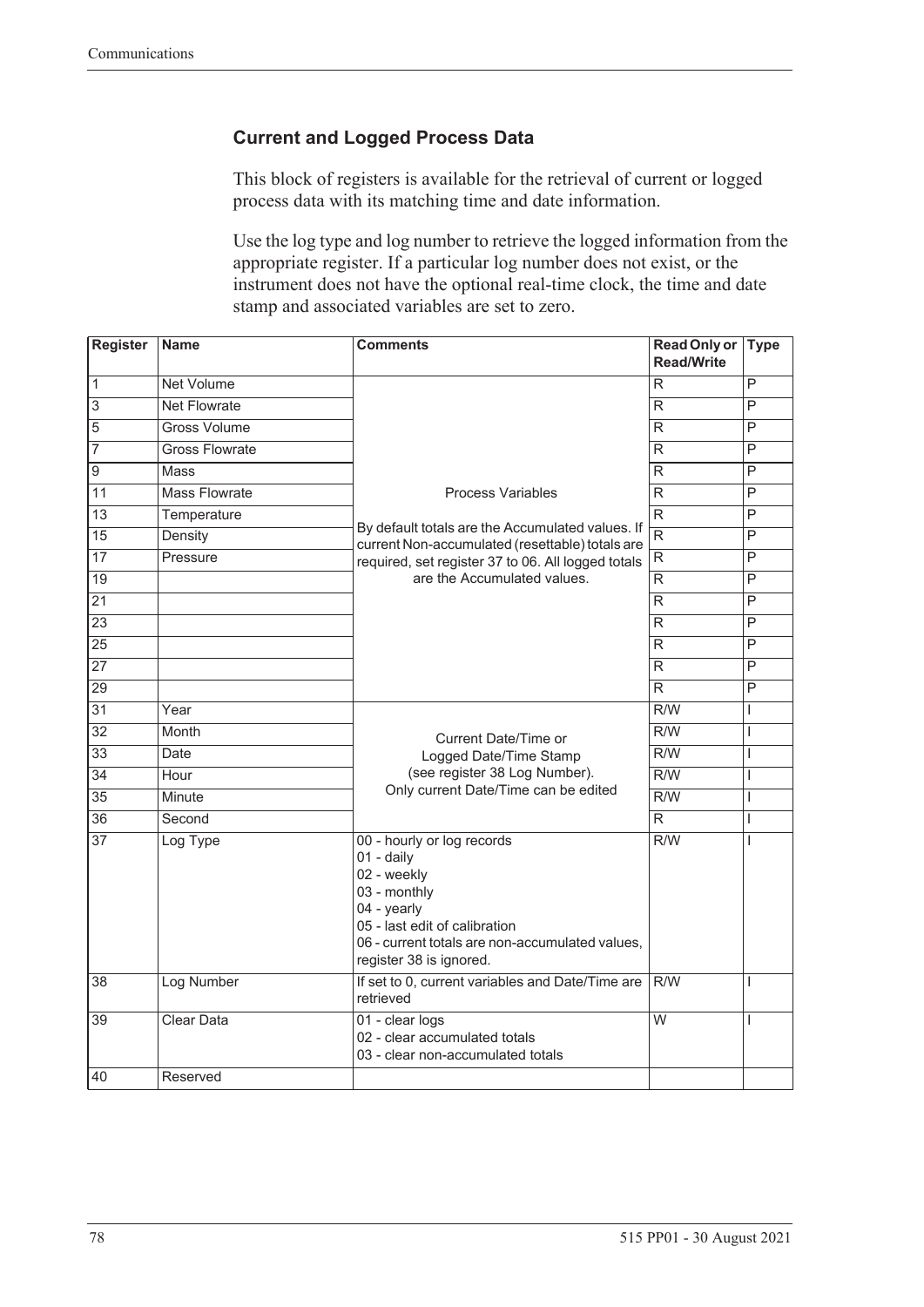### Current and Logged Process Data

This block of registers is available for the retrieval of current or logged process data with its matching time and date information.

Use the log type and log number to retrieve the logged information from the appropriate register. If a particular log number does not exist, or the instrument does not have the optional real-time clock, the time and date stamp and associated variables are set to zero.

| Register | Name | Comments | Read Only or Read/Write | Type |
|---|---|---|---|---|
| 1 | Net Volume | Process Variables<br><br>By default totals are the Accumulated values. If current Non-accumulated (resettable) totals are required, set register 37 to 06. All logged totals are the Accumulated values. | R | P |
| 3 | Net Flowrate | | R | P |
| 5 | Gross Volume | | R | P |
| 7 | Gross Flowrate | | R | P |
| 9 | Mass | | R | P |
| 11 | Mass Flowrate | | R | P |
| 13 | Temperature | | R | P |
| 15 | Density | | R | P |
| 17 | Pressure | | R | P |
| 19 | | | R | P |
| 21 | | | R | P |
| 23 | | | R | P |
| 25 | | | R | P |
| 27 | | | R | P |
| 29 | | | R | P |
| 31 | Year | Current Date/Time or Logged Date/Time Stamp (see register 38 Log Number). Only current Date/Time can be edited | R/W | I |
| 32 | Month | | R/W | I |
| 33 | Date | | R/W | I |
| 34 | Hour | | R/W | I |
| 35 | Minute | | R/W | I |
| 36 | Second | | R | I |
| 37 | Log Type | 00 - hourly or log records<br>01 - daily<br>02 - weekly<br>03 - monthly<br>04 - yearly<br>05 - last edit of calibration<br>06 - current totals are non-accumulated values, register 38 is ignored. | R/W | I |
| 38 | Log Number | If set to 0, current variables and Date/Time are retrieved | R/W | I |
| 39 | Clear Data | 01 - clear logs<br>02 - clear accumulated totals<br>03 - clear non-accumulated totals | W | I |
| 40 | Reserved | | | |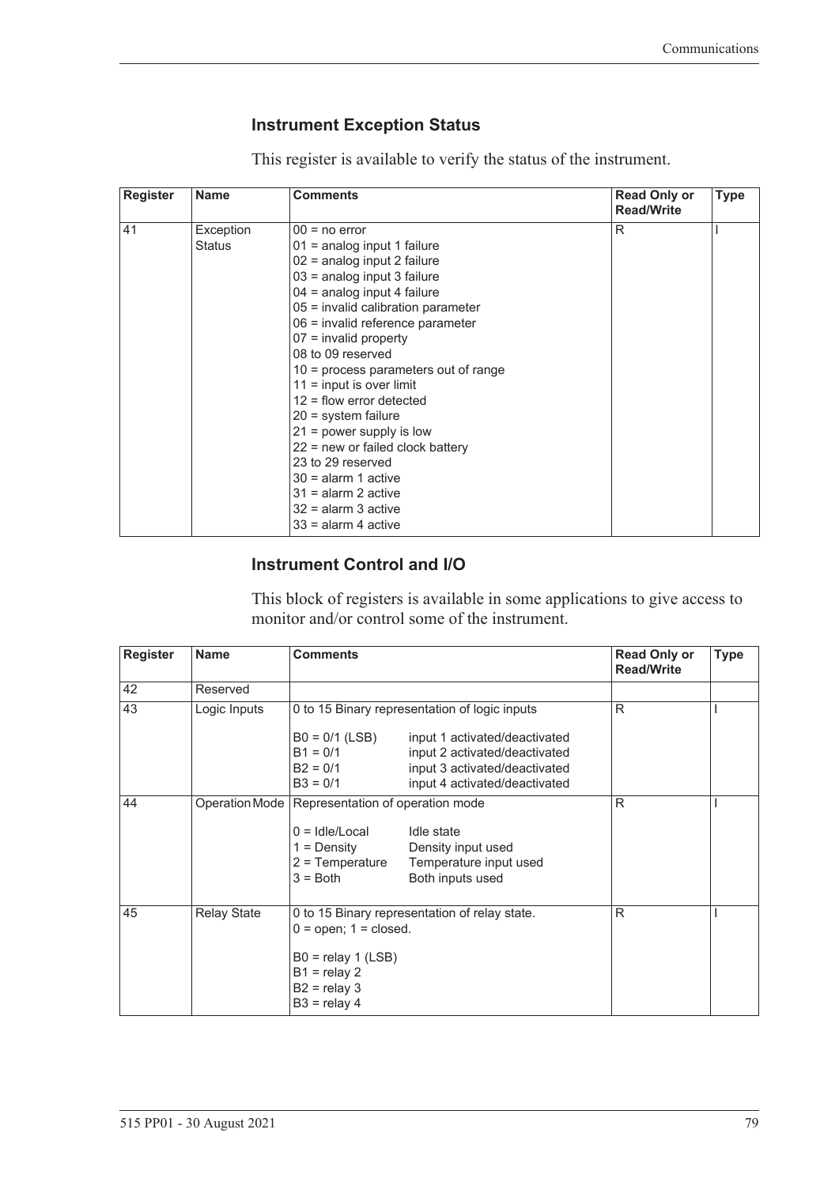### Instrument Exception Status

This register is available to verify the status of the instrument.

| Register | Name | Comments | Read Only or Read/Write | Type |
|---|---|---|---|---|
| 41 | Exception Status | 00 = no error<br>01 = analog input 1 failure<br>02 = analog input 2 failure<br>03 = analog input 3 failure<br>04 = analog input 4 failure<br>05 = invalid calibration parameter<br>06 = invalid reference parameter<br>07 = invalid property<br>08 to 09 reserved<br>10 = process parameters out of range<br>11 = input is over limit<br>12 = flow error detected<br>20 = system failure<br>21 = power supply is low<br>22 = new or failed clock battery<br>23 to 29 reserved<br>30 = alarm 1 active<br>31 = alarm 2 active<br>32 = alarm 3 active<br>33 = alarm 4 active | R | I |

### Instrument Control and I/O

This block of registers is available in some applications to give access to monitor and/or control some of the instrument.

| Register | Name | Comments | Read Only or Read/Write | Type |
|---|---|---|---|---|
| 42 | Reserved | | | |
| 43 | Logic Inputs | 0 to 15 Binary representation of logic inputs<br><br>B0 = 0/1 (LSB) input 1 activated/deactivated<br>B1 = 0/1 input 2 activated/deactivated<br>B2 = 0/1 input 3 activated/deactivated<br>B3 = 0/1 input 4 activated/deactivated | R | I |
| 44 | Operation Mode | Representation of operation mode<br><br>0 = Idle/Local Idle state<br>1 = Density Density input used<br>2 = Temperature Temperature input used<br>3 = Both Both inputs used | R | I |
| 45 | Relay State | 0 to 15 Binary representation of relay state.<br>0 = open; 1 = closed.<br><br>B0 = relay 1 (LSB)<br>B1 = relay 2<br>B2 = relay 3<br>B3 = relay 4 | R | I |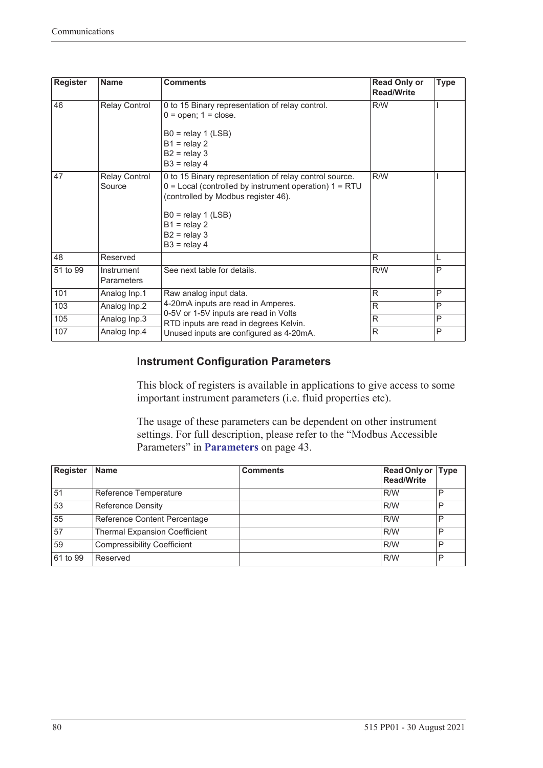| Register | Name | Comments | Read Only or Read/Write | Type |
|---|---|---|---|---|
| 46 | Relay Control | 0 to 15 Binary representation of relay control.<br>0 = open; 1 = close.<br><br>B0 = relay 1 (LSB)<br>B1 = relay 2<br>B2 = relay 3<br>B3 = relay 4 | R/W | I |
| 47 | Relay Control Source | 0 to 15 Binary representation of relay control source.<br>0 = Local (controlled by instrument operation) 1 = RTU (controlled by Modbus register 46).<br><br>B0 = relay 1 (LSB)<br>B1 = relay 2<br>B2 = relay 3<br>B3 = relay 4 | R/W | I |
| 48 | Reserved | | R | L |
| 51 to 99 | Instrument Parameters | See next table for details. | R/W | P |
| 101 | Analog Inp.1 | Raw analog input data.<br>4-20mA inputs are read in Amperes.<br>0-5V or 1-5V inputs are read in Volts<br>RTD inputs are read in degrees Kelvin.<br>Unused inputs are configured as 4-20mA. | R | P |
| 103 | Analog Inp.2 | | R | P |
| 105 | Analog Inp.3 | | R | P |
| 107 | Analog Inp.4 | | R | P |

### Instrument Configuration Parameters

This block of registers is available in applications to give access to some important instrument parameters (i.e. fluid properties etc).

The usage of these parameters can be dependent on other instrument settings. For full description, please refer to the "Modbus Accessible Parameters" in **Parameters** on page 43.

| Register | Name | Comments | Read Only or Read/Write | Type |
|---|---|---|---|---|
| 51 | Reference Temperature | | R/W | P |
| 53 | Reference Density | | R/W | P |
| 55 | Reference Content Percentage | | R/W | P |
| 57 | Thermal Expansion Coefficient | | R/W | P |
| 59 | Compressibility Coefficient | | R/W | P |
| 61 to 99 | Reserved | | R/W | P |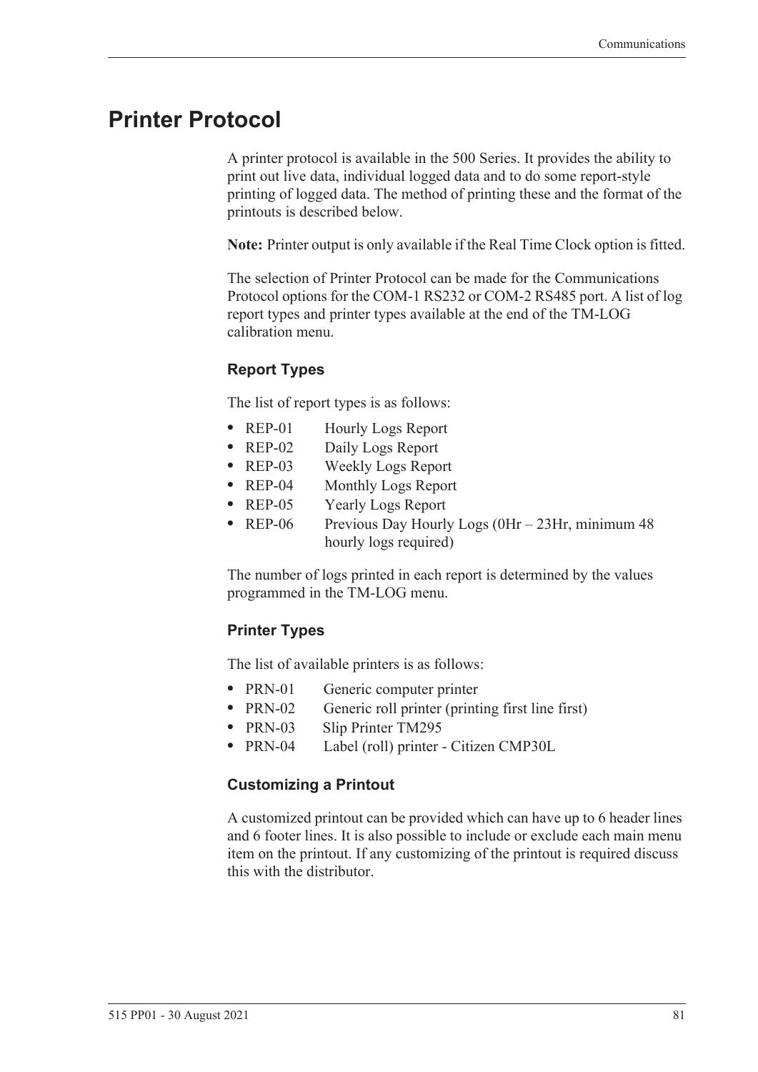# Printer Protocol

A printer protocol is available in the 500 Series. It provides the ability to print out live data, individual logged data and to do some report-style printing of logged data. The method of printing these and the format of the printouts is described below.

**Note:** Printer output is only available if the Real Time Clock option is fitted.

The selection of Printer Protocol can be made for the Communications Protocol options for the COM-1 RS232 or COM-2 RS485 port. A list of log report types and printer types available at the end of the TM-LOG calibration menu.

### Report Types

The list of report types is as follows:

- REP-01 Hourly Logs Report
- REP-02 Daily Logs Report
- REP-03 Weekly Logs Report
- REP-04 Monthly Logs Report
- REP-05 Yearly Logs Report
- REP-06 Previous Day Hourly Logs (0Hr – 23Hr, minimum 48 hourly logs required)

The number of logs printed in each report is determined by the values programmed in the TM-LOG menu.

### Printer Types

The list of available printers is as follows:

- PRN-01 Generic computer printer
- PRN-02 Generic roll printer (printing first line first)
- PRN-03 Slip Printer TM295
- PRN-04 Label (roll) printer - Citizen CMP30L

### Customizing a Printout

A customized printout can be provided which can have up to 6 header lines and 6 footer lines. It is also possible to include or exclude each main menu item on the printout. If any customizing of the printout is required discuss this with the distributor.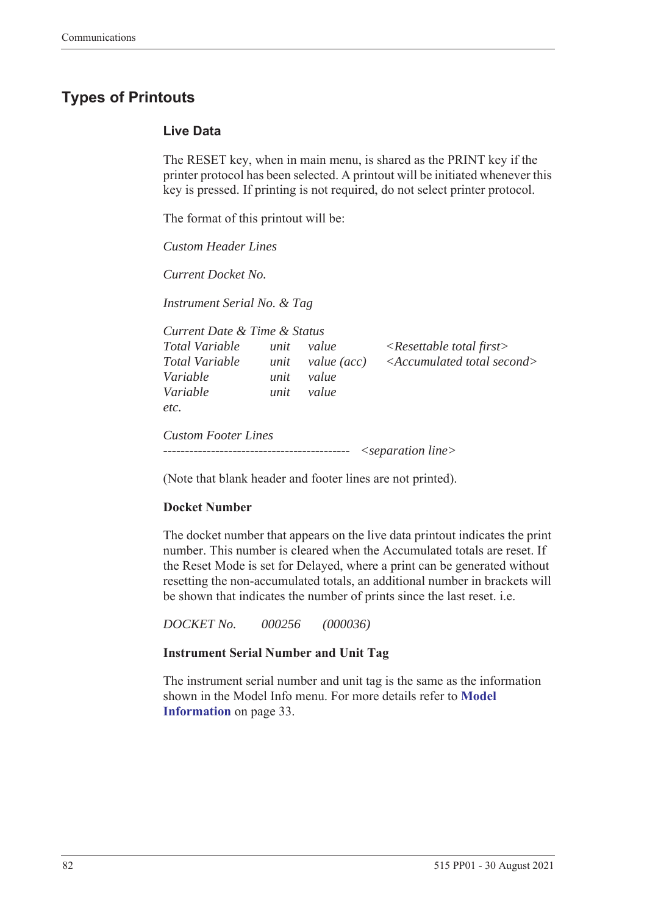## Types of Printouts

### Live Data

The RESET key, when in main menu, is shared as the PRINT key if the printer protocol has been selected. A printout will be initiated whenever this key is pressed. If printing is not required, do not select printer protocol.

The format of this printout will be:

*Custom Header Lines*

*Current Docket No.*

*Instrument Serial No. & Tag*

| | | | |
|---|---|---|---|
| *Current Date & Time & Status* | | | |
| *Total Variable* | *unit* | *value* | *<Resettable total first>* |
| *Total Variable* | *unit* | *value (acc)* | *<Accumulated total second>* |
| *Variable* | *unit* | *value* | |
| *Variable* | *unit* | *value* | |
| *etc.* | | | |

*Custom Footer Lines*
------------------------------------------- *<separation line>*

(Note that blank header and footer lines are not printed).

**Docket Number**

The docket number that appears on the live data printout indicates the print number. This number is cleared when the Accumulated totals are reset. If the Reset Mode is set for Delayed, where a print can be generated without resetting the non-accumulated totals, an additional number in brackets will be shown that indicates the number of prints since the last reset. i.e.

*DOCKET No.   000256   (000036)*

**Instrument Serial Number and Unit Tag**

The instrument serial number and unit tag is the same as the information shown in the Model Info menu. For more details refer to **Model Information** on page 33.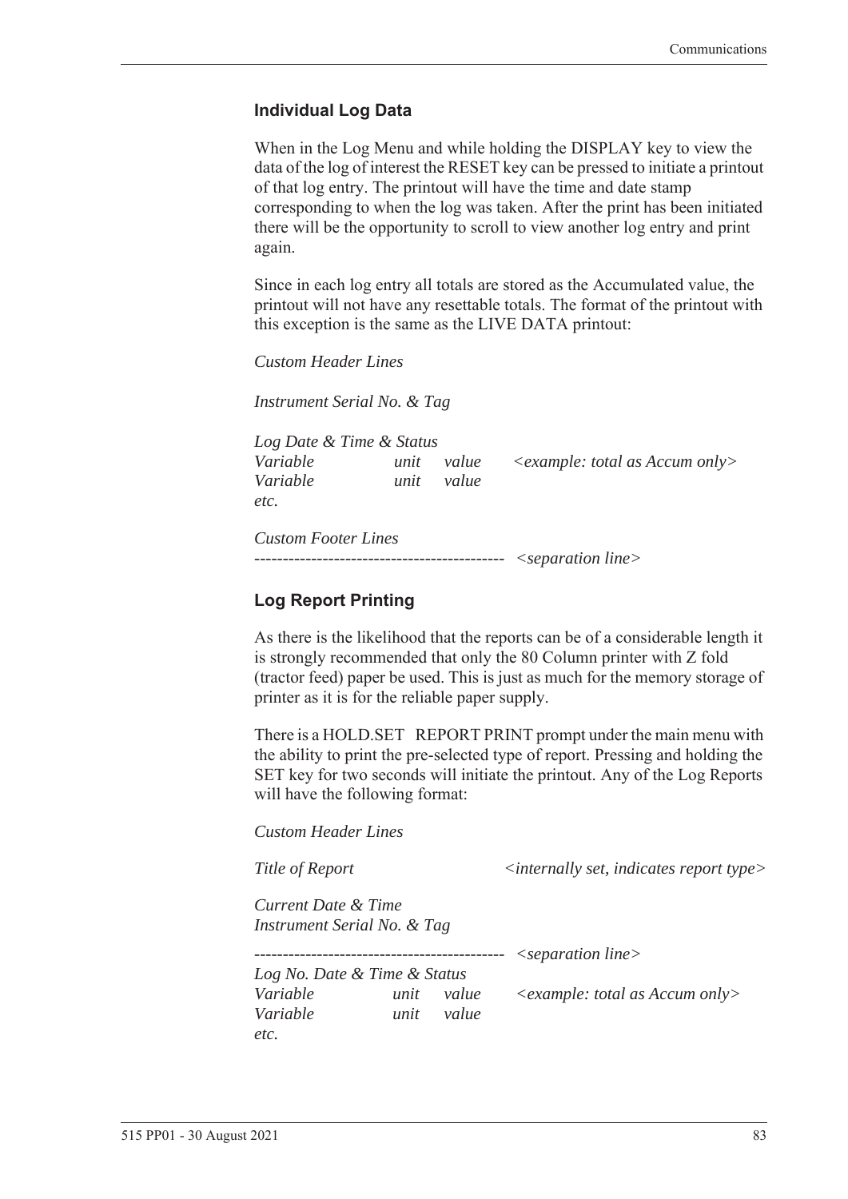### Individual Log Data

When in the Log Menu and while holding the DISPLAY key to view the data of the log of interest the RESET key can be pressed to initiate a printout of that log entry. The printout will have the time and date stamp corresponding to when the log was taken. After the print has been initiated there will be the opportunity to scroll to view another log entry and print again.

Since in each log entry all totals are stored as the Accumulated value, the printout will not have any resettable totals. The format of the printout with this exception is the same as the LIVE DATA printout:

*Custom Header Lines*

*Instrument Serial No. & Tag*

*Log Date & Time & Status*
*Variable unit value <example: total as Accum only>*
*Variable unit value*
*etc.*

*Custom Footer Lines*
-------------------------------------------- *<separation line>*

### Log Report Printing

As there is the likelihood that the reports can be of a considerable length it is strongly recommended that only the 80 Column printer with Z fold (tractor feed) paper be used. This is just as much for the memory storage of printer as it is for the reliable paper supply.

There is a HOLD.SET REPORT PRINT prompt under the main menu with the ability to print the pre-selected type of report. Pressing and holding the SET key for two seconds will initiate the printout. Any of the Log Reports will have the following format:

*Custom Header Lines*

*Title of Report <internally set, indicates report type>*

*Current Date & Time*
*Instrument Serial No. & Tag*

-------------------------------------------- *<separation line>*
*Log No. Date & Time & Status*
*Variable unit value <example: total as Accum only>*
*Variable unit value*
*etc.*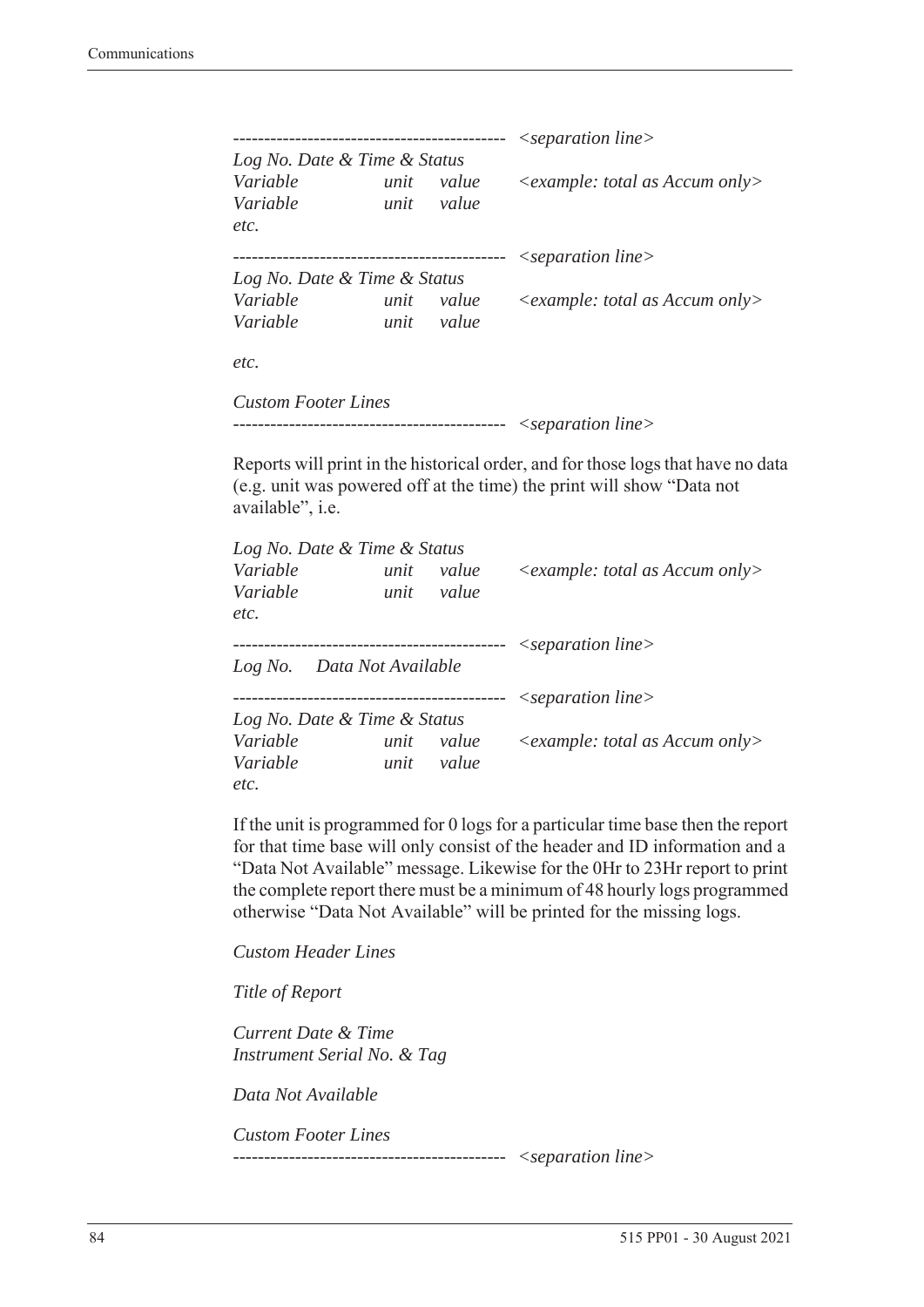```
--------------------------------------------  <separation line>
Log No. Date & Time & Status
Variable          unit    value     <example: total as Accum only>
Variable          unit    value
etc.

--------------------------------------------  <separation line>
Log No. Date & Time & Status
Variable          unit    value     <example: total as Accum only>
Variable          unit    value

etc.

Custom Footer Lines
--------------------------------------------  <separation line>
```

Reports will print in the historical order, and for those logs that have no data (e.g. unit was powered off at the time) the print will show "Data not available", i.e.

```
Log No. Date & Time & Status
Variable          unit    value     <example: total as Accum only>
Variable          unit    value
etc.

--------------------------------------------  <separation line>
Log No.    Data Not Available

--------------------------------------------  <separation line>
Log No. Date & Time & Status
Variable          unit    value     <example: total as Accum only>
Variable          unit    value
etc.
```

If the unit is programmed for 0 logs for a particular time base then the report for that time base will only consist of the header and ID information and a "Data Not Available" message. Likewise for the 0Hr to 23Hr report to print the complete report there must be a minimum of 48 hourly logs programmed otherwise "Data Not Available" will be printed for the missing logs.

```
Custom Header Lines

Title of Report

Current Date & Time
Instrument Serial No. & Tag

Data Not Available

Custom Footer Lines
--------------------------------------------  <separation line>
```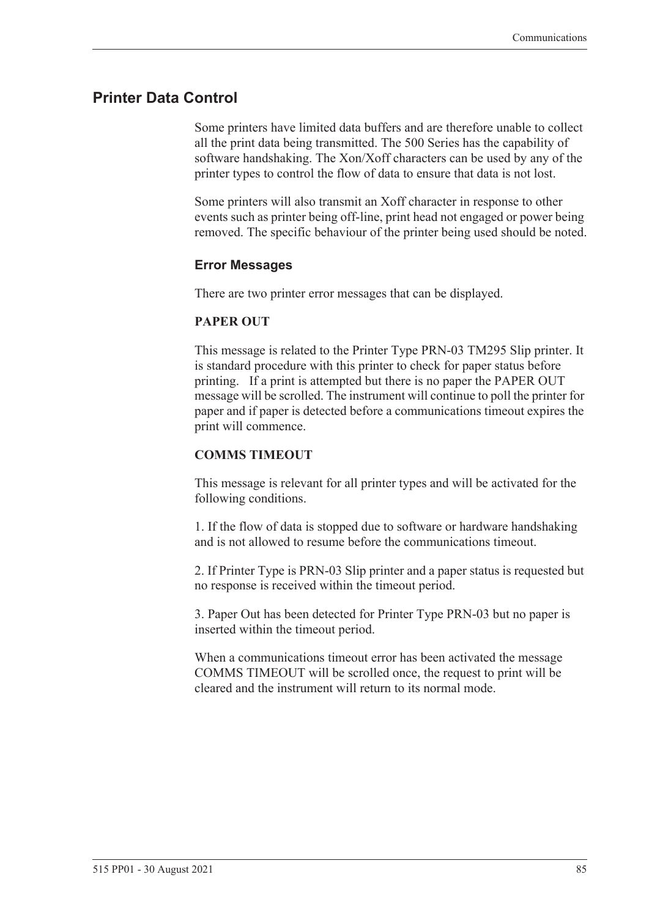## Printer Data Control

Some printers have limited data buffers and are therefore unable to collect all the print data being transmitted. The 500 Series has the capability of software handshaking. The Xon/Xoff characters can be used by any of the printer types to control the flow of data to ensure that data is not lost.

Some printers will also transmit an Xoff character in response to other events such as printer being off-line, print head not engaged or power being removed. The specific behaviour of the printer being used should be noted.

### Error Messages

There are two printer error messages that can be displayed.

**PAPER OUT**

This message is related to the Printer Type PRN-03 TM295 Slip printer. It is standard procedure with this printer to check for paper status before printing. If a print is attempted but there is no paper the PAPER OUT message will be scrolled. The instrument will continue to poll the printer for paper and if paper is detected before a communications timeout expires the print will commence.

**COMMS TIMEOUT**

This message is relevant for all printer types and will be activated for the following conditions.

1. If the flow of data is stopped due to software or hardware handshaking and is not allowed to resume before the communications timeout.

2. If Printer Type is PRN-03 Slip printer and a paper status is requested but no response is received within the timeout period.

3. Paper Out has been detected for Printer Type PRN-03 but no paper is inserted within the timeout period.

When a communications timeout error has been activated the message COMMS TIMEOUT will be scrolled once, the request to print will be cleared and the instrument will return to its normal mode.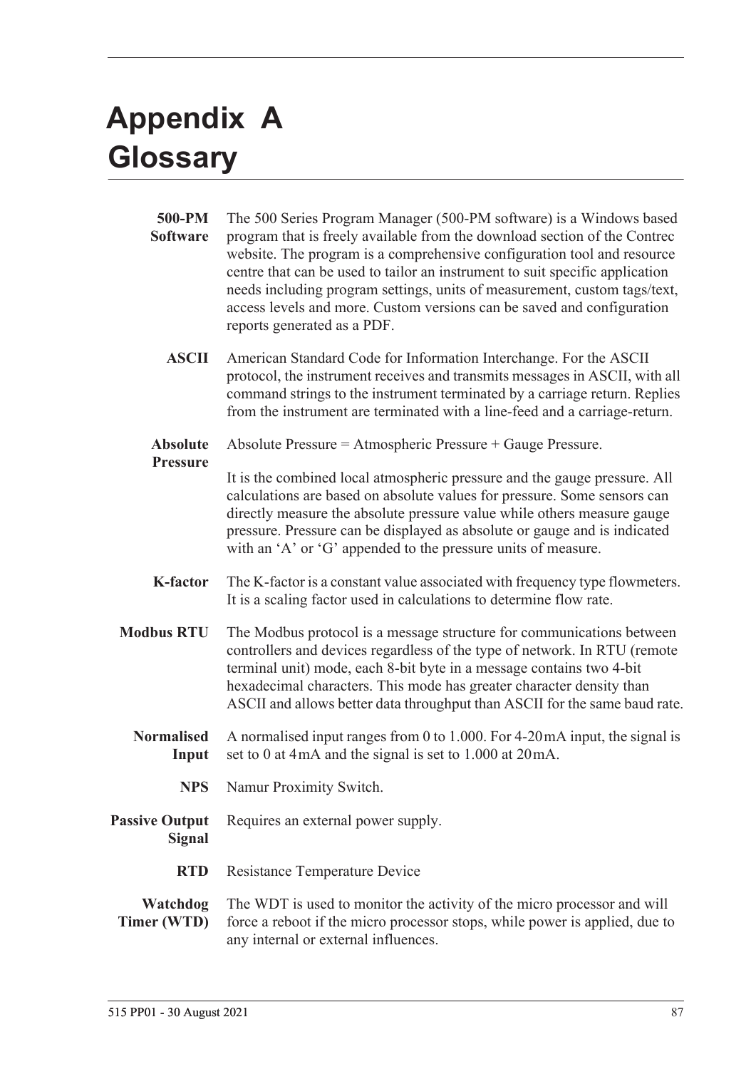# Appendix A
# Glossary

**500-PM Software** The 500 Series Program Manager (500-PM software) is a Windows based program that is freely available from the download section of the Contrec website. The program is a comprehensive configuration tool and resource centre that can be used to tailor an instrument to suit specific application needs including program settings, units of measurement, custom tags/text, access levels and more. Custom versions can be saved and configuration reports generated as a PDF.

**ASCII** American Standard Code for Information Interchange. For the ASCII protocol, the instrument receives and transmits messages in ASCII, with all command strings to the instrument terminated by a carriage return. Replies from the instrument are terminated with a line-feed and a carriage-return.

**Absolute Pressure** Absolute Pressure = Atmospheric Pressure + Gauge Pressure.

It is the combined local atmospheric pressure and the gauge pressure. All calculations are based on absolute values for pressure. Some sensors can directly measure the absolute pressure value while others measure gauge pressure. Pressure can be displayed as absolute or gauge and is indicated with an 'A' or 'G' appended to the pressure units of measure.

**K-factor** The K-factor is a constant value associated with frequency type flowmeters. It is a scaling factor used in calculations to determine flow rate.

**Modbus RTU** The Modbus protocol is a message structure for communications between controllers and devices regardless of the type of network. In RTU (remote terminal unit) mode, each 8-bit byte in a message contains two 4-bit hexadecimal characters. This mode has greater character density than ASCII and allows better data throughput than ASCII for the same baud rate.

**Normalised Input** A normalised input ranges from 0 to 1.000. For 4-20 mA input, the signal is set to 0 at 4 mA and the signal is set to 1.000 at 20 mA.

**NPS** Namur Proximity Switch.

**Passive Output Signal** Requires an external power supply.

**RTD** Resistance Temperature Device

**Watchdog Timer (WTD)** The WDT is used to monitor the activity of the micro processor and will force a reboot if the micro processor stops, while power is applied, due to any internal or external influences.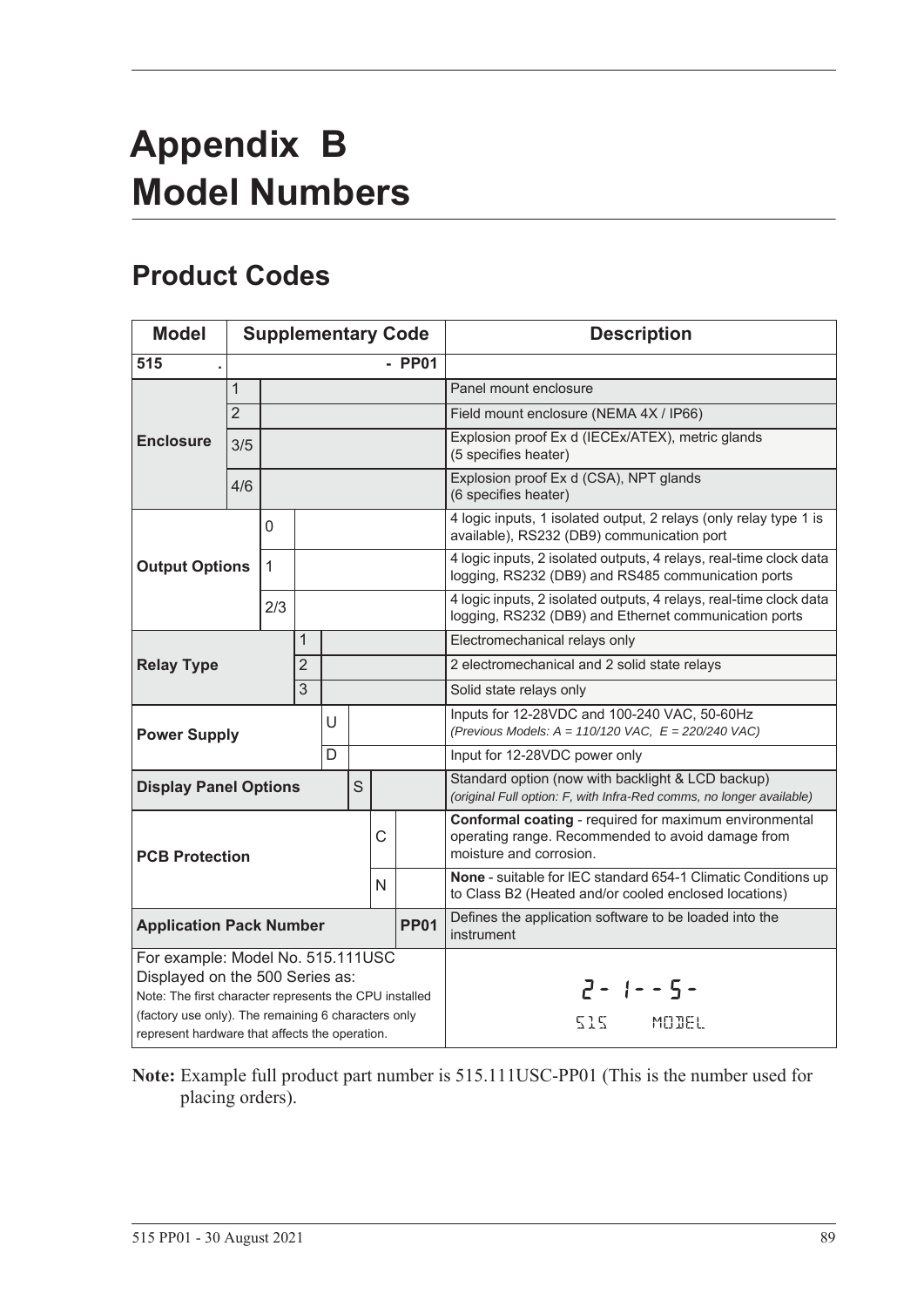# Appendix B
# Model Numbers

## Product Codes

| Model | Supplementary Code | | | | | | | Description |
|---|---|---|---|---|---|---|---|---|
| **515** | **.** | | | | | | **- PP01** | |
| **Enclosure** | 1 | | | | | | | Panel mount enclosure |
| | 2 | | | | | | | Field mount enclosure (NEMA 4X / IP66) |
| | 3/5 | | | | | | | Explosion proof Ex d (IECEx/ATEX), metric glands (5 specifies heater) |
| | 4/6 | | | | | | | Explosion proof Ex d (CSA), NPT glands (6 specifies heater) |
| **Output Options** | | 0 | | | | | | 4 logic inputs, 1 isolated output, 2 relays (only relay type 1 is available), RS232 (DB9) communication port |
| | | 1 | | | | | | 4 logic inputs, 2 isolated outputs, 4 relays, real-time clock data logging, RS232 (DB9) and RS485 communication ports |
| | | 2/3 | | | | | | 4 logic inputs, 2 isolated outputs, 4 relays, real-time clock data logging, RS232 (DB9) and Ethernet communication ports |
| **Relay Type** | | | 1 | | | | | Electromechanical relays only |
| | | | 2 | | | | | 2 electromechanical and 2 solid state relays |
| | | | 3 | | | | | Solid state relays only |
| **Power Supply** | | | | U | | | | Inputs for 12-28VDC and 100-240 VAC, 50-60Hz *(Previous Models: A = 110/120 VAC, E = 220/240 VAC)* |
| | | | | D | | | | Input for 12-28VDC power only |
| **Display Panel Options** | | | | | S | | | Standard option (now with backlight & LCD backup) *(original Full option: F, with Infra-Red comms, no longer available)* |
| **PCB Protection** | | | | | | C | | **Conformal coating** - required for maximum environmental operating range. Recommended to avoid damage from moisture and corrosion. |
| | | | | | | N | | **None** - suitable for IEC standard 654-1 Climatic Conditions up to Class B2 (Heated and/or cooled enclosed locations) |
| **Application Pack Number** | | | | | | | **PP01** | Defines the application software to be loaded into the instrument |
| For example: Model No. 515.111USC Displayed on the 500 Series as: Note: The first character represents the CPU installed (factory use only). The remaining 6 characters only represent hardware that affects the operation. | | | | | | | | 2- 1- - 5- 515 MODEL |

**Note:** Example full product part number is 515.111USC-PP01 (This is the number used for placing orders).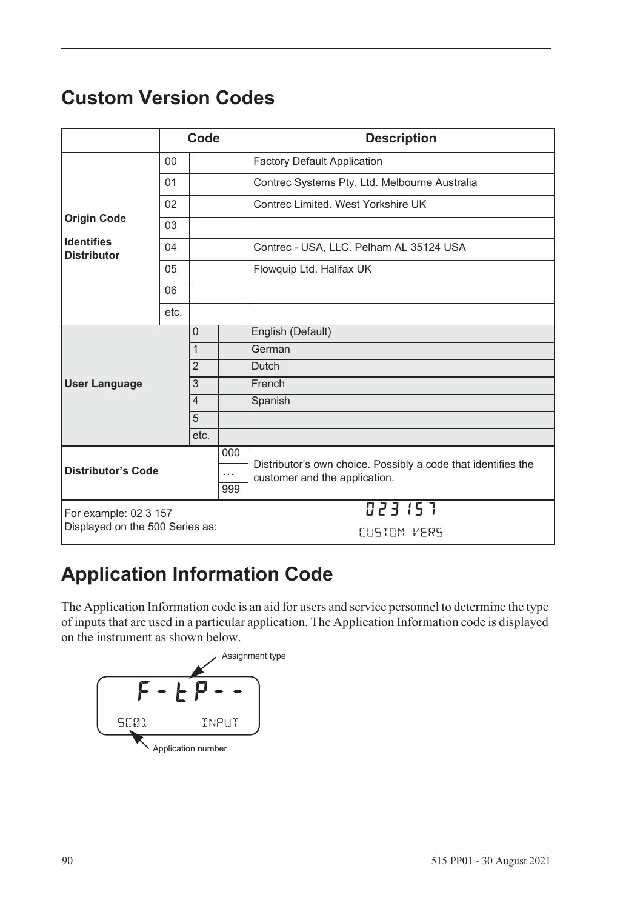## Custom Version Codes

| | Code | | | Description |
|---|---|---|---|---|
| **Origin Code**<br><br>**Identifies Distributor** | 00 | | | Factory Default Application |
| | 01 | | | Contrec Systems Pty. Ltd. Melbourne Australia |
| | 02 | | | Contrec Limited. West Yorkshire UK |
| | 03 | | | |
| | 04 | | | Contrec - USA, LLC. Pelham AL 35124 USA |
| | 05 | | | Flowquip Ltd. Halifax UK |
| | 06 | | | |
| | etc. | | | |
| **User Language** | | 0 | | English (Default) |
| | | 1 | | German |
| | | 2 | | Dutch |
| | | 3 | | French |
| | | 4 | | Spanish |
| | | 5 | | |
| | | etc. | | |
| **Distributor's Code** | | | 000<br>…<br>999 | Distributor's own choice. Possibly a code that identifies the customer and the application. |
| For example: 02 3 157<br>Displayed on the 500 Series as: | | | | 023 157<br>CUSTOM VERS |

## Application Information Code

The Application Information code is an aid for users and service personnel to determine the type of inputs that are used in a particular application. The Application Information code is displayed on the instrument as shown below.

Assignment type

F - t P - -

SC01 INPUT

Application number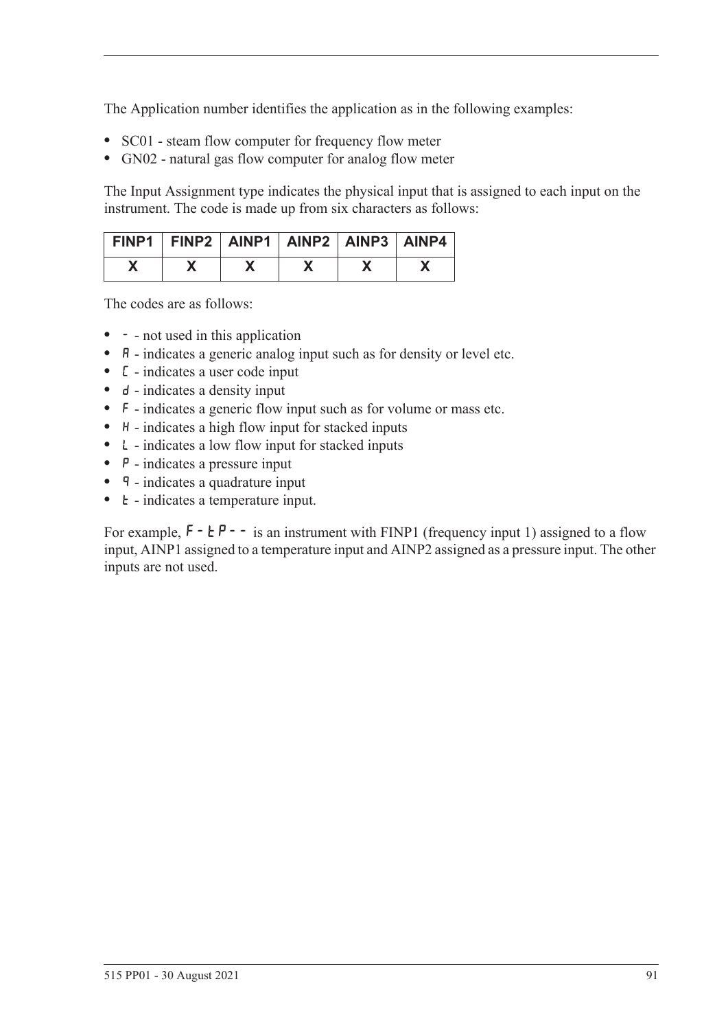The Application number identifies the application as in the following examples:

- SC01 - steam flow computer for frequency flow meter
- GN02 - natural gas flow computer for analog flow meter

The Input Assignment type indicates the physical input that is assigned to each input on the instrument. The code is made up from six characters as follows:

| FINP1 | FINP2 | AINP1 | AINP2 | AINP3 | AINP4 |
|---|---|---|---|---|---|
| X | X | X | X | X | X |

The codes are as follows:

- - - not used in this application
- A - indicates a generic analog input such as for density or level etc.
- C - indicates a user code input
- d - indicates a density input
- F - indicates a generic flow input such as for volume or mass etc.
- H - indicates a high flow input for stacked inputs
- L - indicates a low flow input for stacked inputs
- P - indicates a pressure input
- q - indicates a quadrature input
- t - indicates a temperature input.

For example, F-tP-- is an instrument with FINP1 (frequency input 1) assigned to a flow input, AINP1 assigned to a temperature input and AINP2 assigned as a pressure input. The other inputs are not used.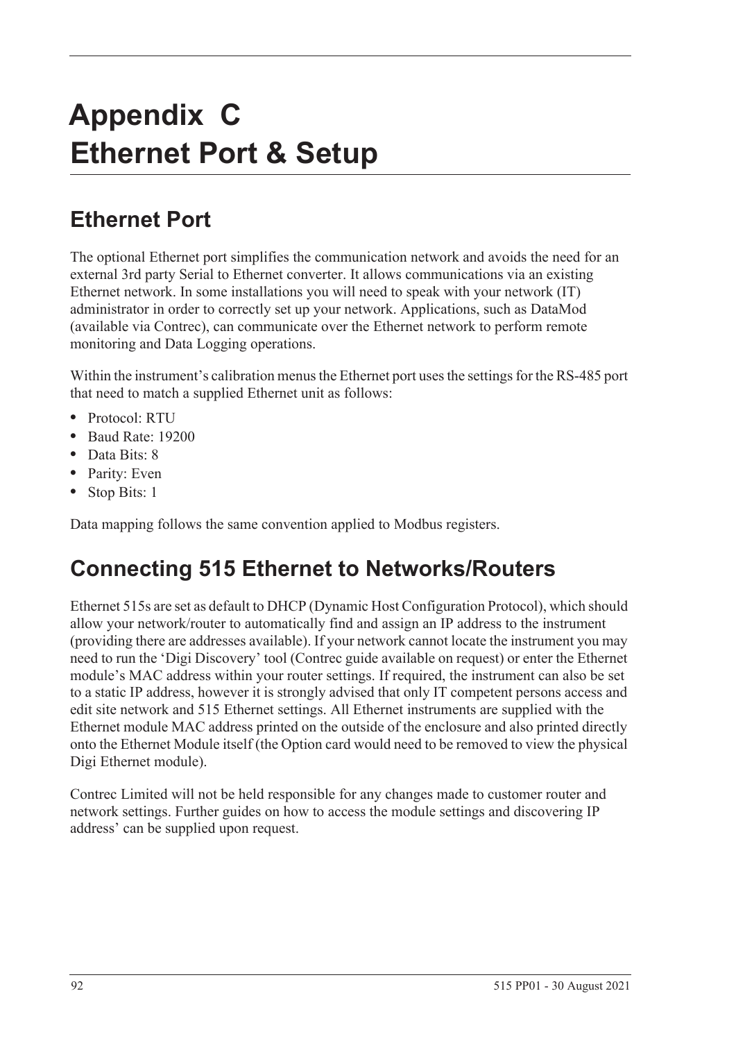# Appendix C
# Ethernet Port & Setup

## Ethernet Port

The optional Ethernet port simplifies the communication network and avoids the need for an external 3rd party Serial to Ethernet converter. It allows communications via an existing Ethernet network. In some installations you will need to speak with your network (IT) administrator in order to correctly set up your network. Applications, such as DataMod (available via Contrec), can communicate over the Ethernet network to perform remote monitoring and Data Logging operations.

Within the instrument's calibration menus the Ethernet port uses the settings for the RS-485 port that need to match a supplied Ethernet unit as follows:

- Protocol: RTU
- Baud Rate: 19200
- Data Bits: 8
- Parity: Even
- Stop Bits: 1

Data mapping follows the same convention applied to Modbus registers.

## Connecting 515 Ethernet to Networks/Routers

Ethernet 515s are set as default to DHCP (Dynamic Host Configuration Protocol), which should allow your network/router to automatically find and assign an IP address to the instrument (providing there are addresses available). If your network cannot locate the instrument you may need to run the 'Digi Discovery' tool (Contrec guide available on request) or enter the Ethernet module's MAC address within your router settings. If required, the instrument can also be set to a static IP address, however it is strongly advised that only IT competent persons access and edit site network and 515 Ethernet settings. All Ethernet instruments are supplied with the Ethernet module MAC address printed on the outside of the enclosure and also printed directly onto the Ethernet Module itself (the Option card would need to be removed to view the physical Digi Ethernet module).

Contrec Limited will not be held responsible for any changes made to customer router and network settings. Further guides on how to access the module settings and discovering IP address' can be supplied upon request.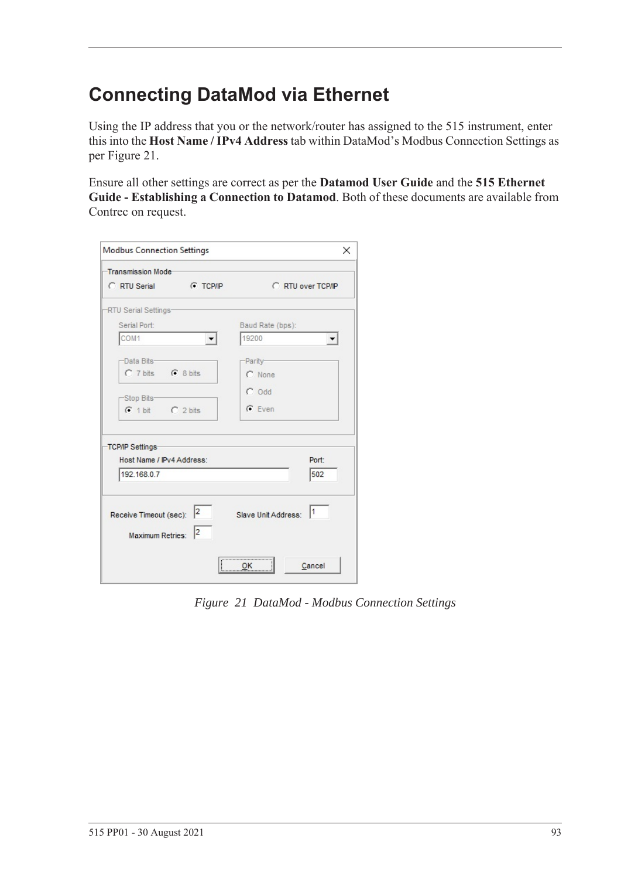# Connecting DataMod via Ethernet

Using the IP address that you or the network/router has assigned to the 515 instrument, enter this into the **Host Name / IPv4 Address** tab within DataMod's Modbus Connection Settings as per Figure 21.

Ensure all other settings are correct as per the **Datamod User Guide** and the **515 Ethernet Guide - Establishing a Connection to Datamod**. Both of these documents are available from Contrec on request.

*Figure 21 DataMod - Modbus Connection Settings*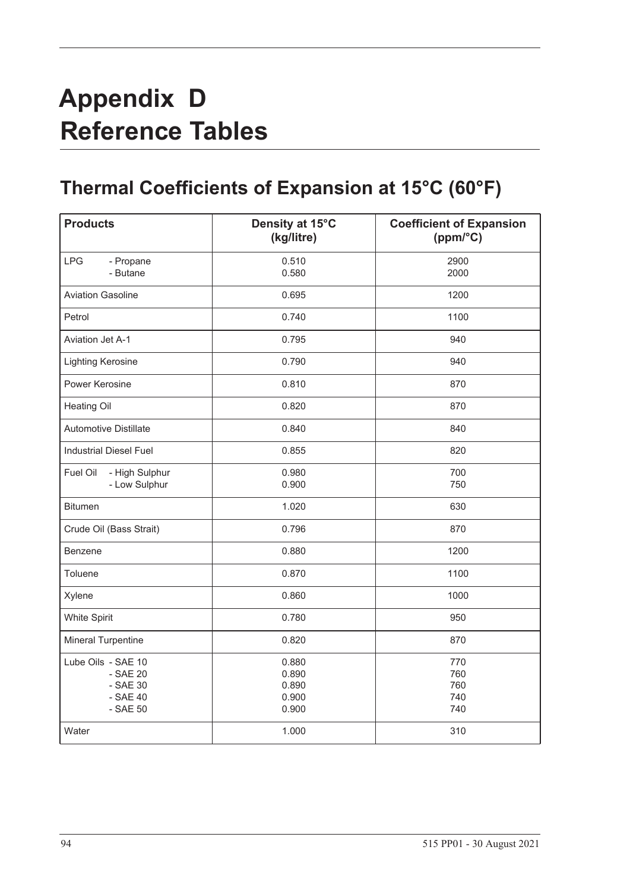# Appendix D
# Reference Tables

## Thermal Coefficients of Expansion at 15°C (60°F)

| Products | Density at 15°C (kg/litre) | Coefficient of Expansion (ppm/°C) |
|---|---|---|
| LPG - Propane<br>- Butane | 0.510<br>0.580 | 2900<br>2000 |
| Aviation Gasoline | 0.695 | 1200 |
| Petrol | 0.740 | 1100 |
| Aviation Jet A-1 | 0.795 | 940 |
| Lighting Kerosine | 0.790 | 940 |
| Power Kerosine | 0.810 | 870 |
| Heating Oil | 0.820 | 870 |
| Automotive Distillate | 0.840 | 840 |
| Industrial Diesel Fuel | 0.855 | 820 |
| Fuel Oil - High Sulphur<br>- Low Sulphur | 0.980<br>0.900 | 700<br>750 |
| Bitumen | 1.020 | 630 |
| Crude Oil (Bass Strait) | 0.796 | 870 |
| Benzene | 0.880 | 1200 |
| Toluene | 0.870 | 1100 |
| Xylene | 0.860 | 1000 |
| White Spirit | 0.780 | 950 |
| Mineral Turpentine | 0.820 | 870 |
| Lube Oils - SAE 10<br>- SAE 20<br>- SAE 30<br>- SAE 40<br>- SAE 50 | 0.880<br>0.890<br>0.890<br>0.900<br>0.900 | 770<br>760<br>760<br>740<br>740 |
| Water | 1.000 | 310 |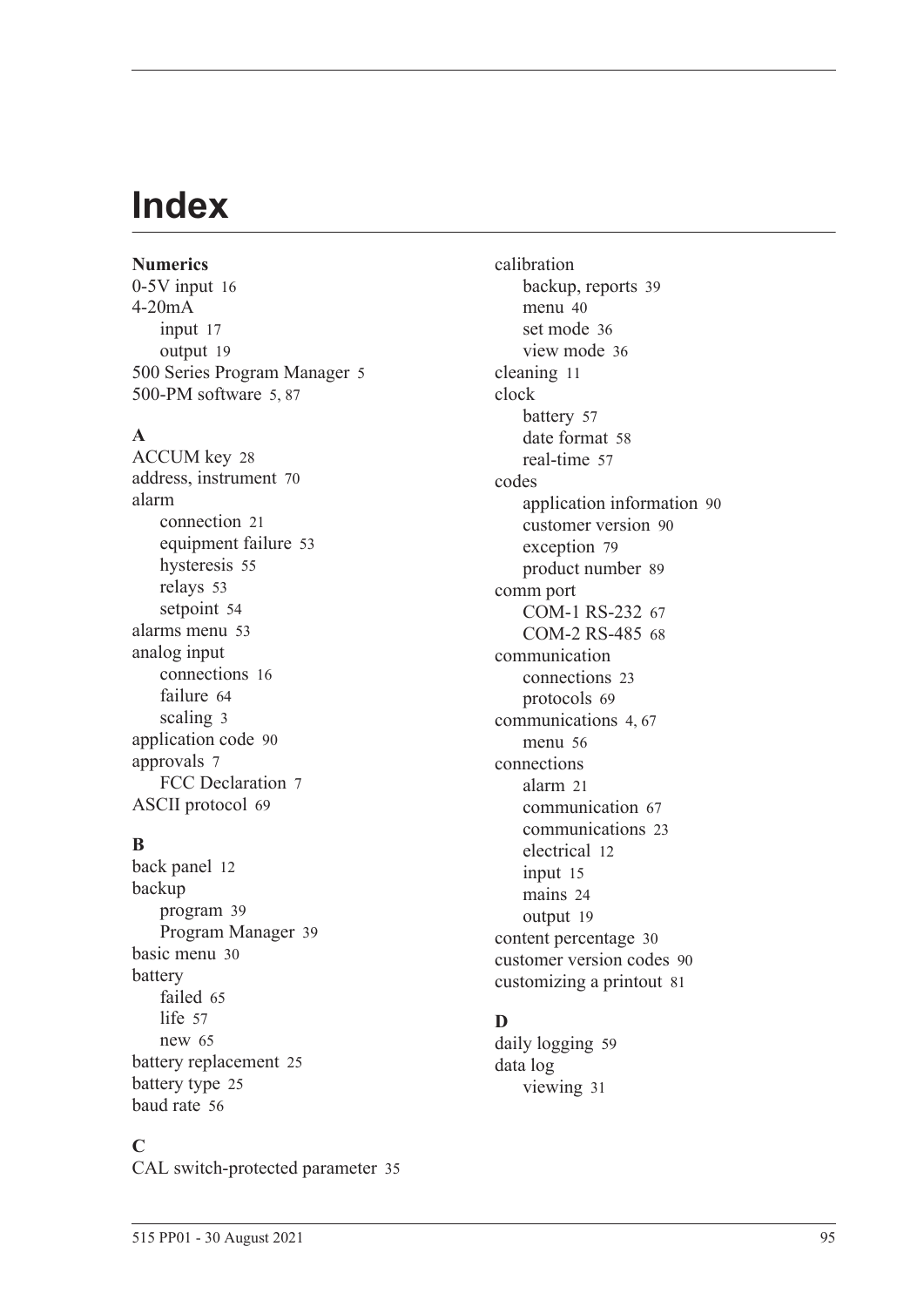# Index

**Numerics**
0-5V input 16
4-20mA
  input 17
  output 19
500 Series Program Manager 5
500-PM software 5, 87

**A**
ACCUM key 28
address, instrument 70
alarm
  connection 21
  equipment failure 53
  hysteresis 55
  relays 53
  setpoint 54
alarms menu 53
analog input
  connections 16
  failure 64
  scaling 3
application code 90
approvals 7
  FCC Declaration 7
ASCII protocol 69

**B**
back panel 12
backup
  program 39
  Program Manager 39
basic menu 30
battery
  failed 65
  life 57
  new 65
battery replacement 25
battery type 25
baud rate 56

**C**
CAL switch-protected parameter 35
calibration
  backup, reports 39
  menu 40
  set mode 36
  view mode 36
cleaning 11
clock
  battery 57
  date format 58
  real-time 57
codes
  application information 90
  customer version 90
  exception 79
  product number 89
comm port
  COM-1 RS-232 67
  COM-2 RS-485 68
communication
  connections 23
  protocols 69
communications 4, 67
  menu 56
connections
  alarm 21
  communication 67
  communications 23
  electrical 12
  input 15
  mains 24
  output 19
content percentage 30
customer version codes 90
customizing a printout 81

**D**
daily logging 59
data log
  viewing 31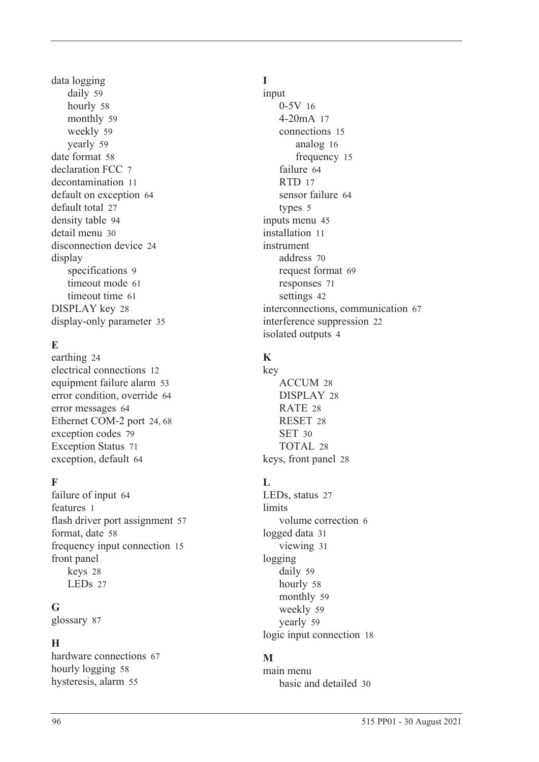data logging
- daily 59
- hourly 58
- monthly 59
- weekly 59
- yearly 59

date format 58
declaration FCC 7
decontamination 11
default on exception 64
default total 27
density table 94
detail menu 30
disconnection device 24
display
- specifications 9
- timeout mode 61
- timeout time 61

DISPLAY key 28
display-only parameter 35

**E**

earthing 24
electrical connections 12
equipment failure alarm 53
error condition, override 64
error messages 64
Ethernet COM-2 port 24, 68
exception codes 79
Exception Status 71
exception, default 64

**F**

failure of input 64
features 1
flash driver port assignment 57
format, date 58
frequency input connection 15
front panel
- keys 28
- LEDs 27

**G**

glossary 87

**H**

hardware connections 67
hourly logging 58
hysteresis, alarm 55

**I**

input
- 0-5V 16
- 4-20mA 17
- connections 15
  - analog 16
  - frequency 15
- failure 64
- RTD 17
- sensor failure 64
- types 5

inputs menu 45
installation 11
instrument
- address 70
- request format 69
- responses 71
- settings 42

interconnections, communication 67
interference suppression 22
isolated outputs 4

**K**

key
- ACCUM 28
- DISPLAY 28
- RATE 28
- RESET 28
- SET 30
- TOTAL 28

keys, front panel 28

**L**

LEDs, status 27
limits
- volume correction 6

logged data 31
- viewing 31

logging
- daily 59
- hourly 58
- monthly 59
- weekly 59
- yearly 59

logic input connection 18

**M**

main menu
- basic and detailed 30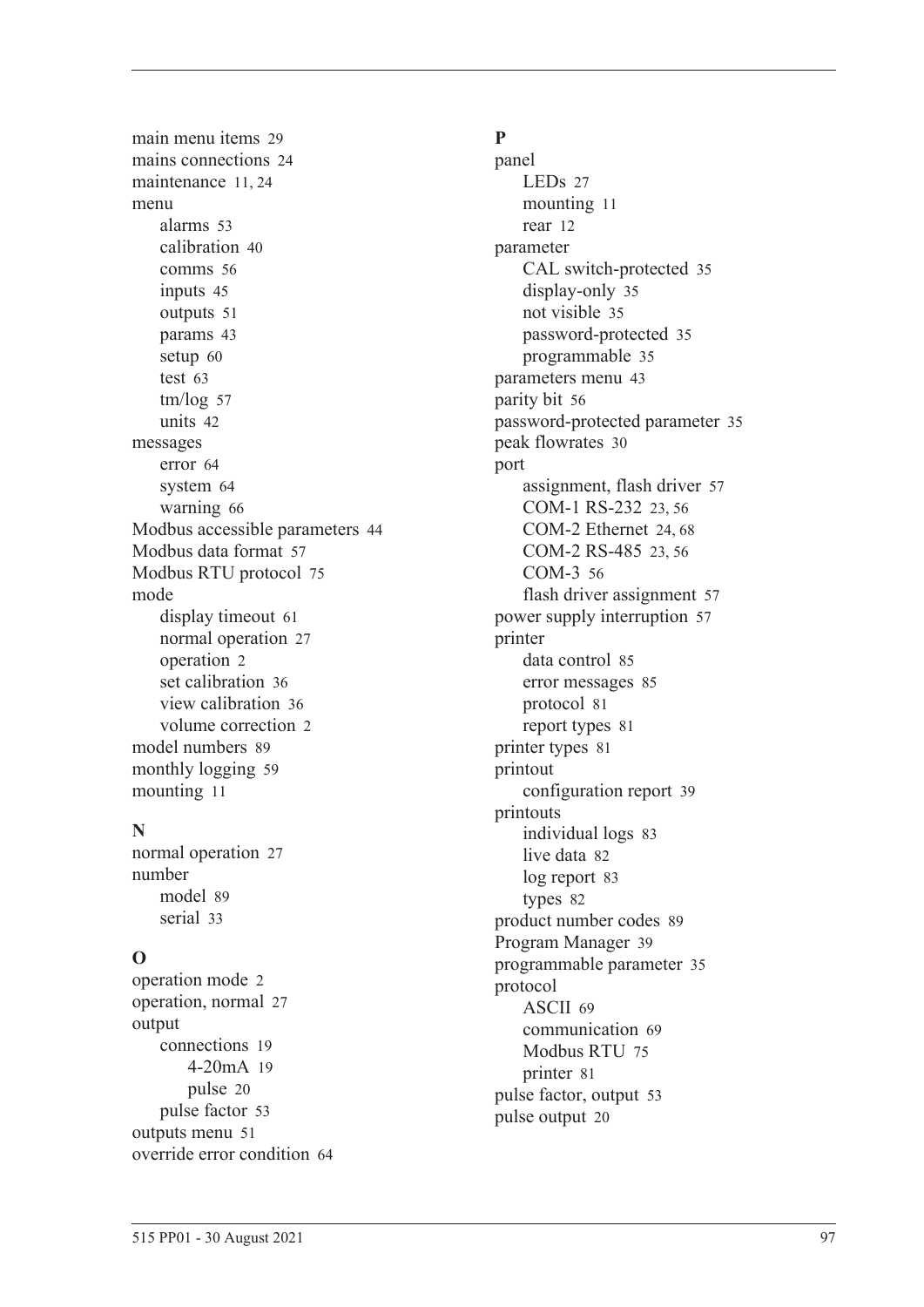main menu items 29
mains connections 24
maintenance 11, 24
menu
- alarms 53
- calibration 40
- comms 56
- inputs 45
- outputs 51
- params 43
- setup 60
- test 63
- tm/log 57
- units 42

messages
- error 64
- system 64
- warning 66

Modbus accessible parameters 44
Modbus data format 57
Modbus RTU protocol 75
mode
- display timeout 61
- normal operation 27
- operation 2
- set calibration 36
- view calibration 36
- volume correction 2

model numbers 89
monthly logging 59
mounting 11

## N

normal operation 27
number
- model 89
- serial 33

## O

operation mode 2
operation, normal 27
output
- connections 19
  - 4-20mA 19
  - pulse 20
- pulse factor 53

outputs menu 51
override error condition 64

## P

panel
- LEDs 27
- mounting 11
- rear 12

parameter
- CAL switch-protected 35
- display-only 35
- not visible 35
- password-protected 35
- programmable 35

parameters menu 43
parity bit 56
password-protected parameter 35
peak flowrates 30
port
- assignment, flash driver 57
- COM-1 RS-232 23, 56
- COM-2 Ethernet 24, 68
- COM-2 RS-485 23, 56
- COM-3 56
- flash driver assignment 57

power supply interruption 57
printer
- data control 85
- error messages 85
- protocol 81
- report types 81

printer types 81
printout
- configuration report 39

printouts
- individual logs 83
- live data 82
- log report 83
- types 82

product number codes 89
Program Manager 39
programmable parameter 35
protocol
- ASCII 69
- communication 69
- Modbus RTU 75
- printer 81

pulse factor, output 53
pulse output 20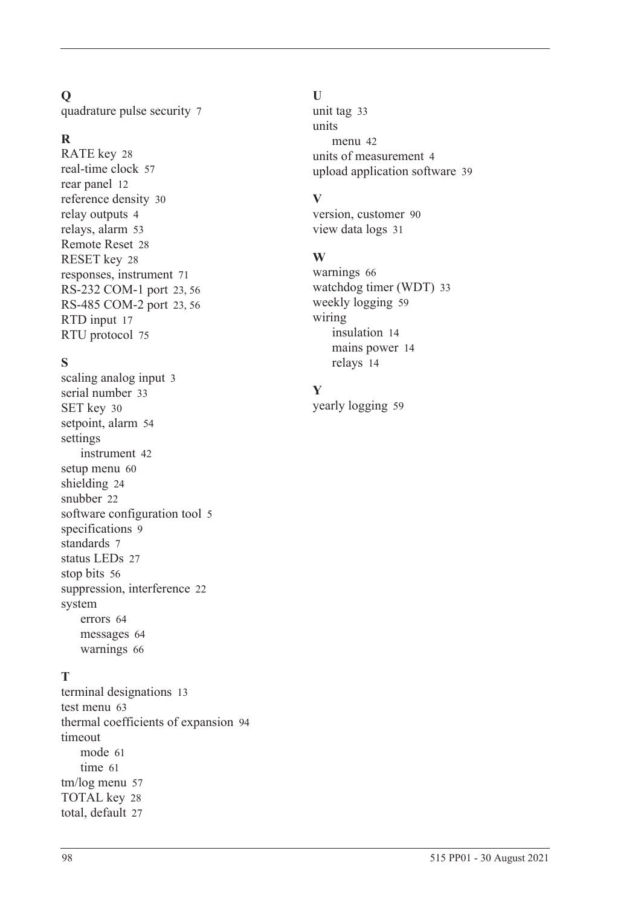**Q**

quadrature pulse security 7

**R**

RATE key 28
real-time clock 57
rear panel 12
reference density 30
relay outputs 4
relays, alarm 53
Remote Reset 28
RESET key 28
responses, instrument 71
RS-232 COM-1 port 23, 56
RS-485 COM-2 port 23, 56
RTD input 17
RTU protocol 75

**S**

scaling analog input 3
serial number 33
SET key 30
setpoint, alarm 54
settings
- instrument 42

setup menu 60
shielding 24
snubber 22
software configuration tool 5
specifications 9
standards 7
status LEDs 27
stop bits 56
suppression, interference 22
system
- errors 64
- messages 64
- warnings 66

**T**

terminal designations 13
test menu 63
thermal coefficients of expansion 94
timeout
- mode 61
- time 61

tm/log menu 57
TOTAL key 28
total, default 27

**U**

unit tag 33
units
- menu 42

units of measurement 4
upload application software 39

**V**

version, customer 90
view data logs 31

**W**

warnings 66
watchdog timer (WDT) 33
weekly logging 59
wiring
- insulation 14
- mains power 14
- relays 14

**Y**

yearly logging 59